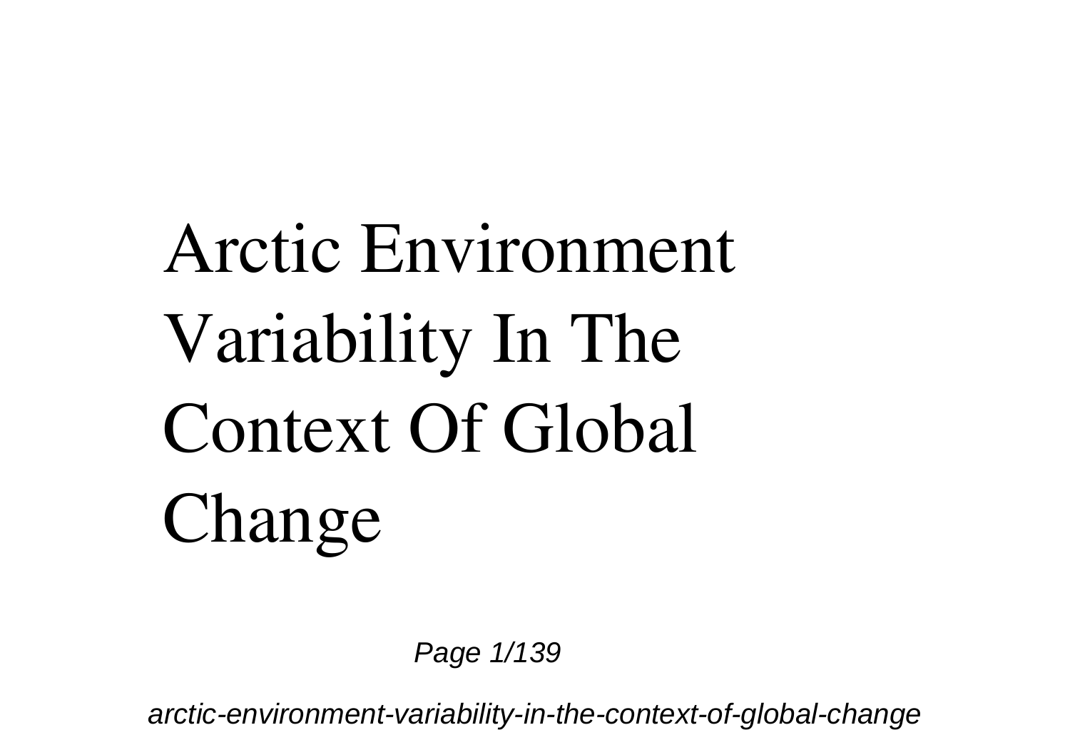# Arctic Environment Variability In The Context Of Global Change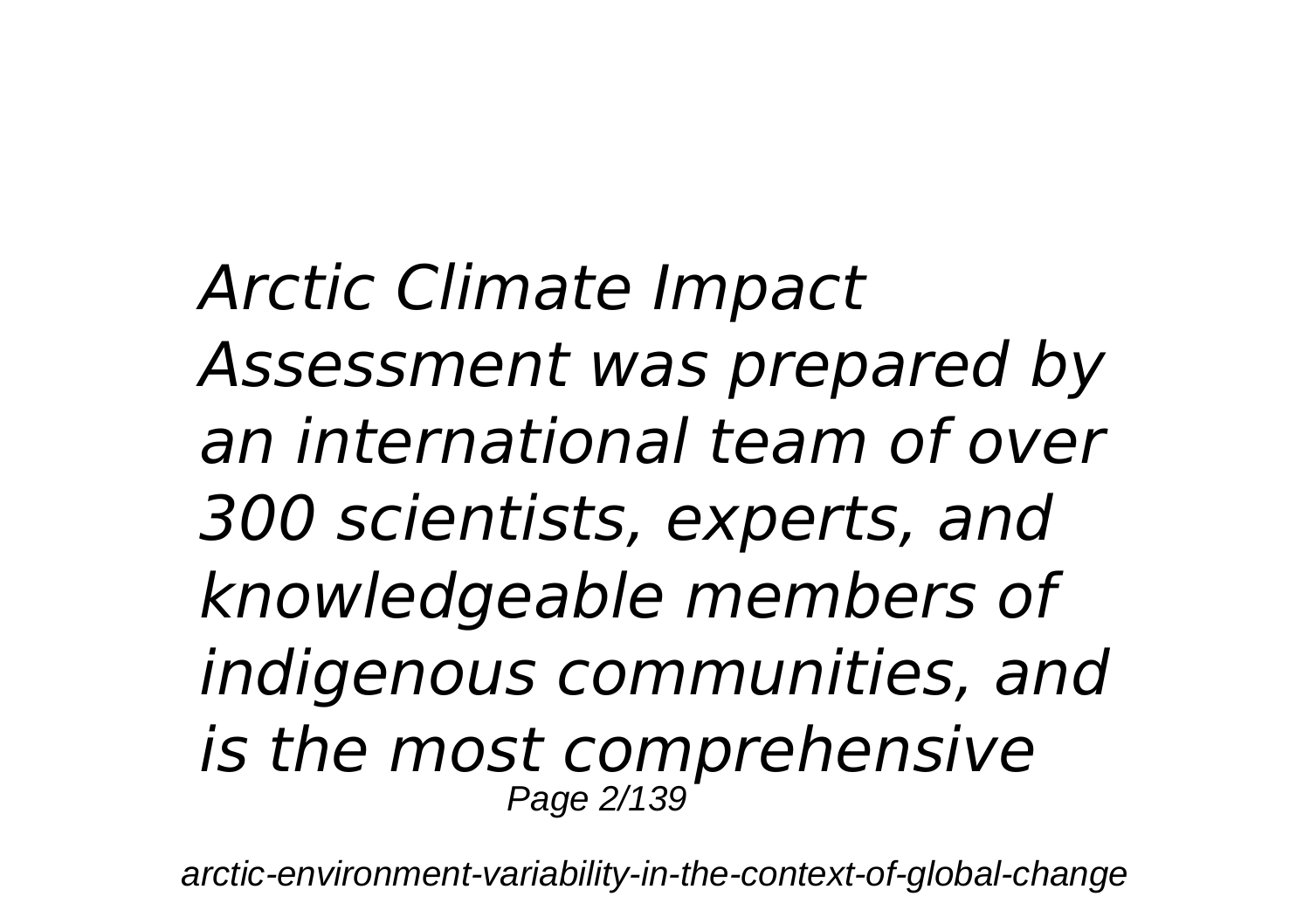*Arctic Climate Impact Assessment was prepared by an international team of over 300 scientists, experts, and knowledgeable members of indigenous communities, and is the most comprehensive*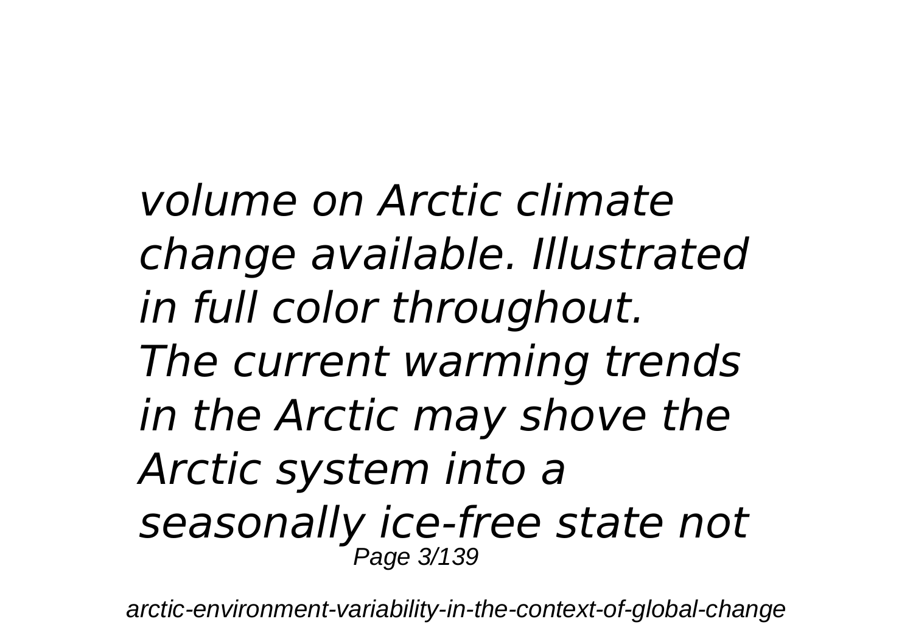*volume on Arctic climate change available. Illustrated in full color throughout.*

*The current warming trends in the Arctic may shove the Arctic system into a seasonally ice-free state not*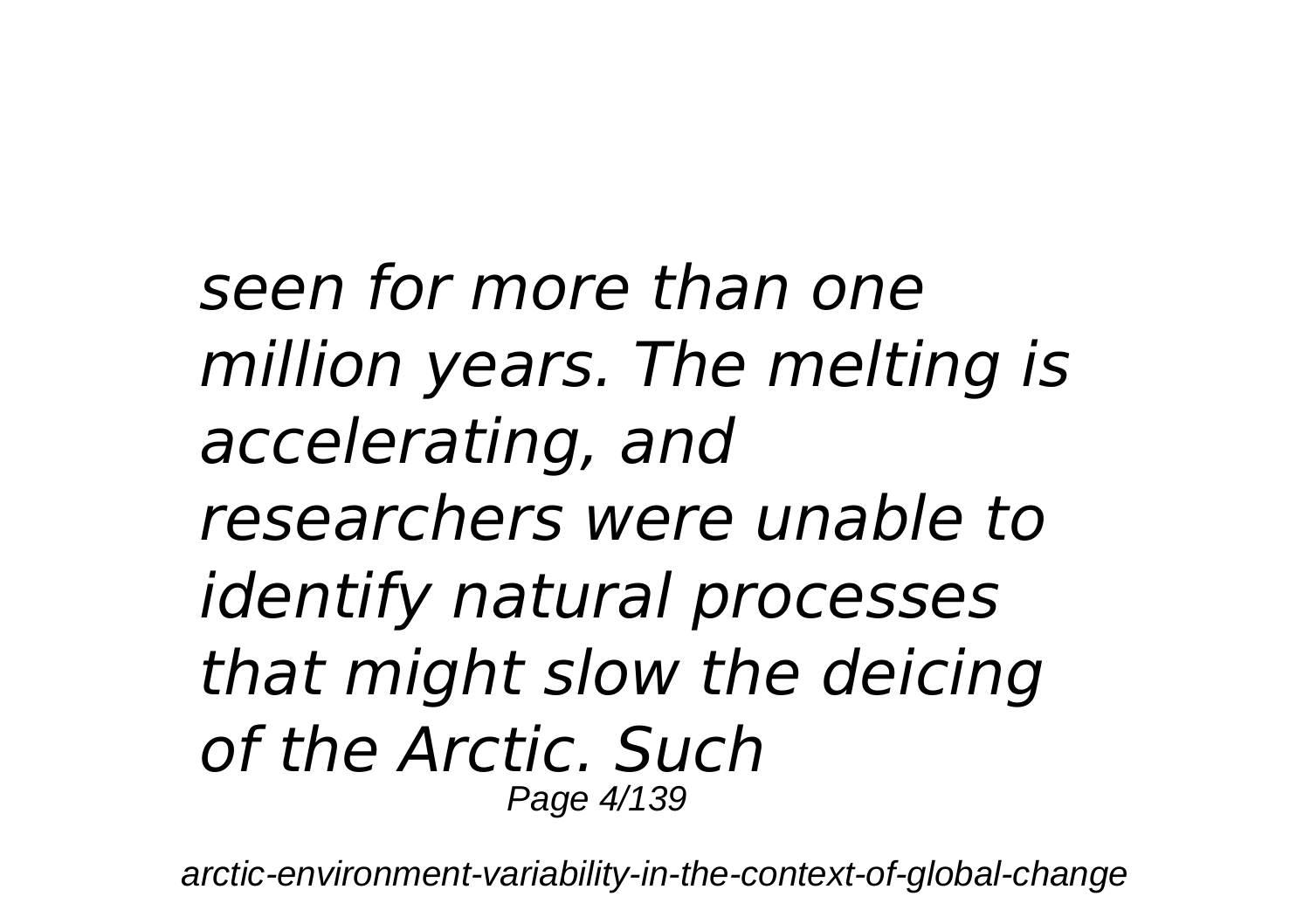*seen for more than one million years. The melting is accelerating, and researchers were unable to identify natural processes that might slow the deicing of the Arctic. Such*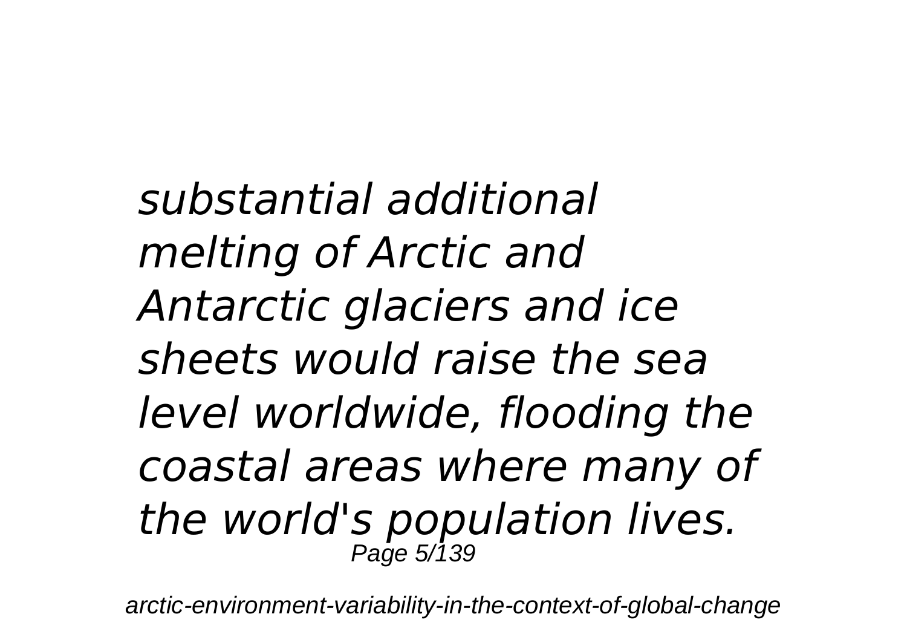*substantial additional melting of Arctic and Antarctic glaciers and ice sheets would raise the sea level worldwide, flooding the coastal areas where many of the world's population lives.*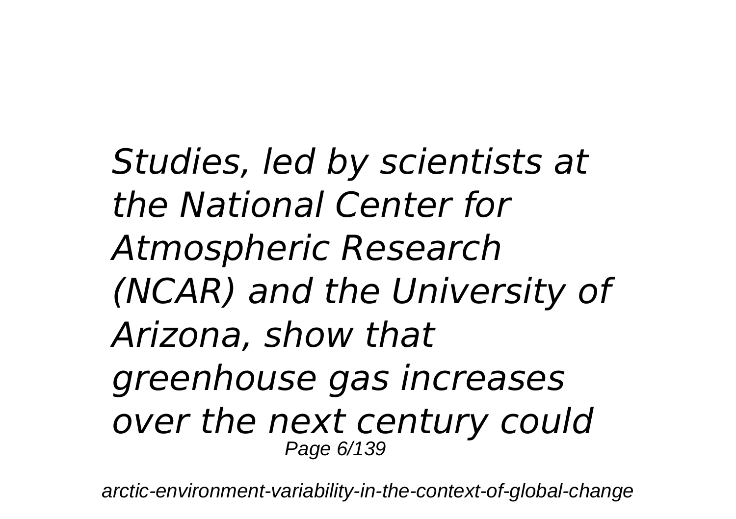*Studies, led by scientists at the National Center for Atmospheric Research (NCAR) and the University of Arizona, show that greenhouse gas increases over the next century could*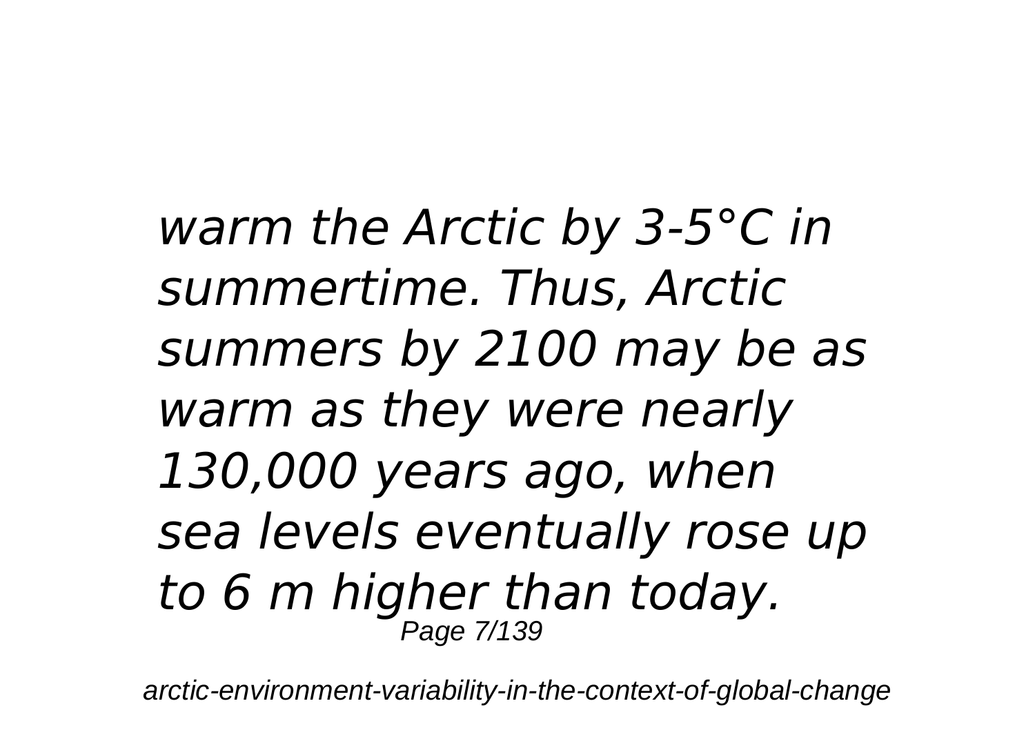*warm the Arctic by 3-5°C in summertime. Thus, Arctic summers by 2100 may be as warm as they were nearly 130,000 years ago, when sea levels eventually rose up to 6 m higher than today.*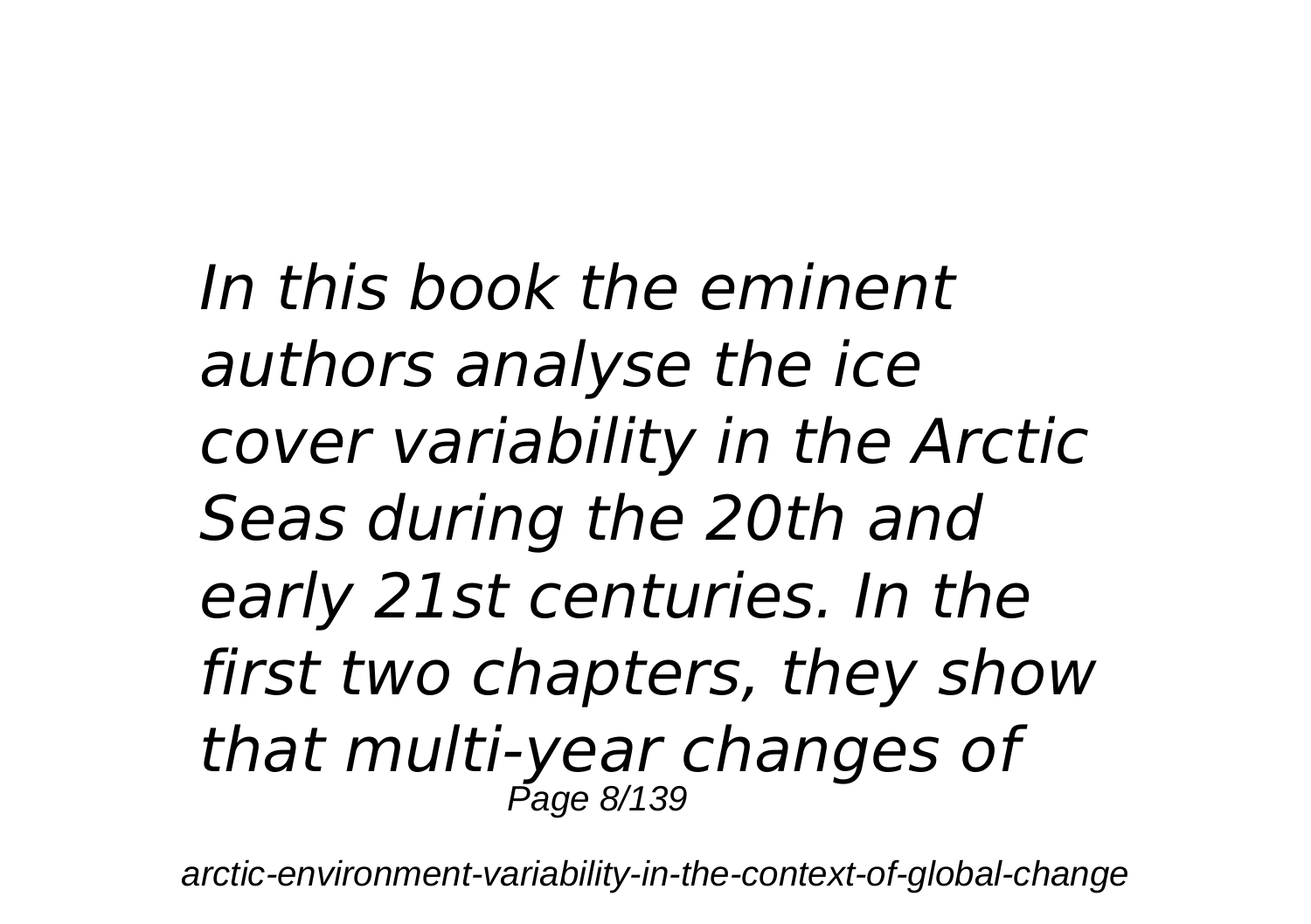*In this book the eminent authors analyse the ice cover variability in the Arctic Seas during the 20th and early 21st centuries. In the first two chapters, they show that multi-year changes of*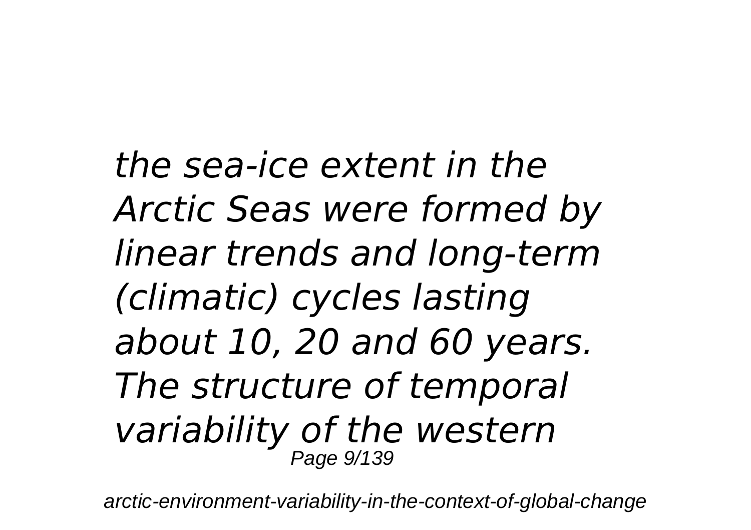*the sea-ice extent in the Arctic Seas were formed by linear trends and long-term (climatic) cycles lasting about 10, 20 and 60 years. The structure of temporal variability of the western*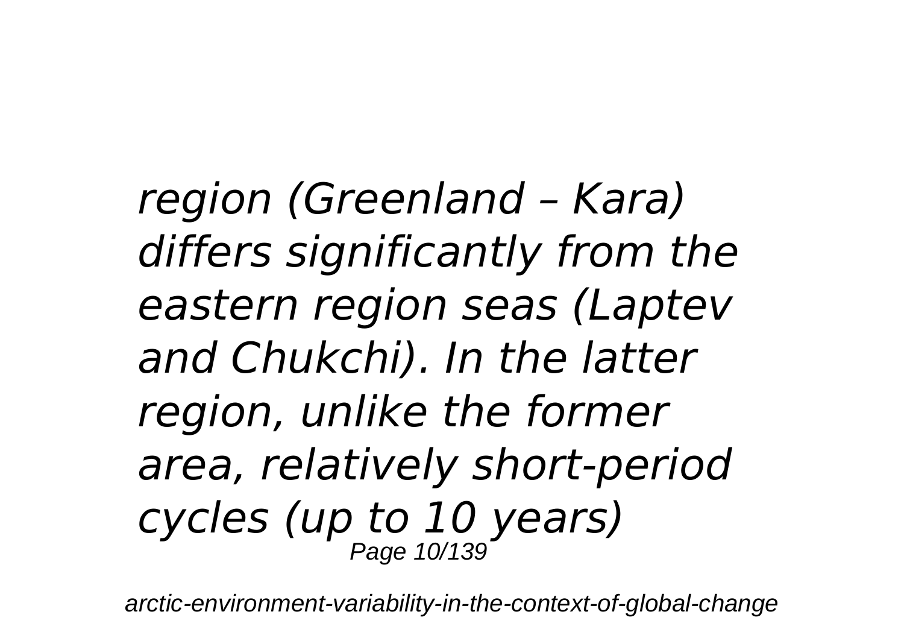*region (Greenland – Kara) differs significantly from the eastern region seas (Laptev and Chukchi). In the latter region, unlike the former area, relatively short-period cycles (up to 10 years)*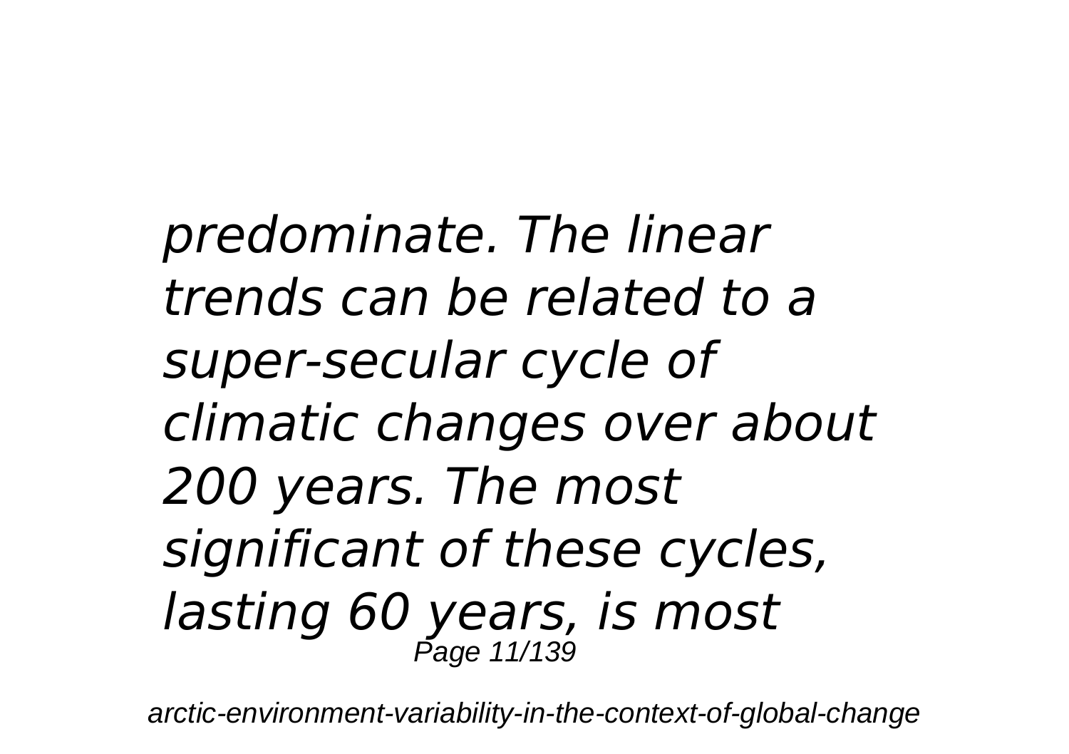*predominate. The linear trends can be related to a super-secular cycle of climatic changes over about 200 years. The most significant of these cycles, lasting 60 years, is most*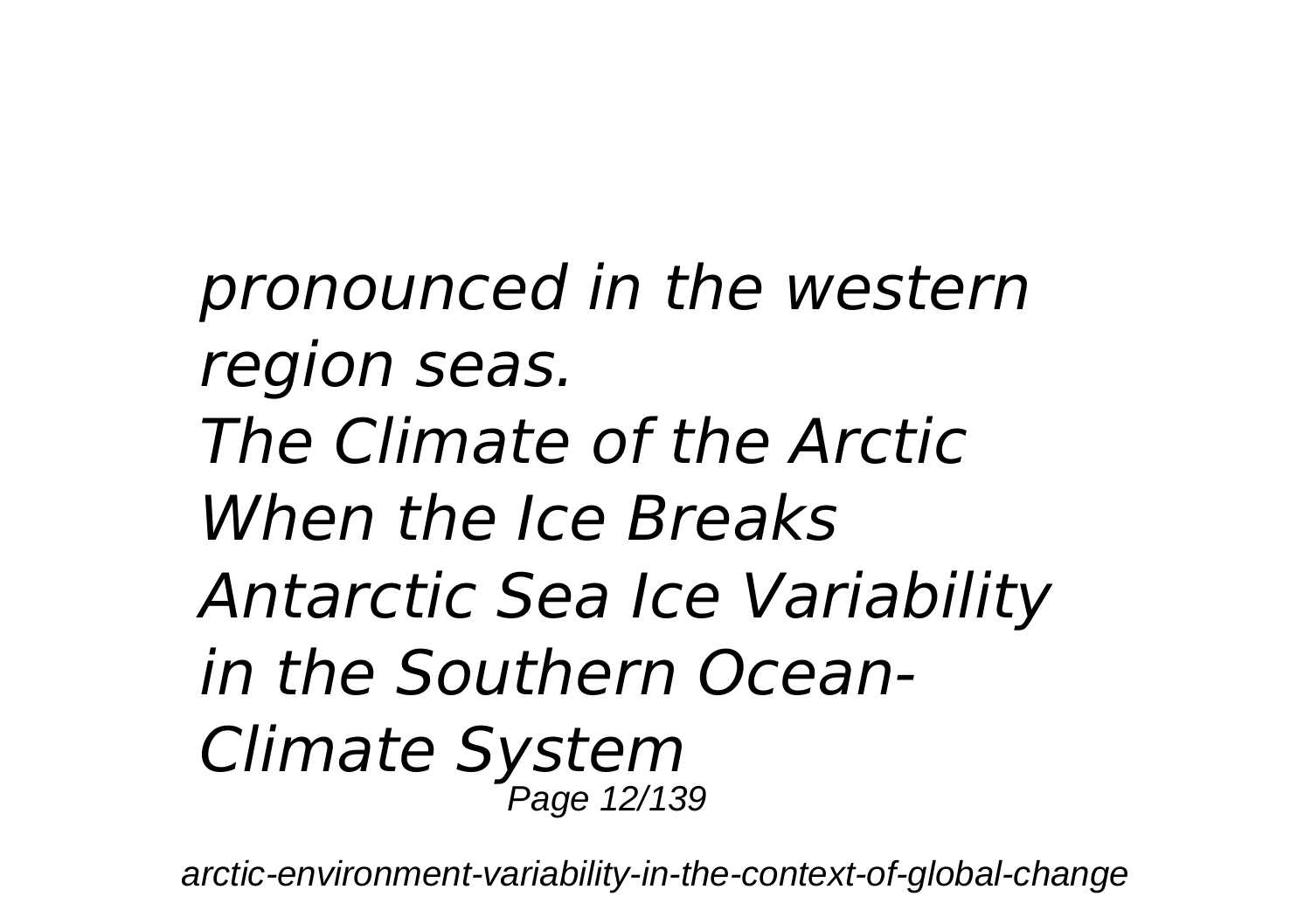*pronounced in the western region seas.*

*The Climate of the Arctic*

*When the Ice Breaks*

*Antarctic Sea Ice Variability in the Southern Ocean-Climate System*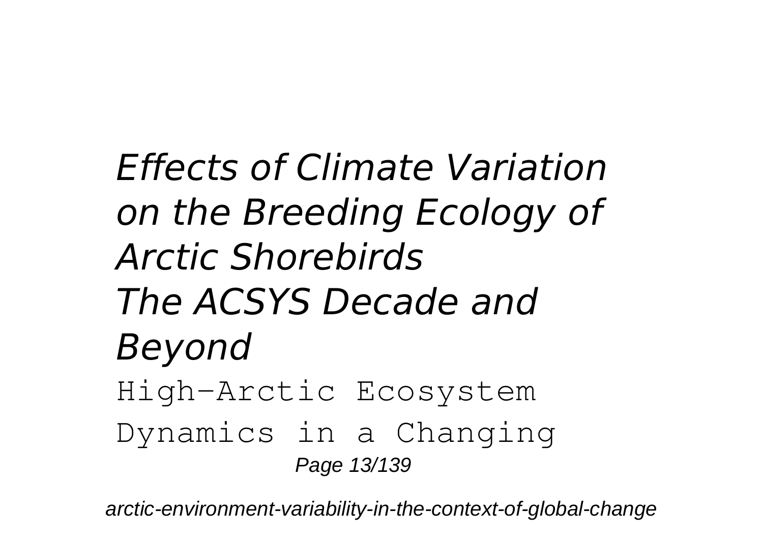*Effects of Climate Variation on the Breeding Ecology of Arctic Shorebirds*

*The ACSYS Decade and Beyond*

High-Arctic Ecosystem Dynamics in a Changing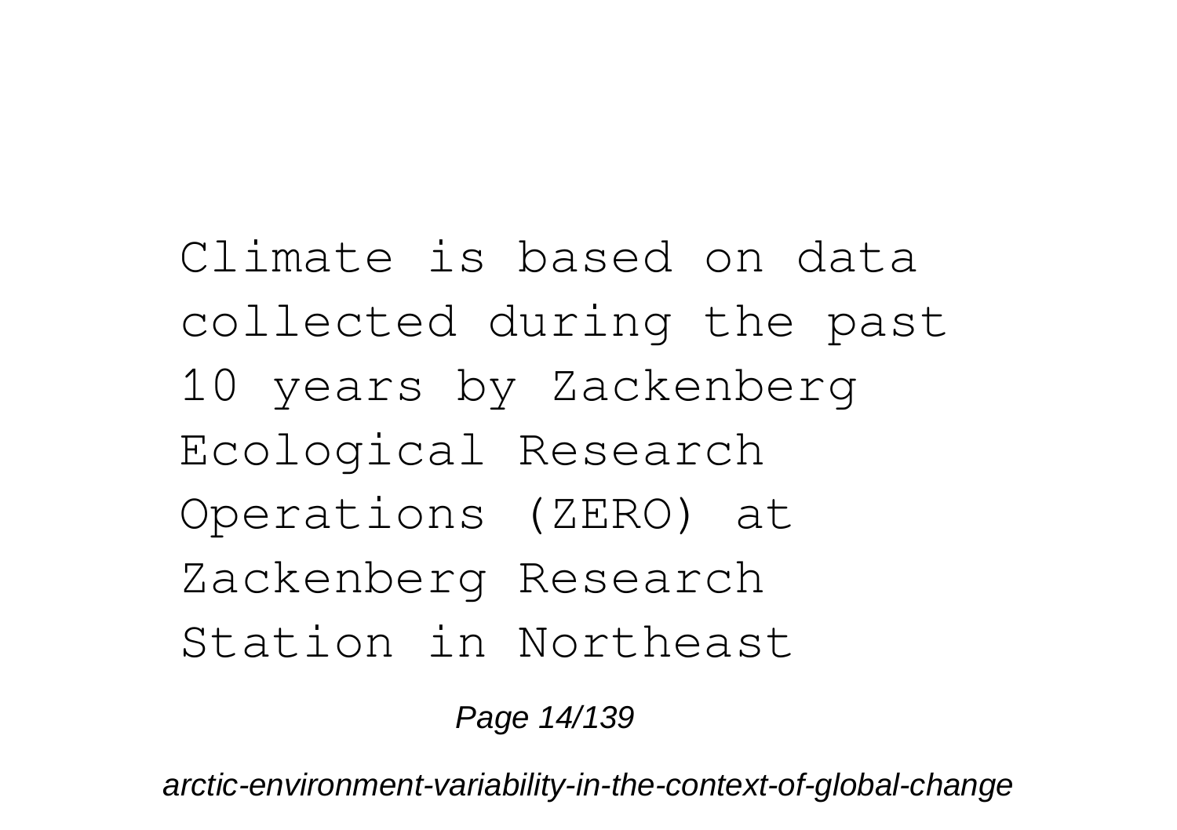Climate is based on data collected during the past 10 years by Zackenberg Ecological Research Operations (ZERO) at Zackenberg Research Station in Northeast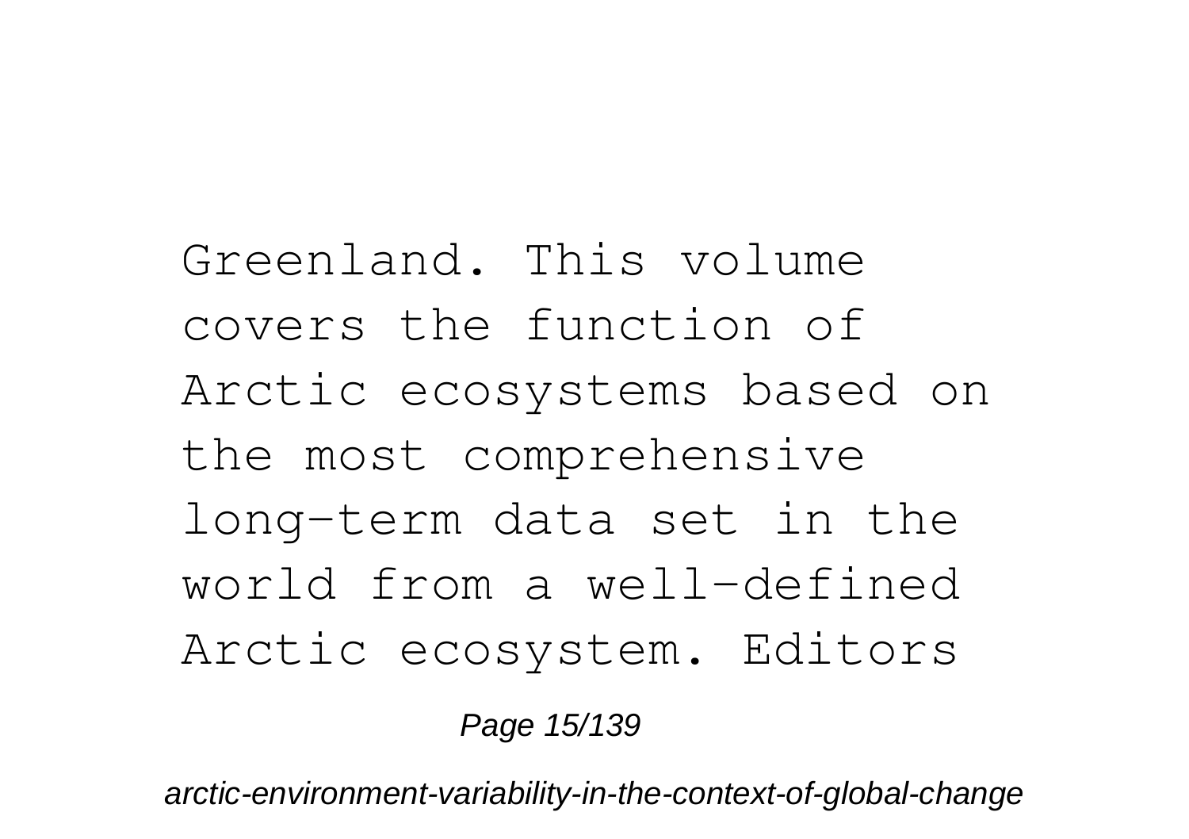Greenland. This volume covers the function of Arctic ecosystems based on the most comprehensive long-term data set in the world from a well-defined Arctic ecosystem. Editors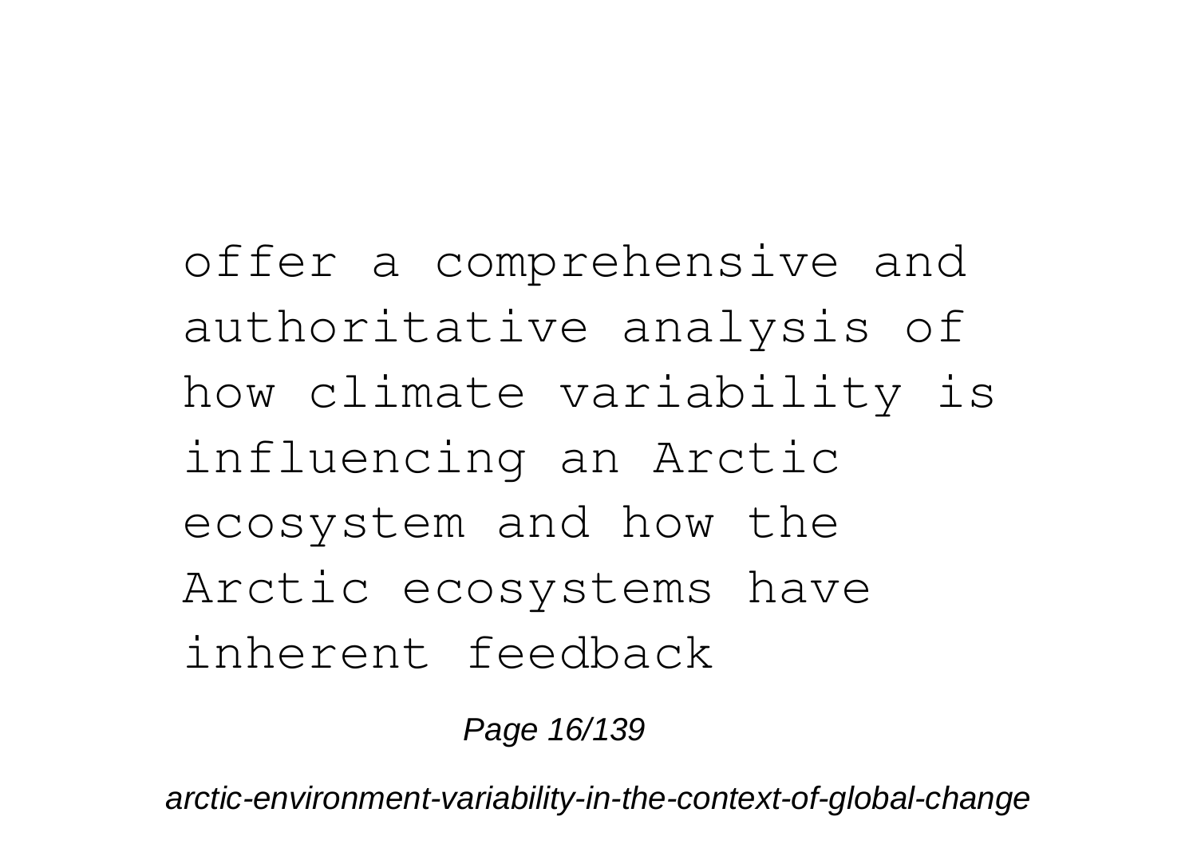offer a comprehensive and authoritative analysis of how climate variability is influencing an Arctic ecosystem and how the Arctic ecosystems have inherent feedback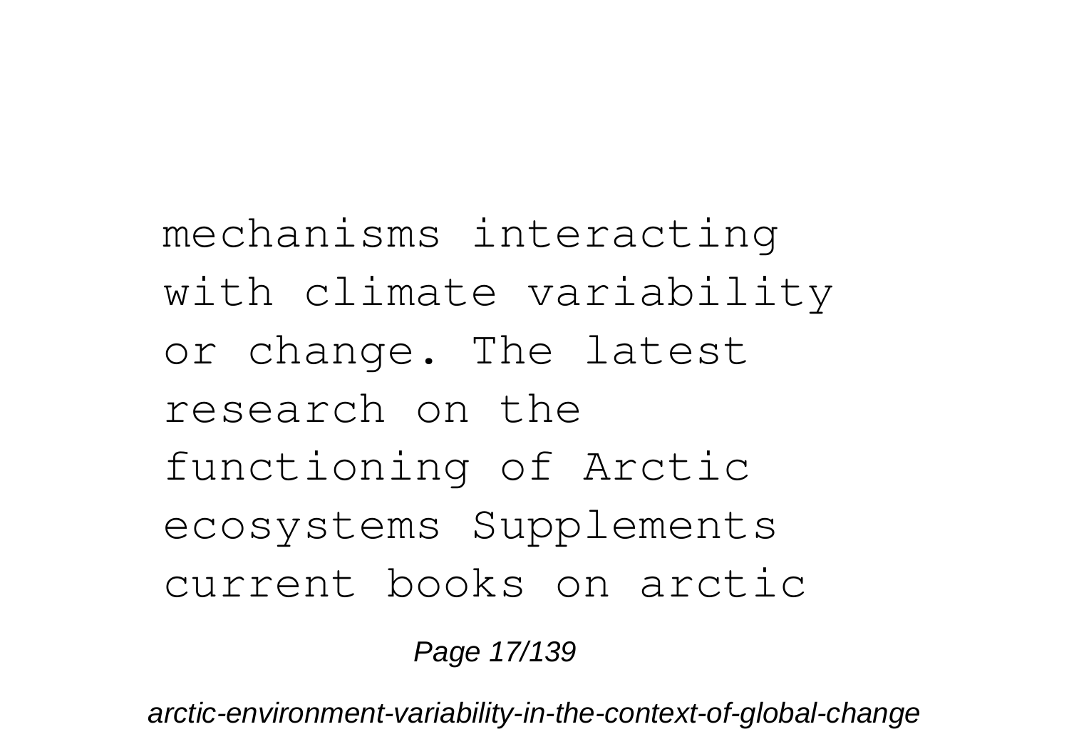mechanisms interacting with climate variability or change. The latest research on the functioning of Arctic ecosystems Supplements current books on arctic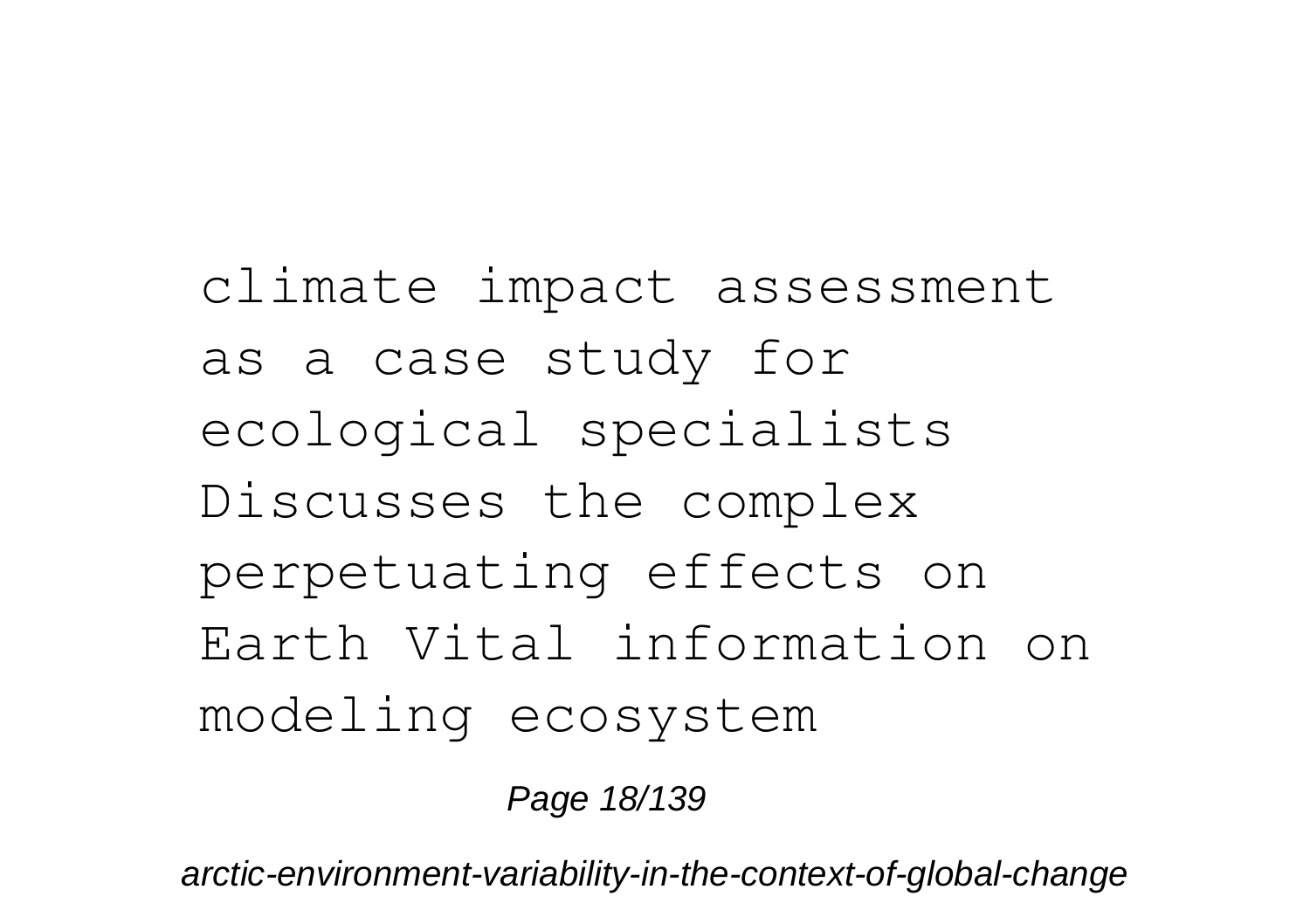climate impact assessment as a case study for ecological specialists Discusses the complex perpetuating effects on Earth Vital information on modeling ecosystem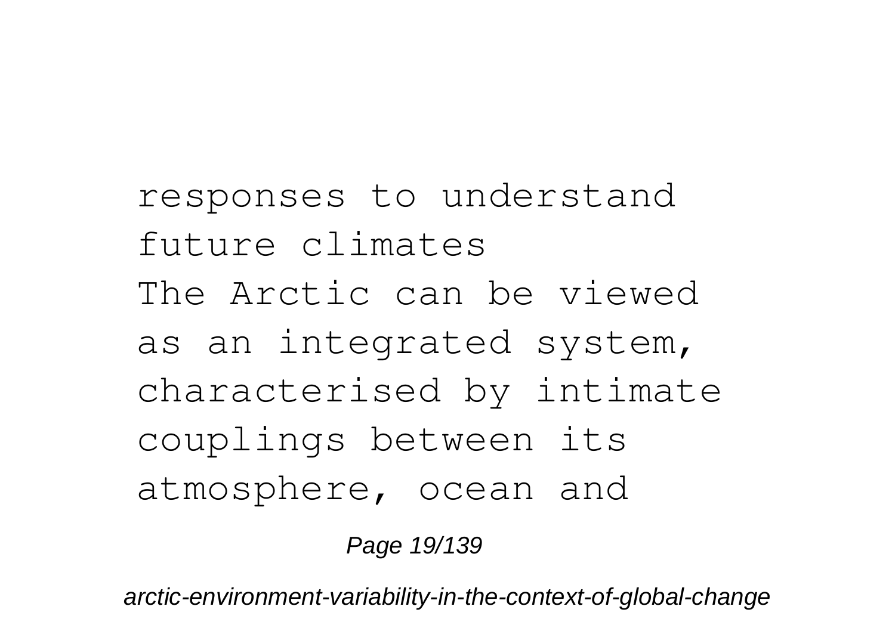responses to understand future climates

The Arctic can be viewed as an integrated system, characterised by intimate couplings between its atmosphere, ocean and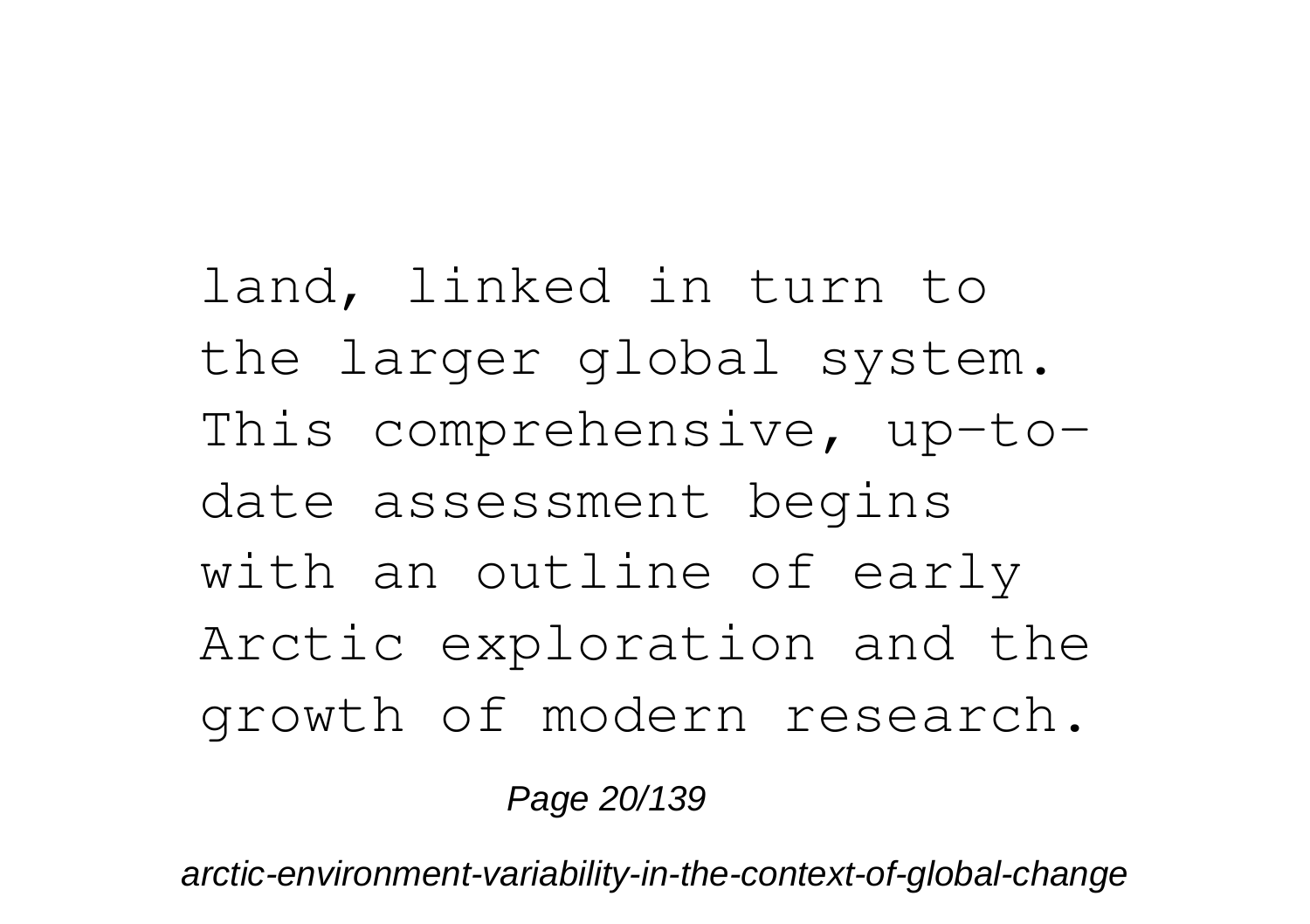land, linked in turn to the larger global system. This comprehensive, up-to-date assessment begins with an outline of early Arctic exploration and the growth of modern research.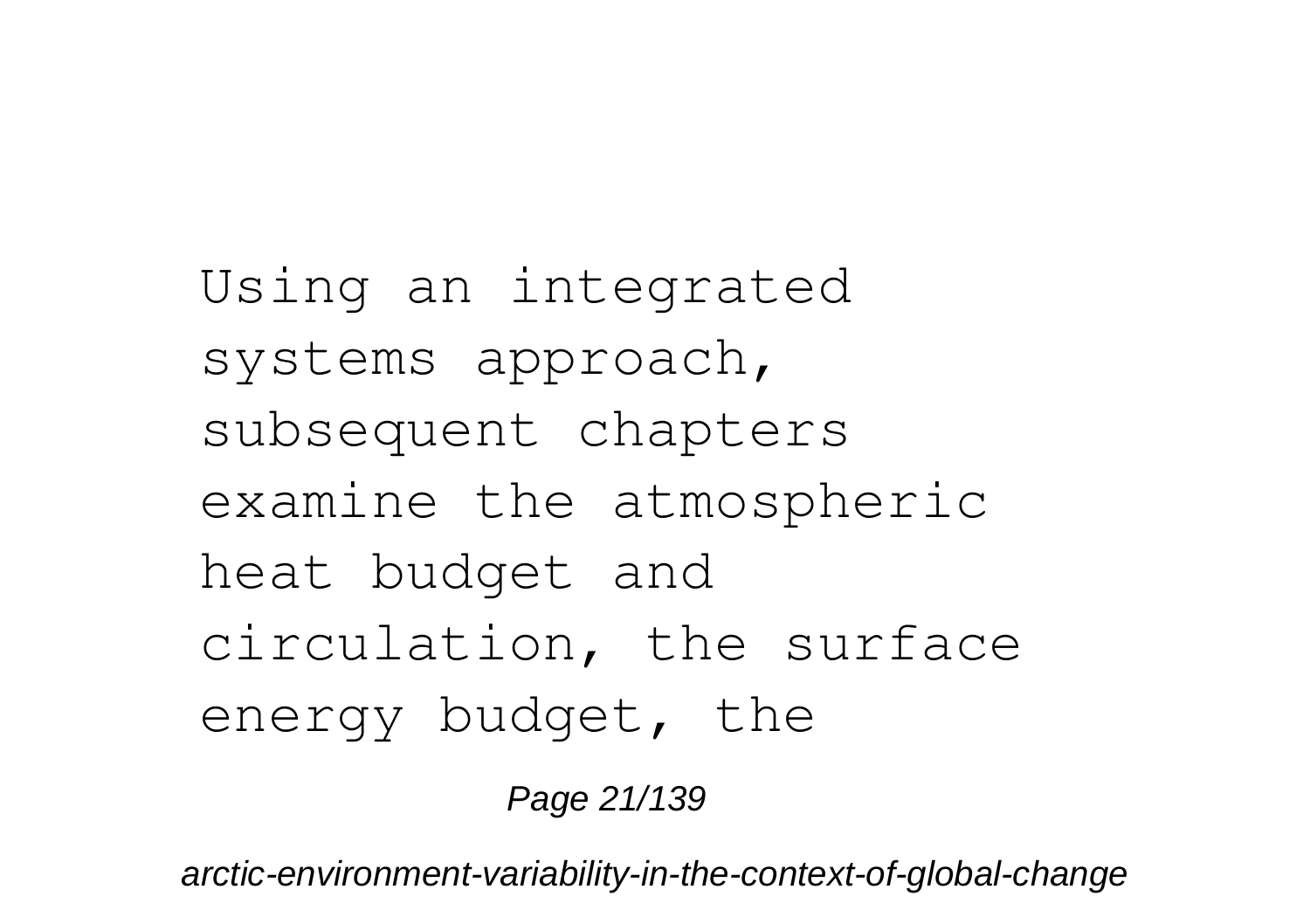Using an integrated systems approach, subsequent chapters examine the atmospheric heat budget and circulation, the surface energy budget, the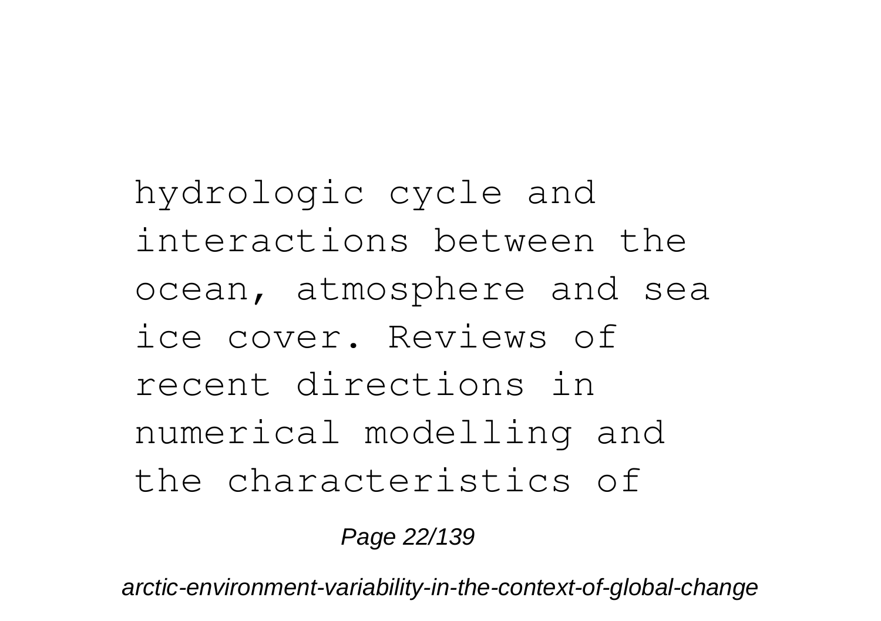hydrologic cycle and interactions between the ocean, atmosphere and sea ice cover. Reviews of recent directions in numerical modelling and the characteristics of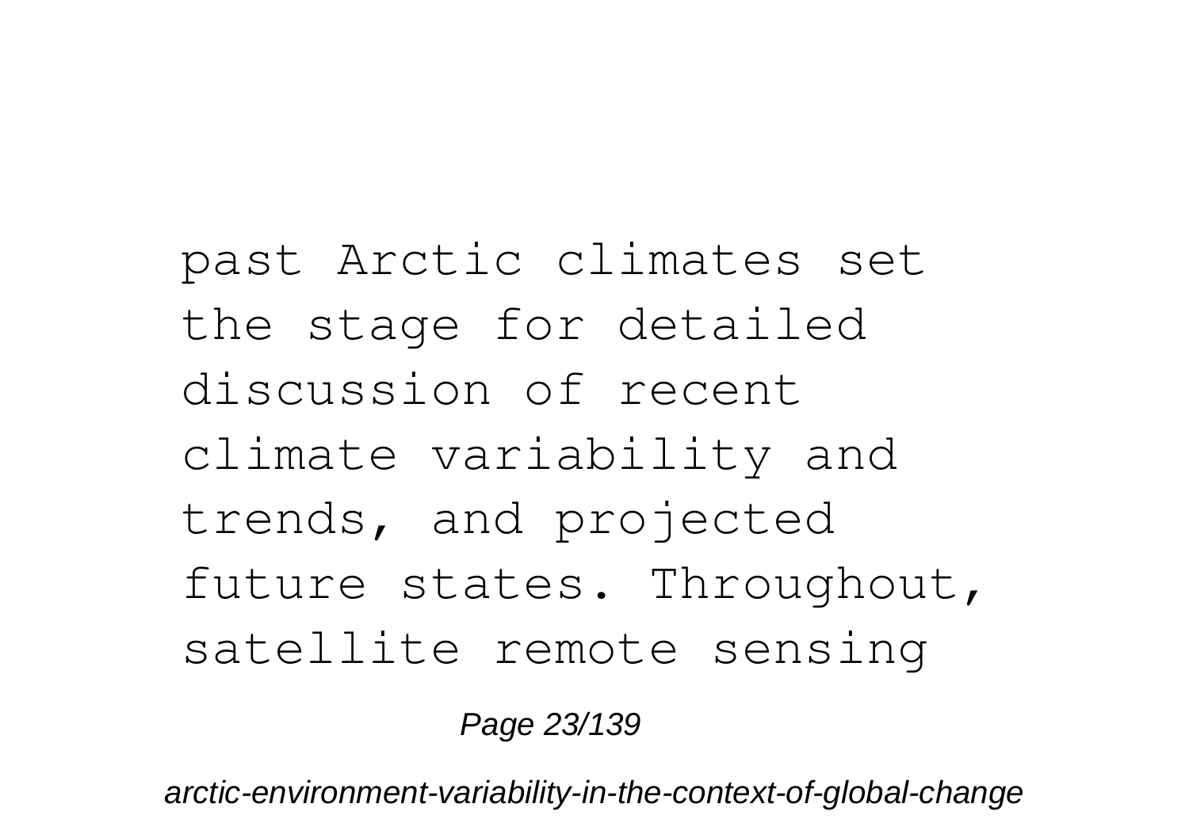past Arctic climates set the stage for detailed discussion of recent climate variability and trends, and projected future states. Throughout, satellite remote sensing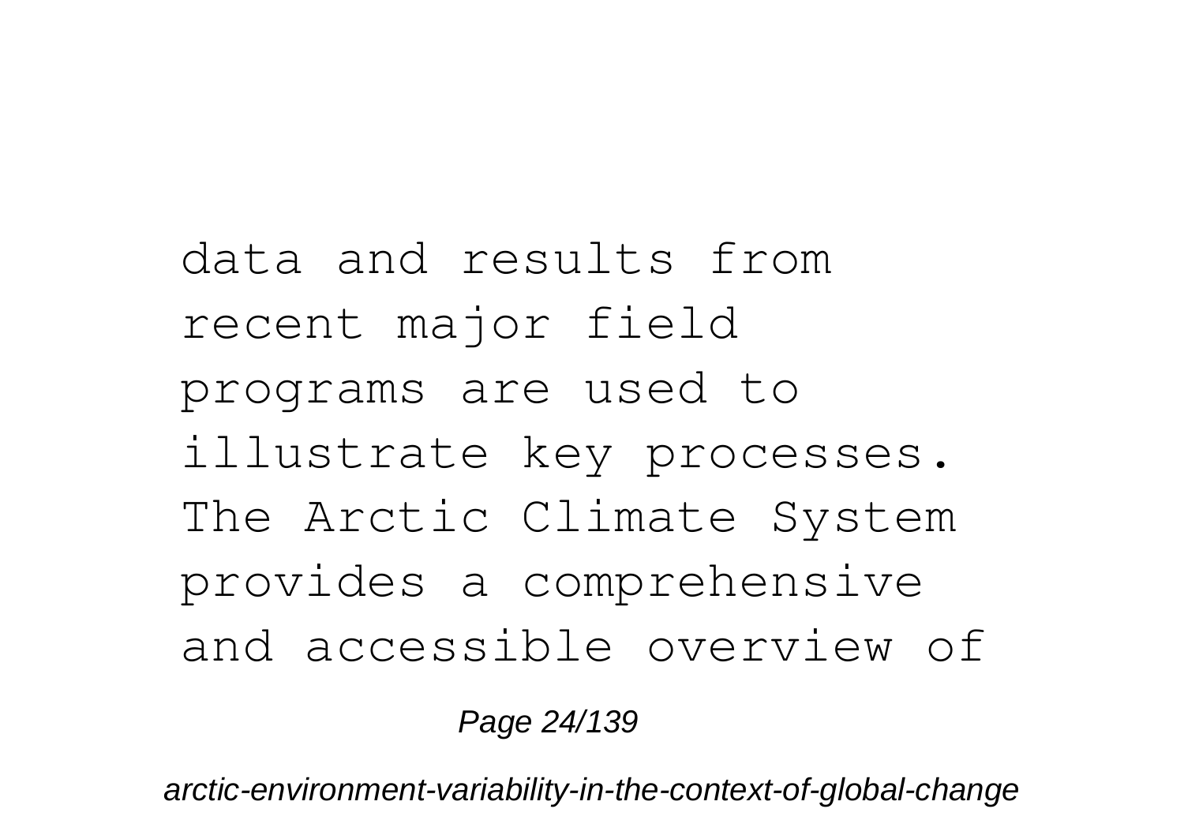data and results from recent major field programs are used to illustrate key processes. The Arctic Climate System provides a comprehensive and accessible overview of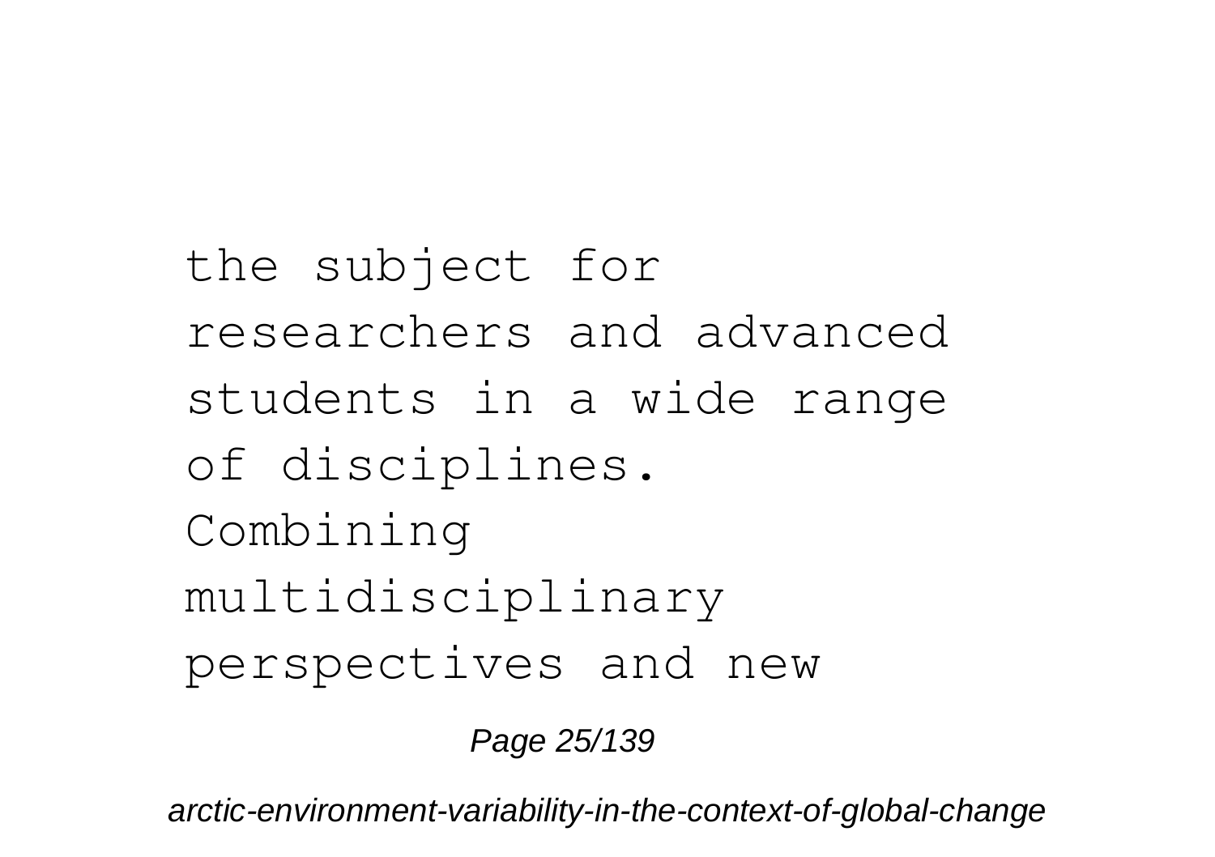the subject for researchers and advanced students in a wide range of disciplines. Combining multidisciplinary perspectives and new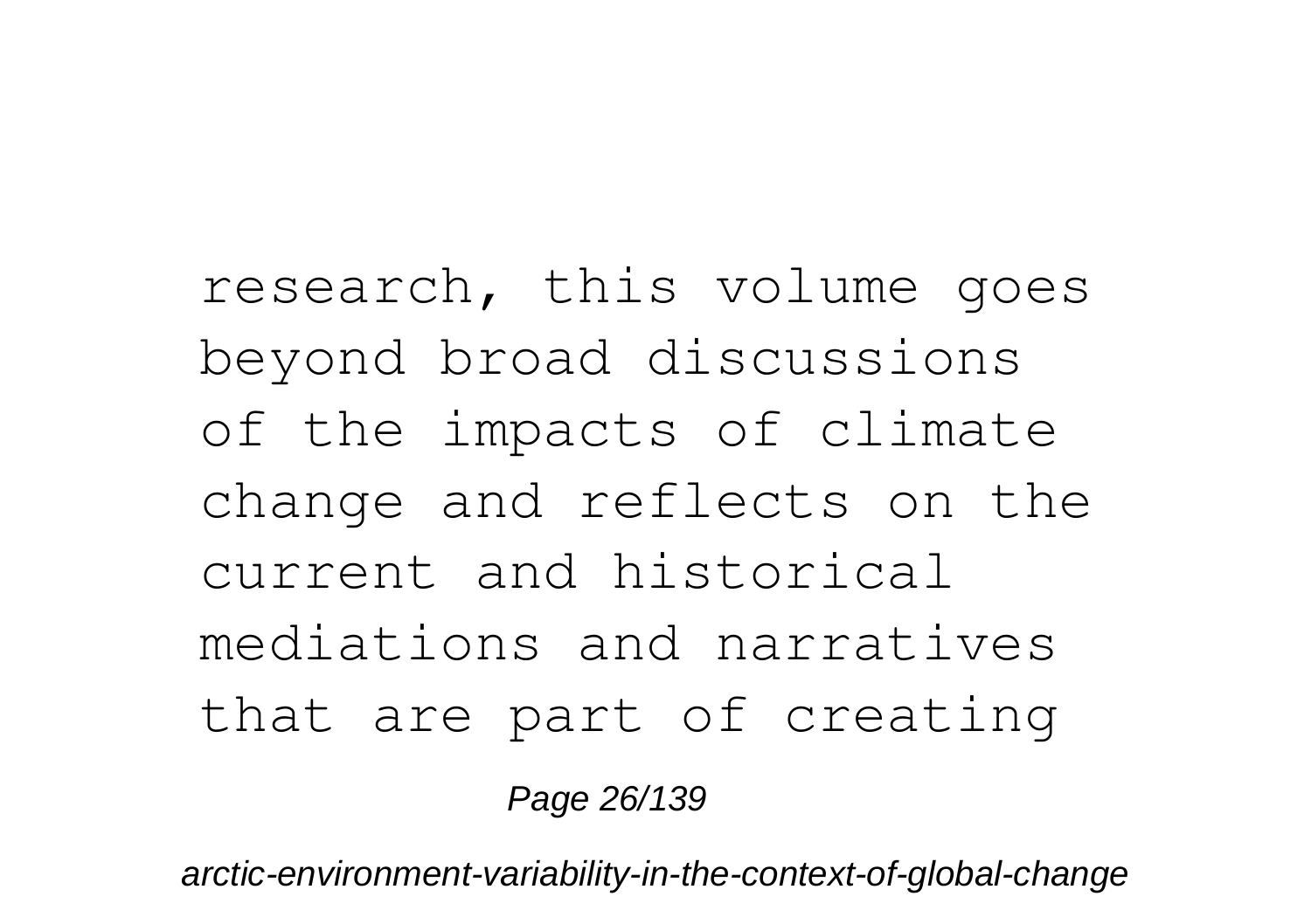research, this volume goes beyond broad discussions of the impacts of climate change and reflects on the current and historical mediations and narratives that are part of creating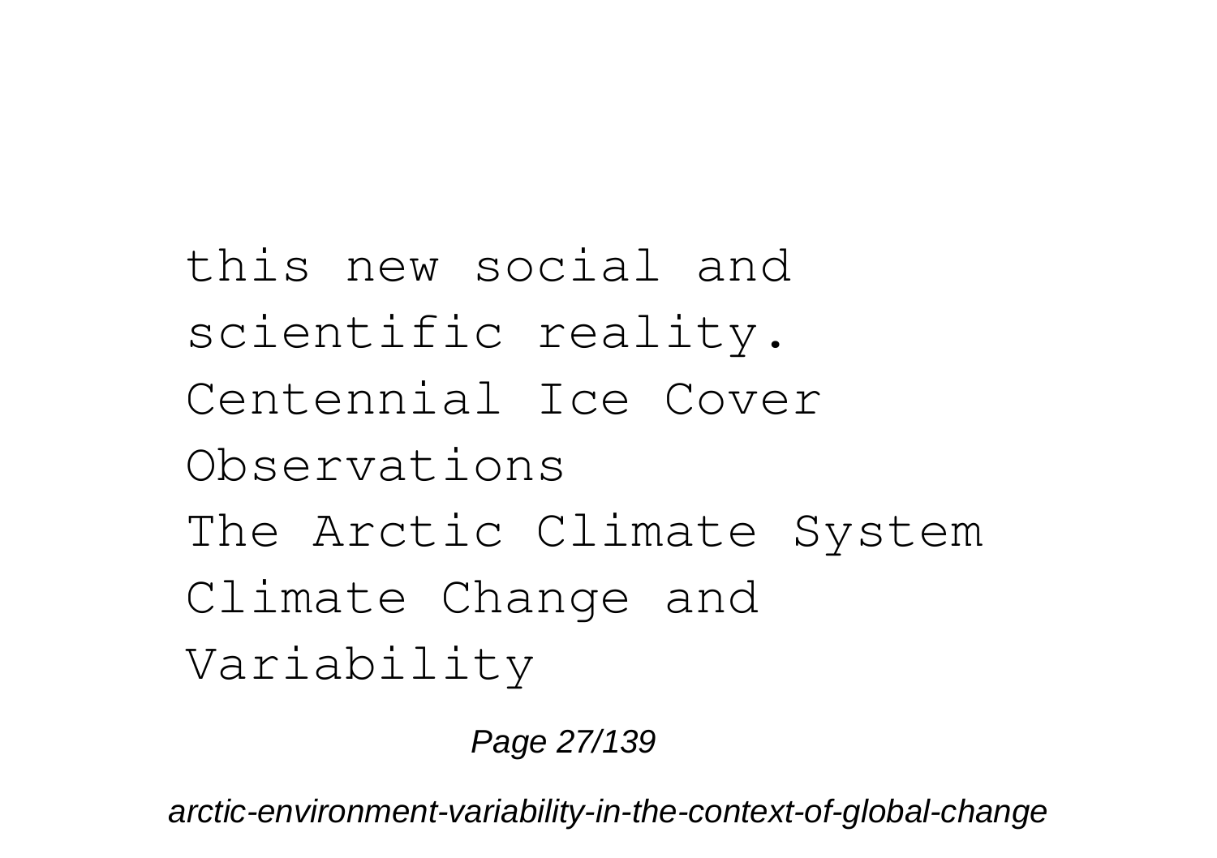this new social and scientific reality.

Centennial Ice Cover Observations

The Arctic Climate System

Climate Change and Variability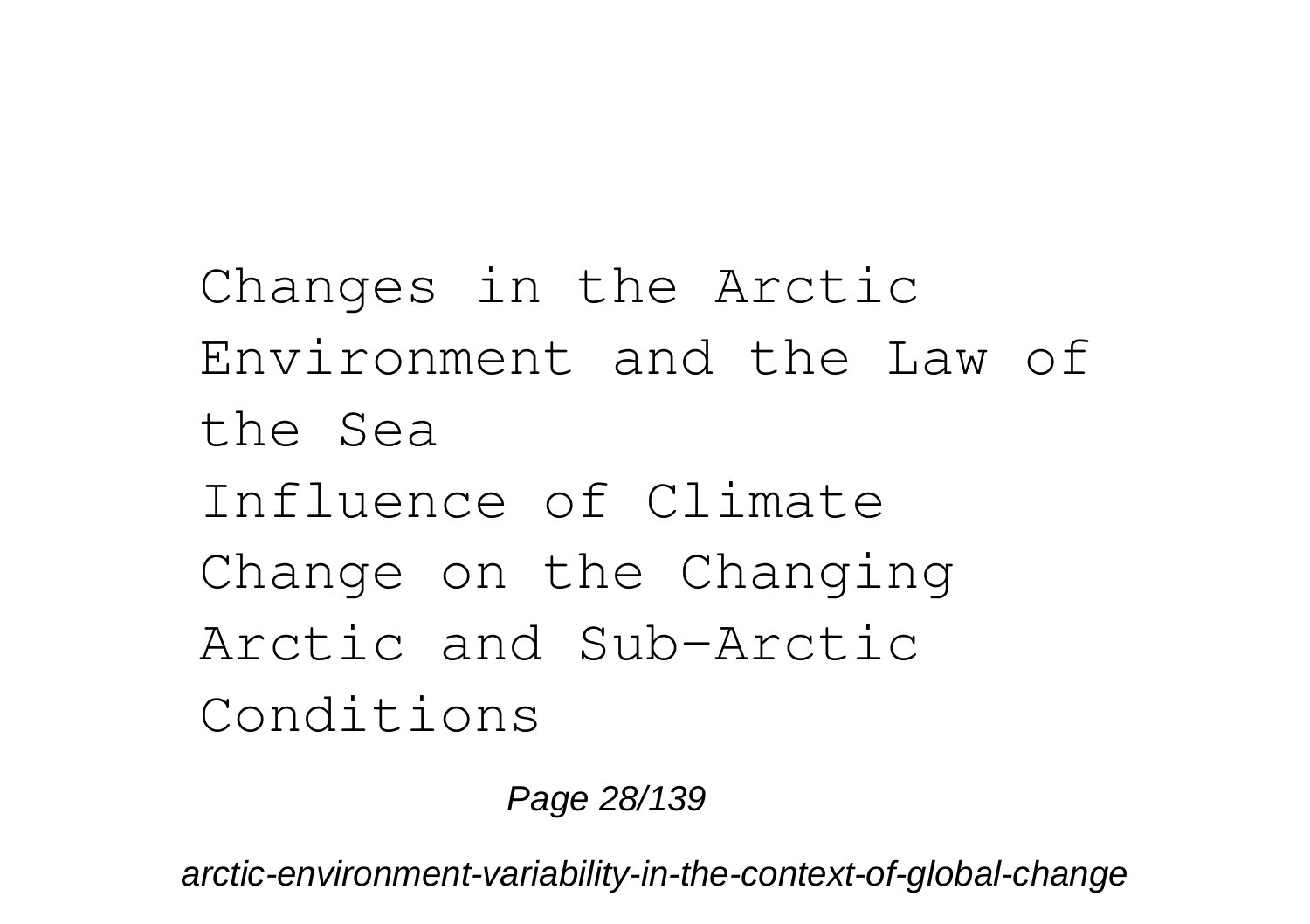Changes in the Arctic Environment and the Law of the Sea

Influence of Climate Change on the Changing Arctic and Sub-Arctic Conditions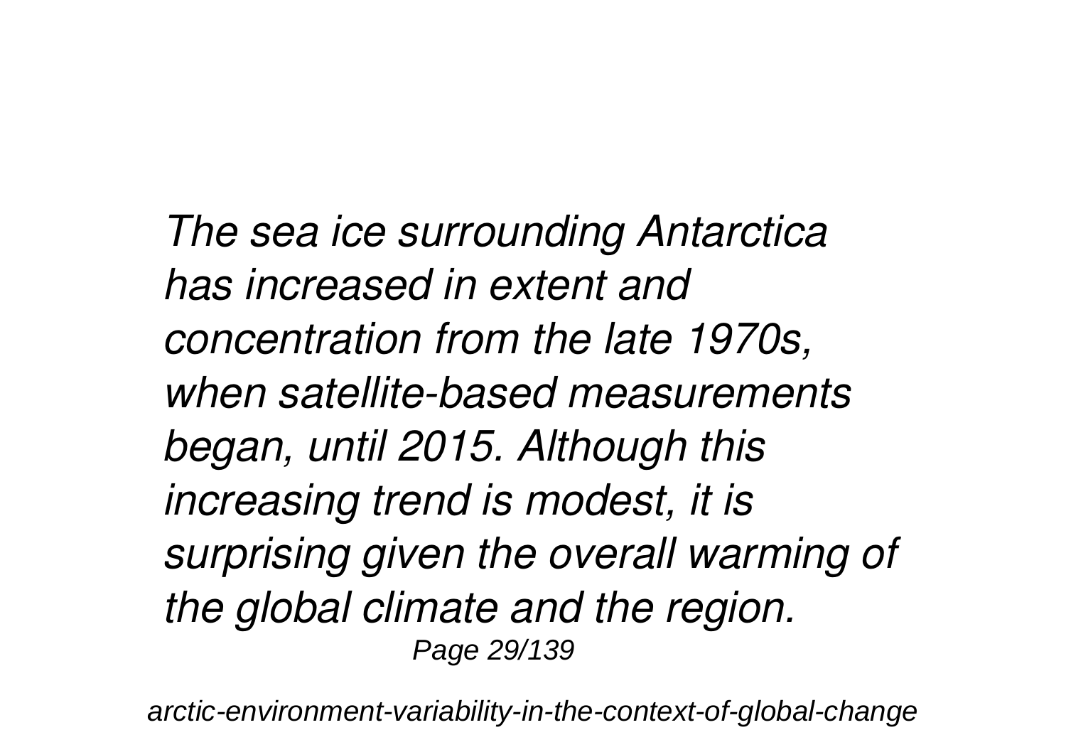*The sea ice surrounding Antarctica has increased in extent and concentration from the late 1970s, when satellite-based measurements began, until 2015. Although this increasing trend is modest, it is surprising given the overall warming of the global climate and the region.*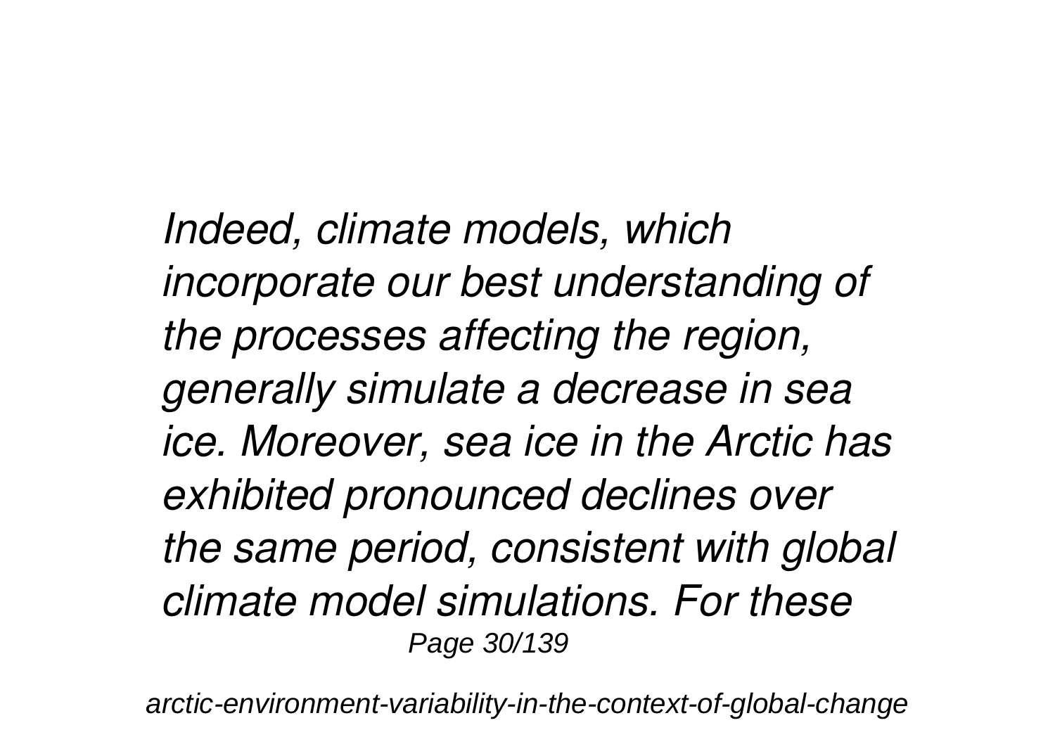*Indeed, climate models, which incorporate our best understanding of the processes affecting the region, generally simulate a decrease in sea ice. Moreover, sea ice in the Arctic has exhibited pronounced declines over the same period, consistent with global climate model simulations. For these*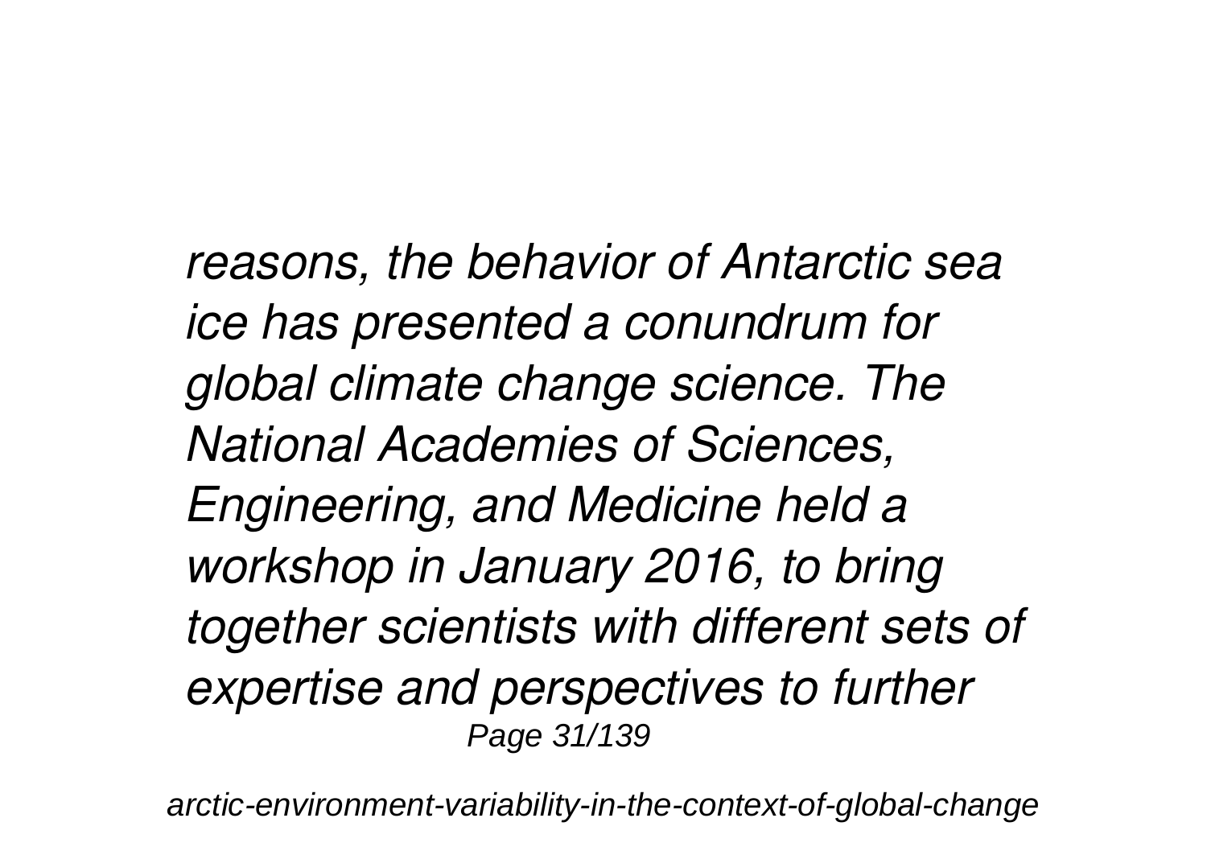*reasons, the behavior of Antarctic sea ice has presented a conundrum for global climate change science. The National Academies of Sciences, Engineering, and Medicine held a workshop in January 2016, to bring together scientists with different sets of expertise and perspectives to further*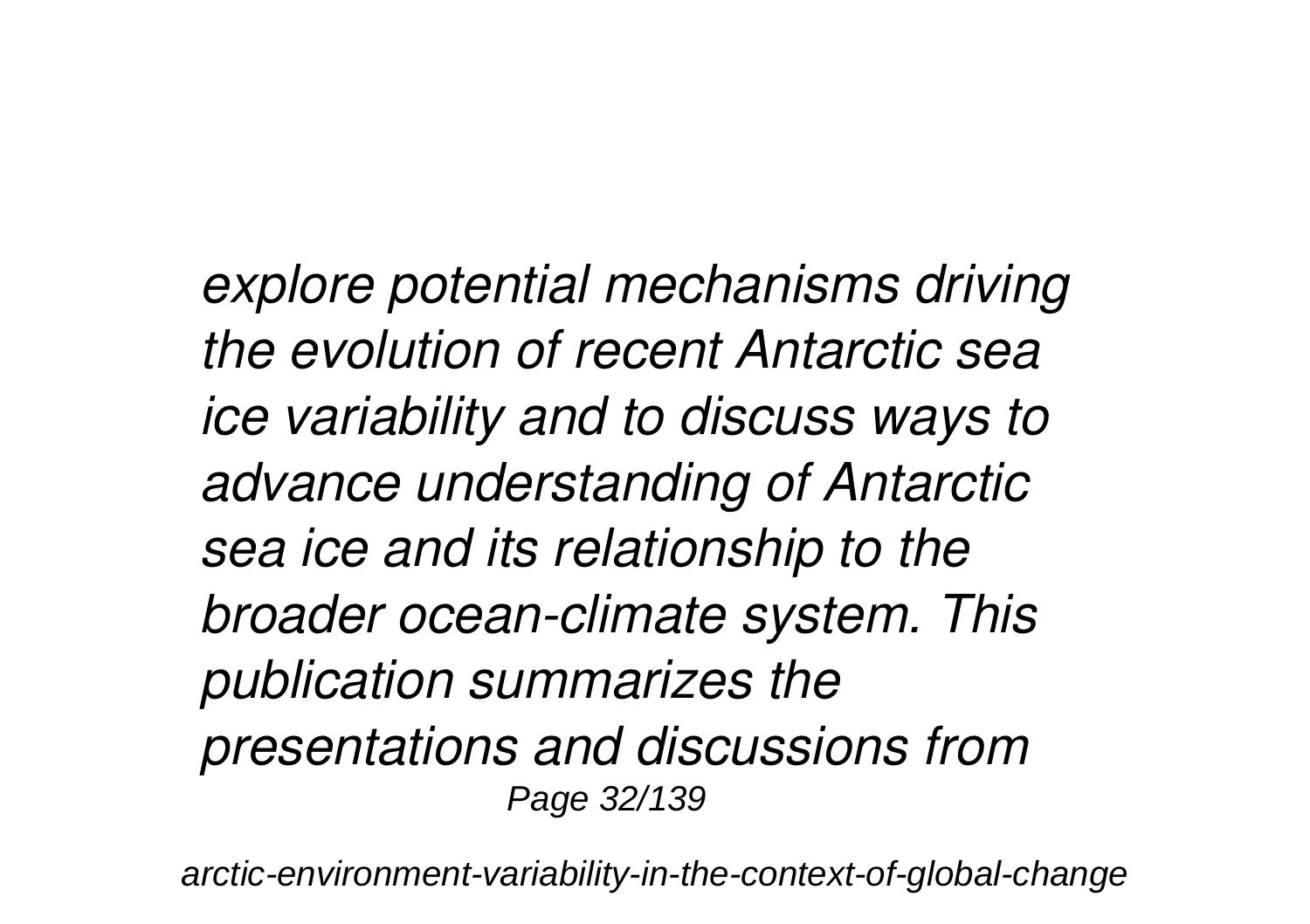*explore potential mechanisms driving the evolution of recent Antarctic sea ice variability and to discuss ways to advance understanding of Antarctic sea ice and its relationship to the broader ocean-climate system. This publication summarizes the presentations and discussions from*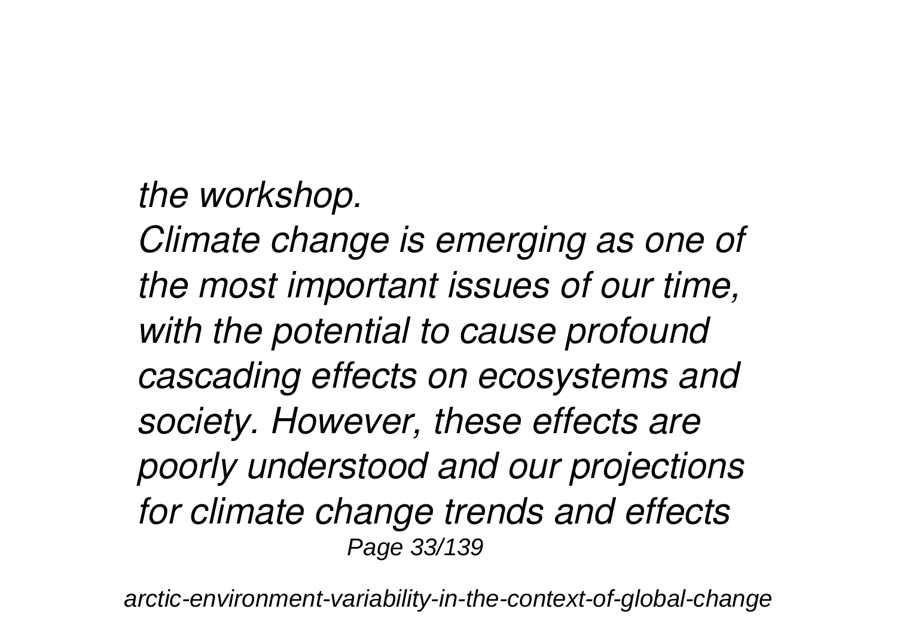*the workshop.*

*Climate change is emerging as one of the most important issues of our time, with the potential to cause profound cascading effects on ecosystems and society. However, these effects are poorly understood and our projections for climate change trends and effects*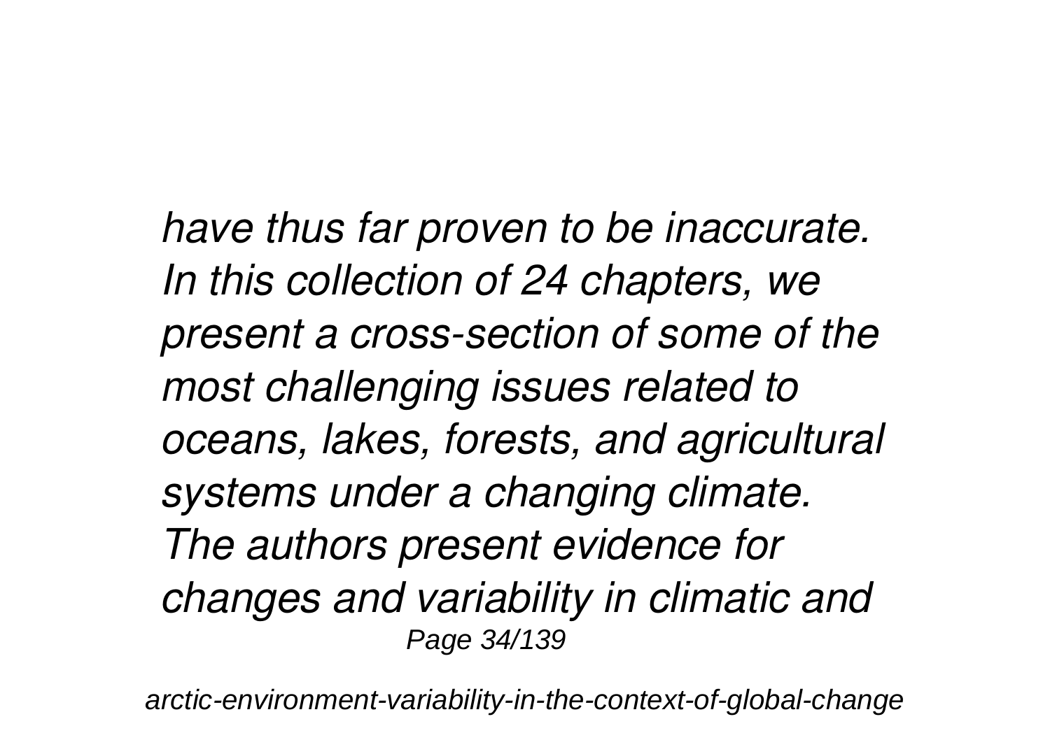*have thus far proven to be inaccurate. In this collection of 24 chapters, we present a cross-section of some of the most challenging issues related to oceans, lakes, forests, and agricultural systems under a changing climate. The authors present evidence for changes and variability in climatic and*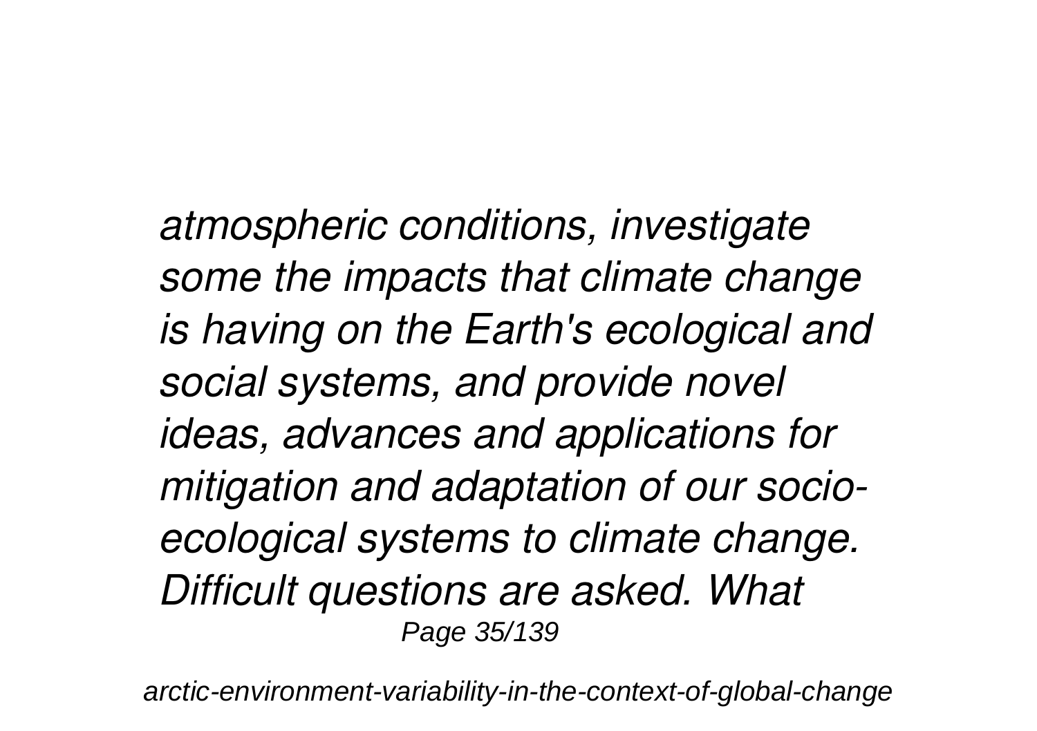*atmospheric conditions, investigate some the impacts that climate change is having on the Earth's ecological and social systems, and provide novel ideas, advances and applications for mitigation and adaptation of our socio-ecological systems to climate change. Difficult questions are asked. What*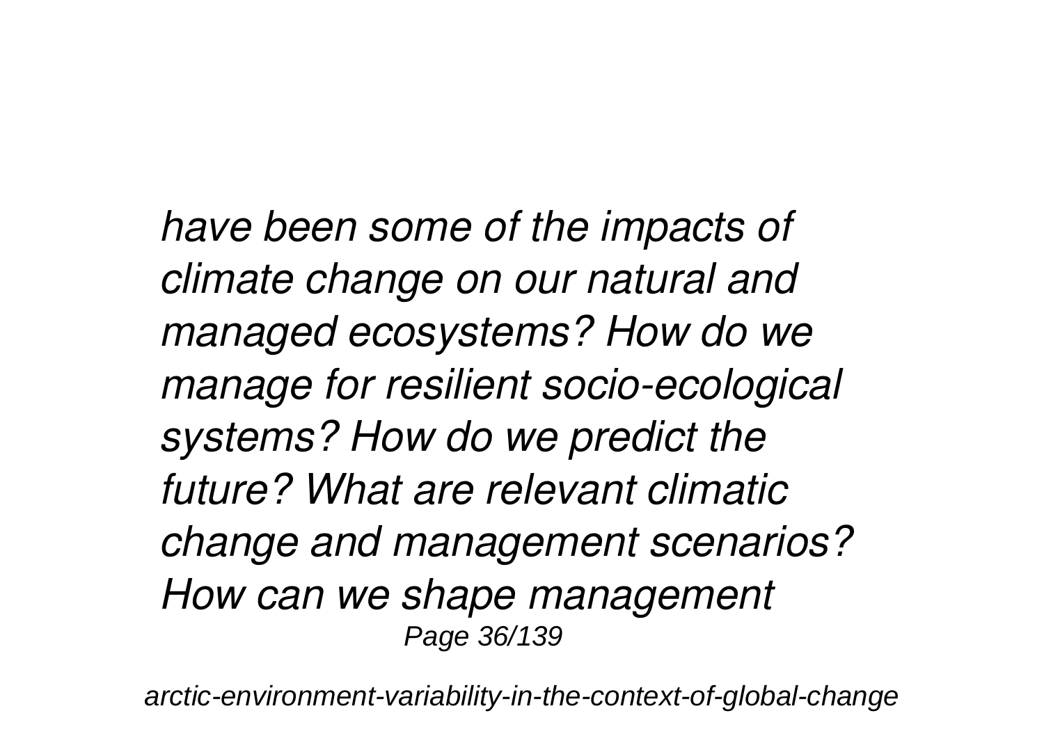*have been some of the impacts of climate change on our natural and managed ecosystems? How do we manage for resilient socio-ecological systems? How do we predict the future? What are relevant climatic change and management scenarios? How can we shape management*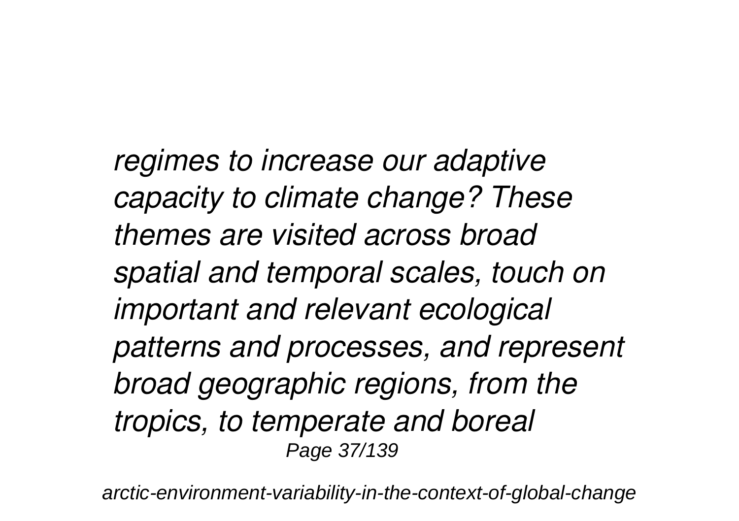*regimes to increase our adaptive capacity to climate change? These themes are visited across broad spatial and temporal scales, touch on important and relevant ecological patterns and processes, and represent broad geographic regions, from the tropics, to temperate and boreal*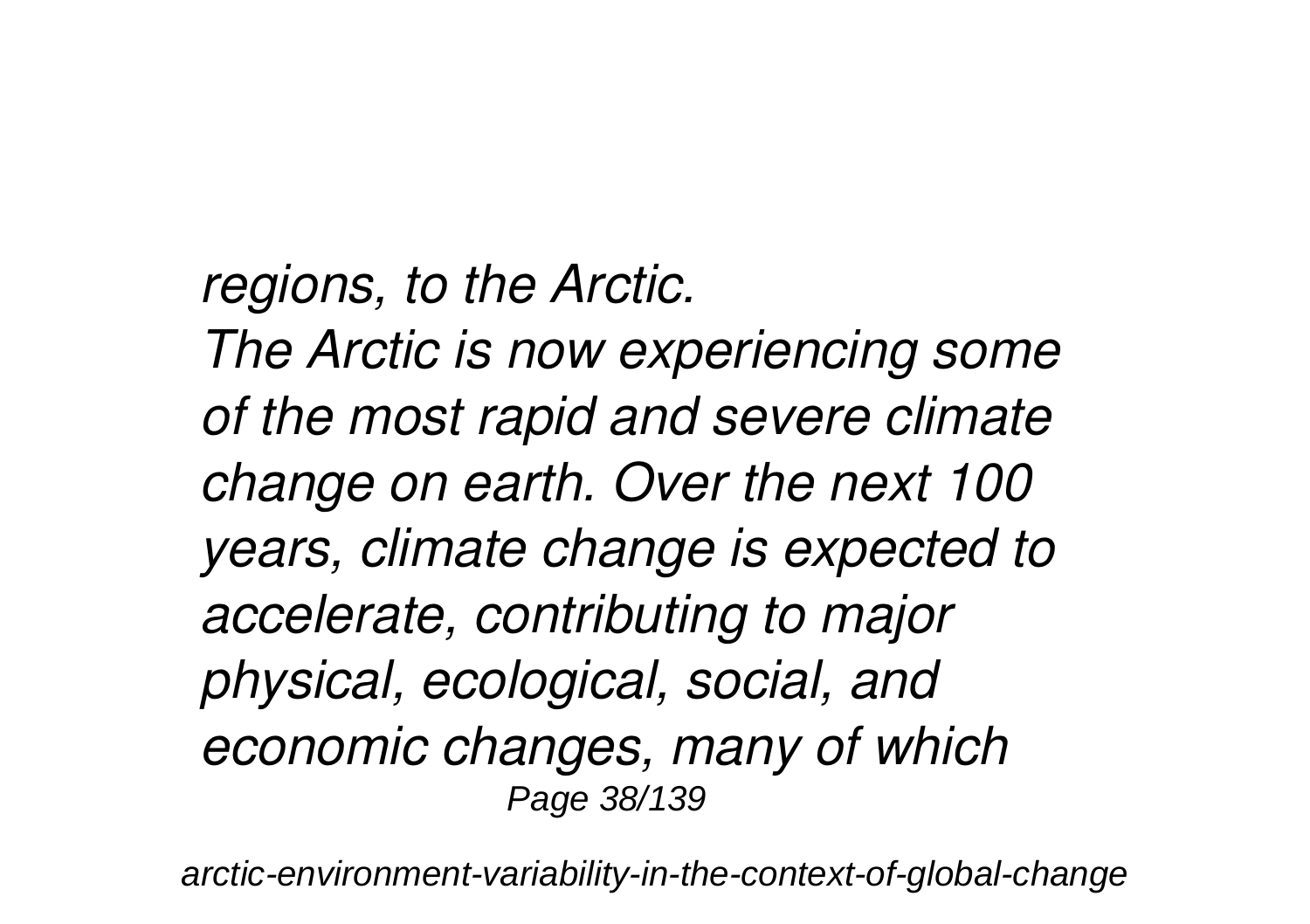*regions, to the Arctic.*

*The Arctic is now experiencing some of the most rapid and severe climate change on earth. Over the next 100 years, climate change is expected to accelerate, contributing to major physical, ecological, social, and economic changes, many of which*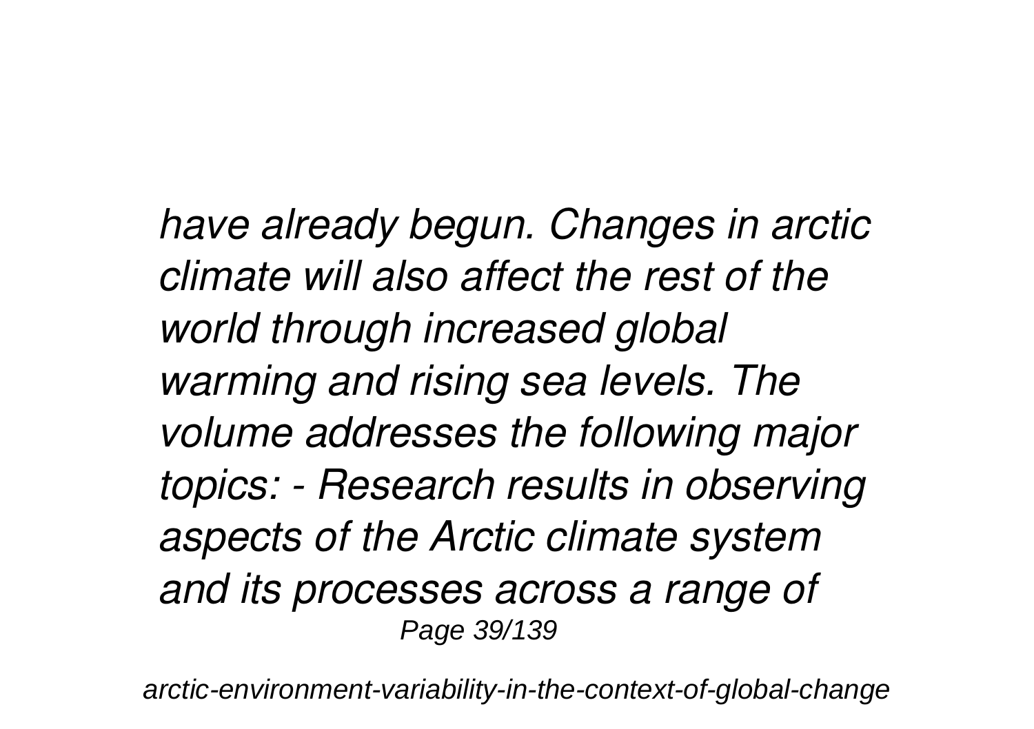*have already begun. Changes in arctic climate will also affect the rest of the world through increased global warming and rising sea levels. The volume addresses the following major topics: - Research results in observing aspects of the Arctic climate system and its processes across a range of*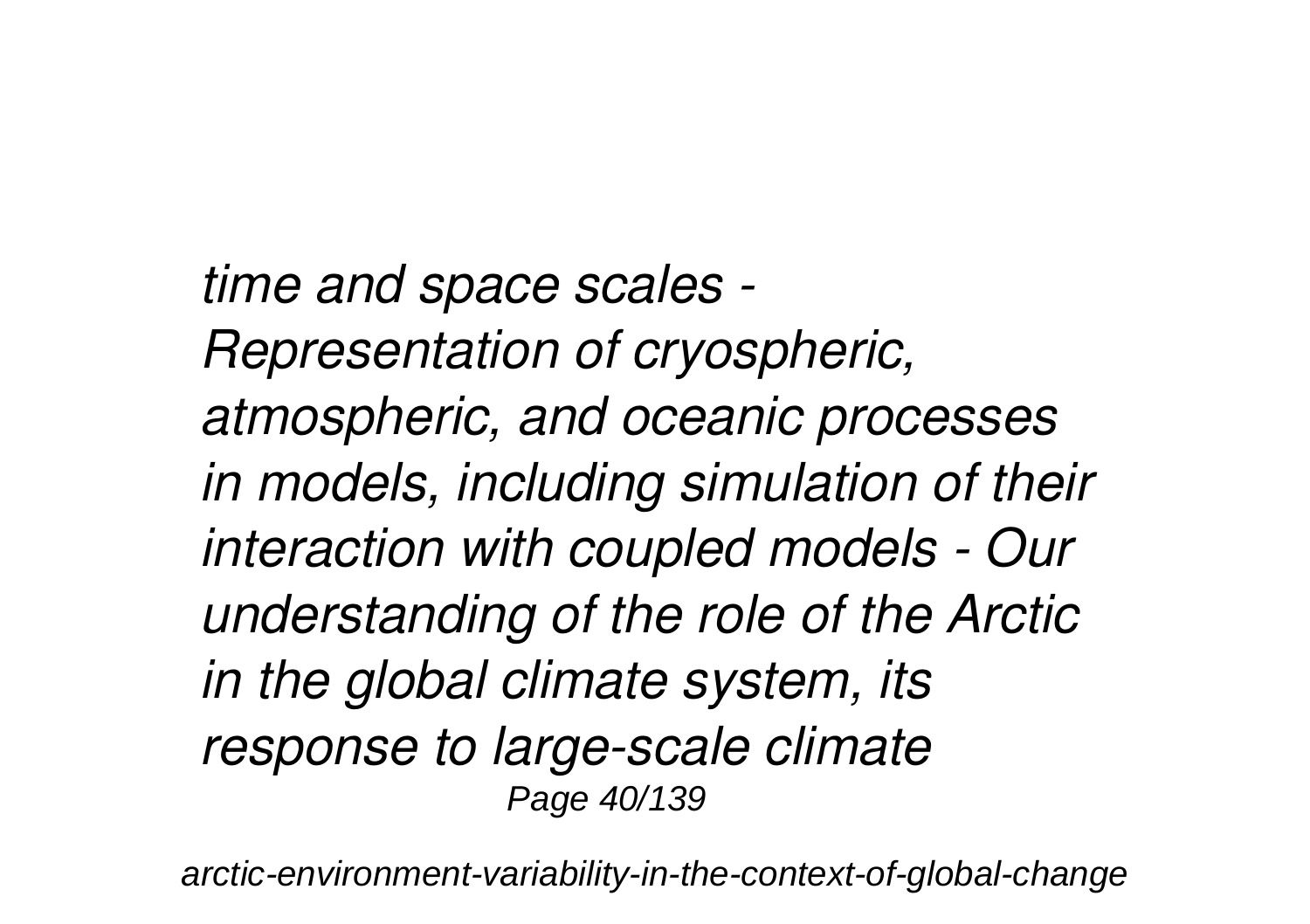*time and space scales - Representation of cryospheric, atmospheric, and oceanic processes in models, including simulation of their interaction with coupled models - Our understanding of the role of the Arctic in the global climate system, its response to large-scale climate*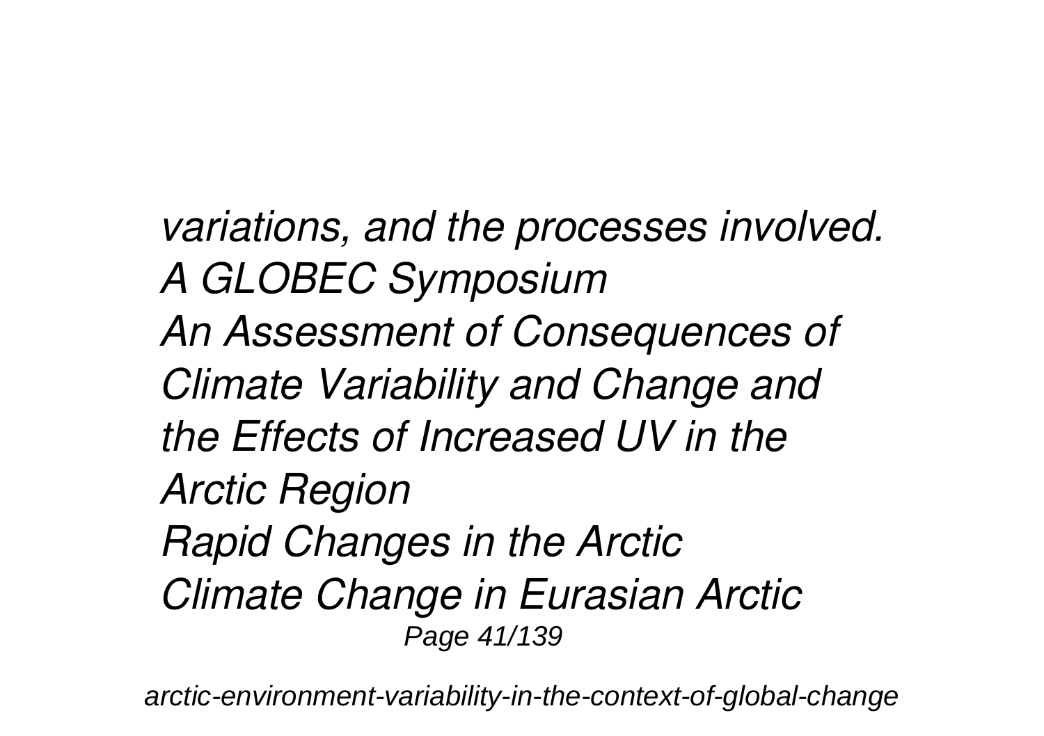*variations, and the processes involved.*
*A GLOBEC Symposium*
*An Assessment of Consequences of Climate Variability and Change and the Effects of Increased UV in the Arctic Region*
*Rapid Changes in the Arctic*
*Climate Change in Eurasian Arctic*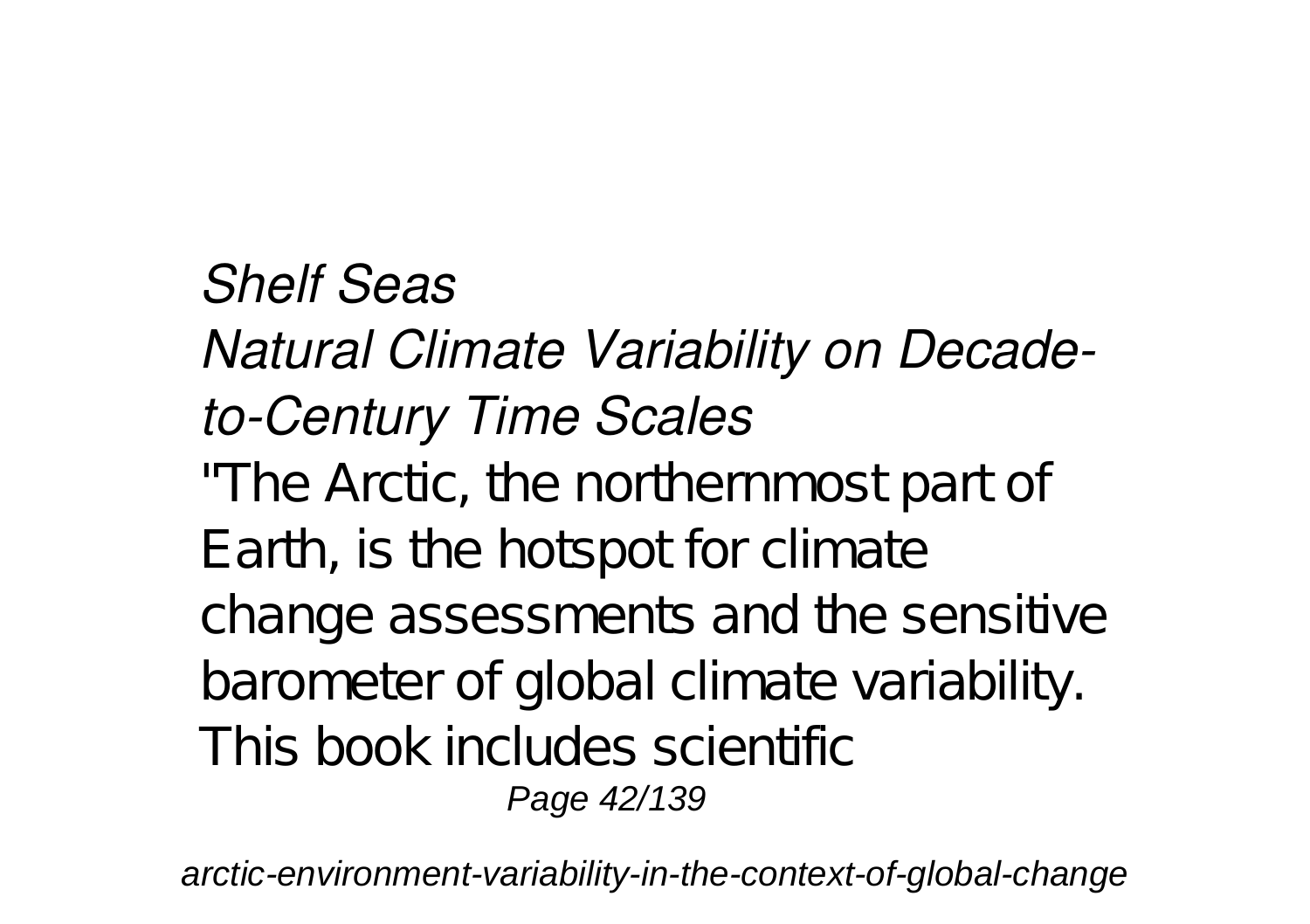*Shelf Seas*

*Natural Climate Variability on Decade-to-Century Time Scales*

"The Arctic, the northernmost part of Earth, is the hotspot for climate change assessments and the sensitive barometer of global climate variability. This book includes scientific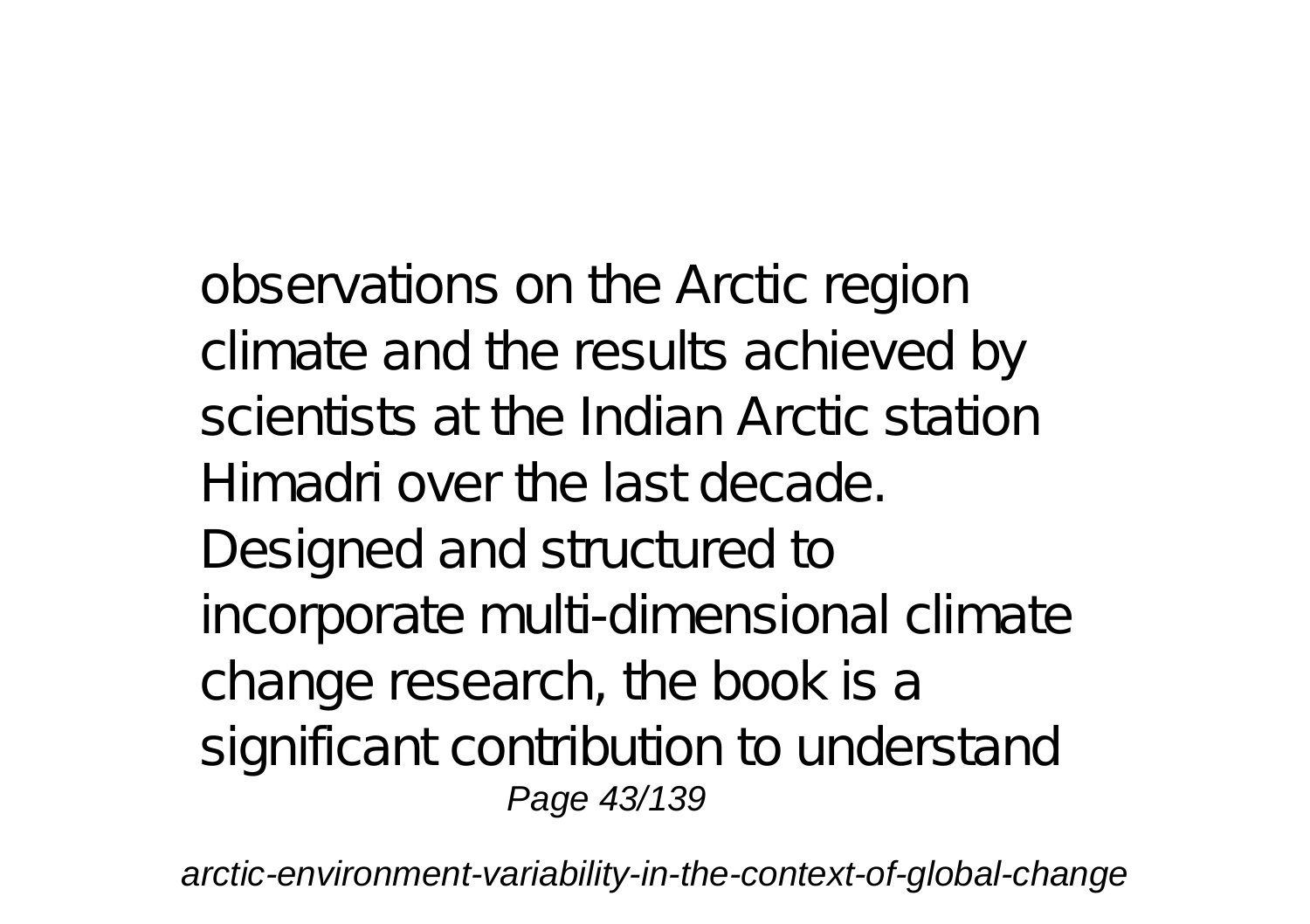observations on the Arctic region climate and the results achieved by scientists at the Indian Arctic station Himadri over the last decade. Designed and structured to incorporate multi-dimensional climate change research, the book is a significant contribution to understand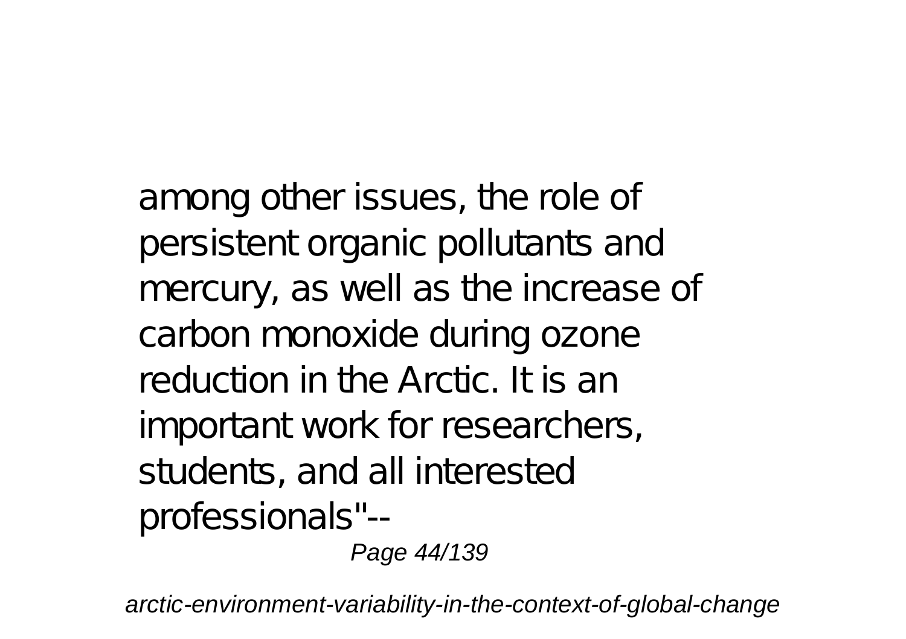among other issues, the role of persistent organic pollutants and mercury, as well as the increase of carbon monoxide during ozone reduction in the Arctic. It is an important work for researchers, students, and all interested professionals"--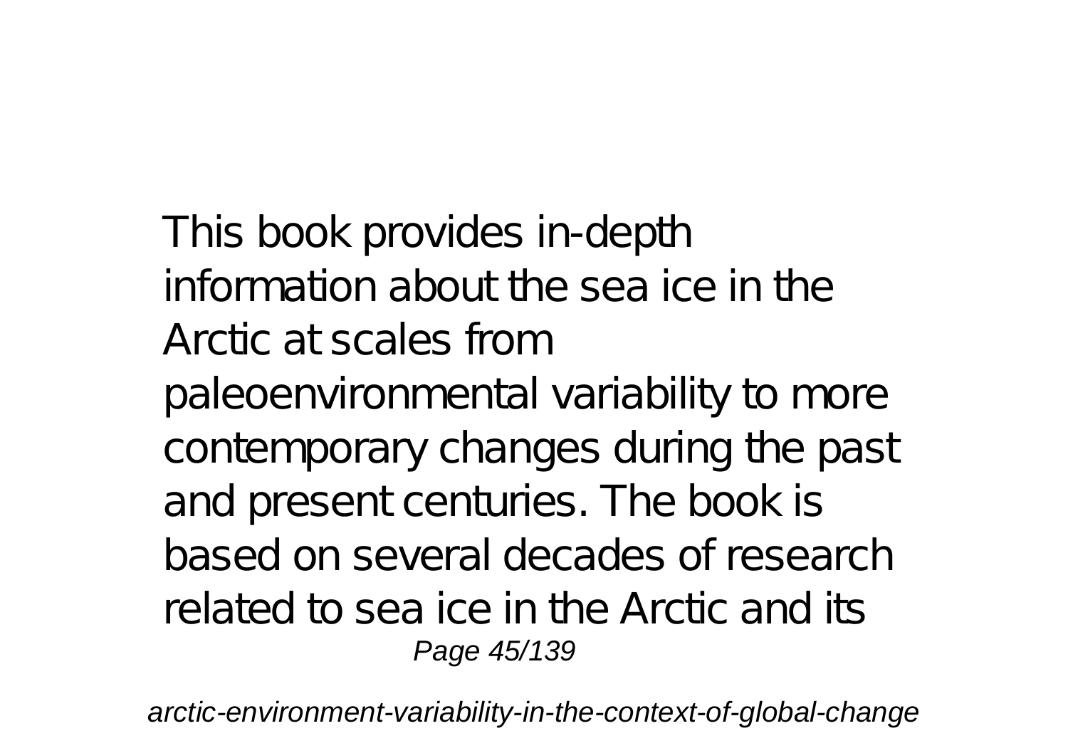This book provides in-depth information about the sea ice in the Arctic at scales from paleoenvironmental variability to more contemporary changes during the past and present centuries. The book is based on several decades of research related to sea ice in the Arctic and its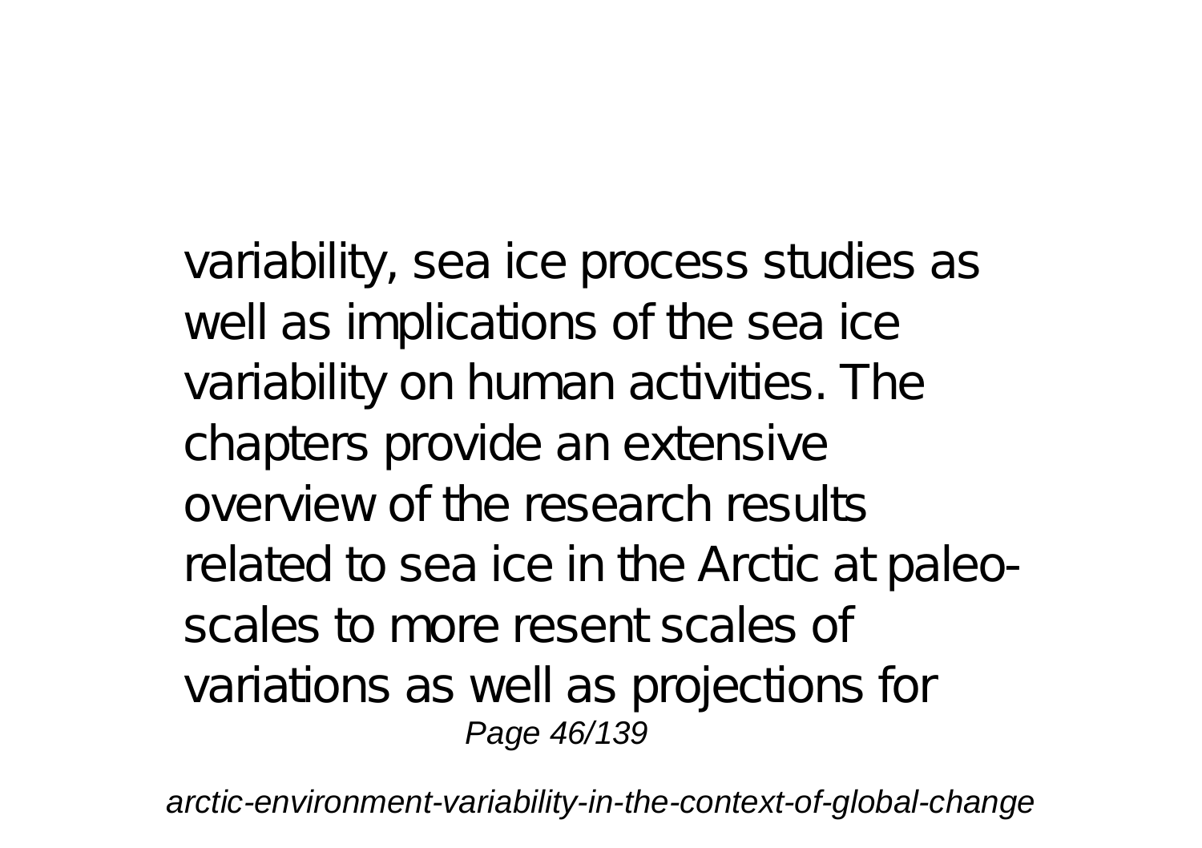variability, sea ice process studies as well as implications of the sea ice variability on human activities. The chapters provide an extensive overview of the research results related to sea ice in the Arctic at paleo-scales to more resent scales of variations as well as projections for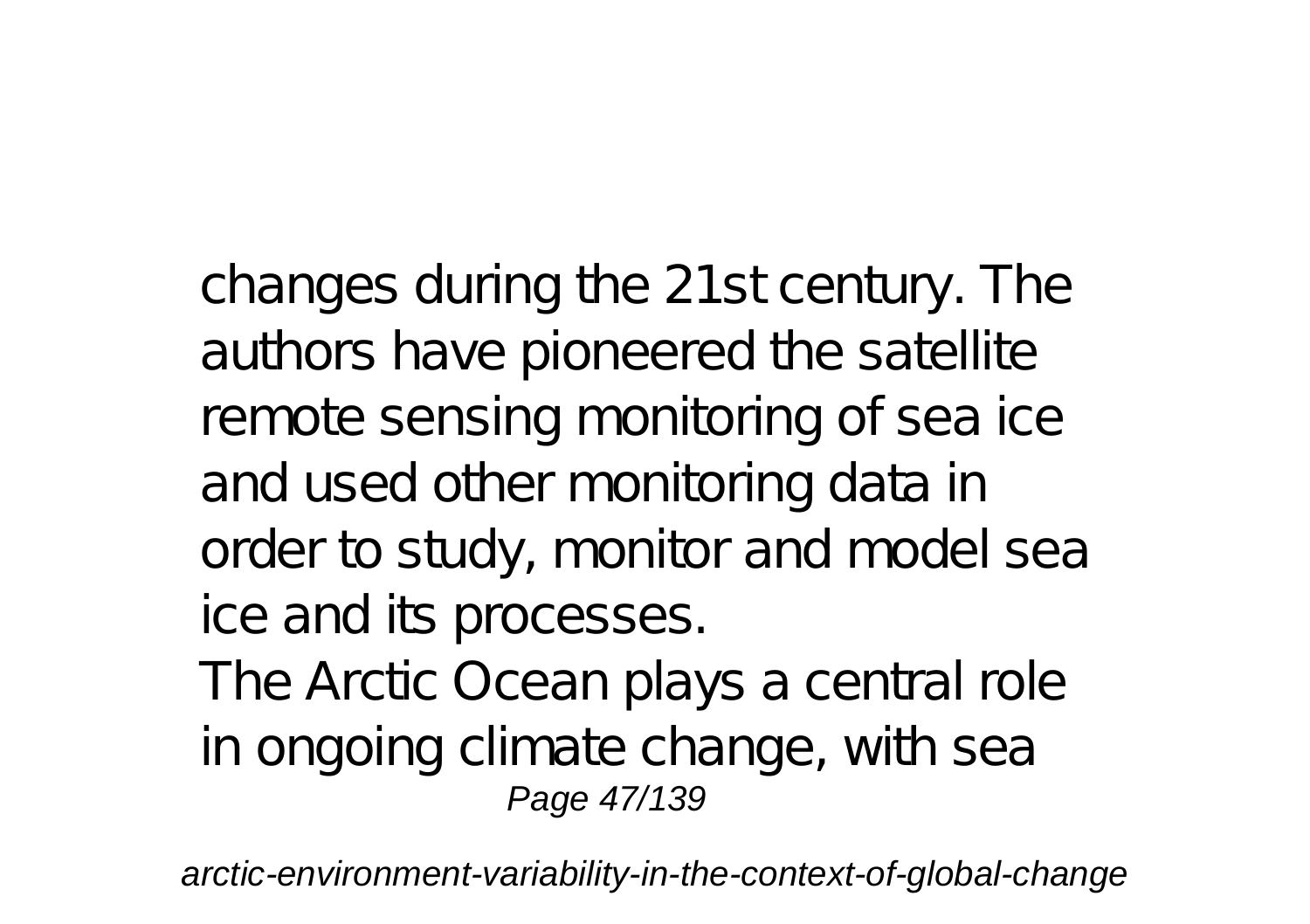changes during the 21st century. The authors have pioneered the satellite remote sensing monitoring of sea ice and used other monitoring data in order to study, monitor and model sea ice and its processes.

The Arctic Ocean plays a central role in ongoing climate change, with sea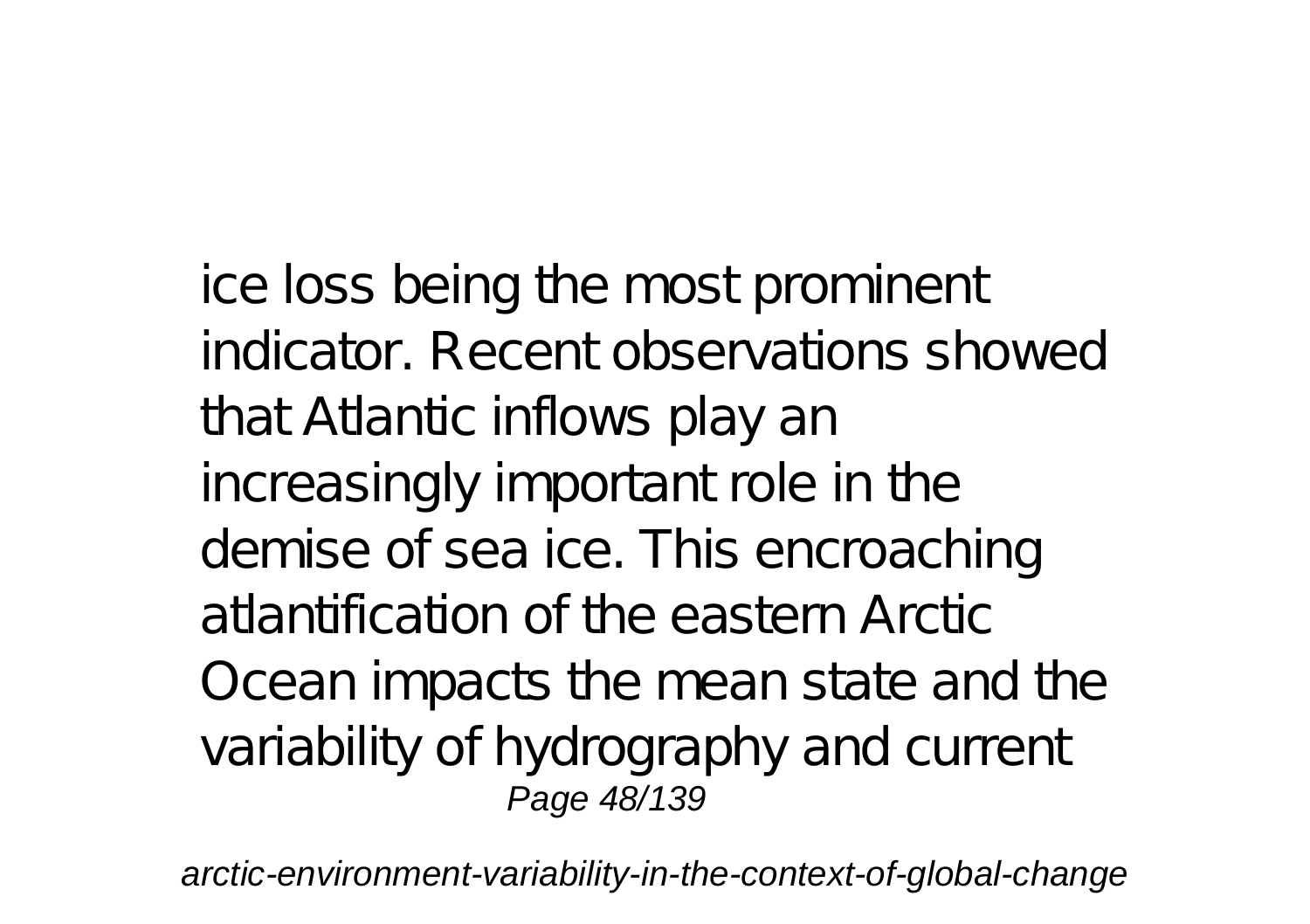ice loss being the most prominent indicator. Recent observations showed that Atlantic inflows play an increasingly important role in the demise of sea ice. This encroaching atlantification of the eastern Arctic Ocean impacts the mean state and the variability of hydrography and current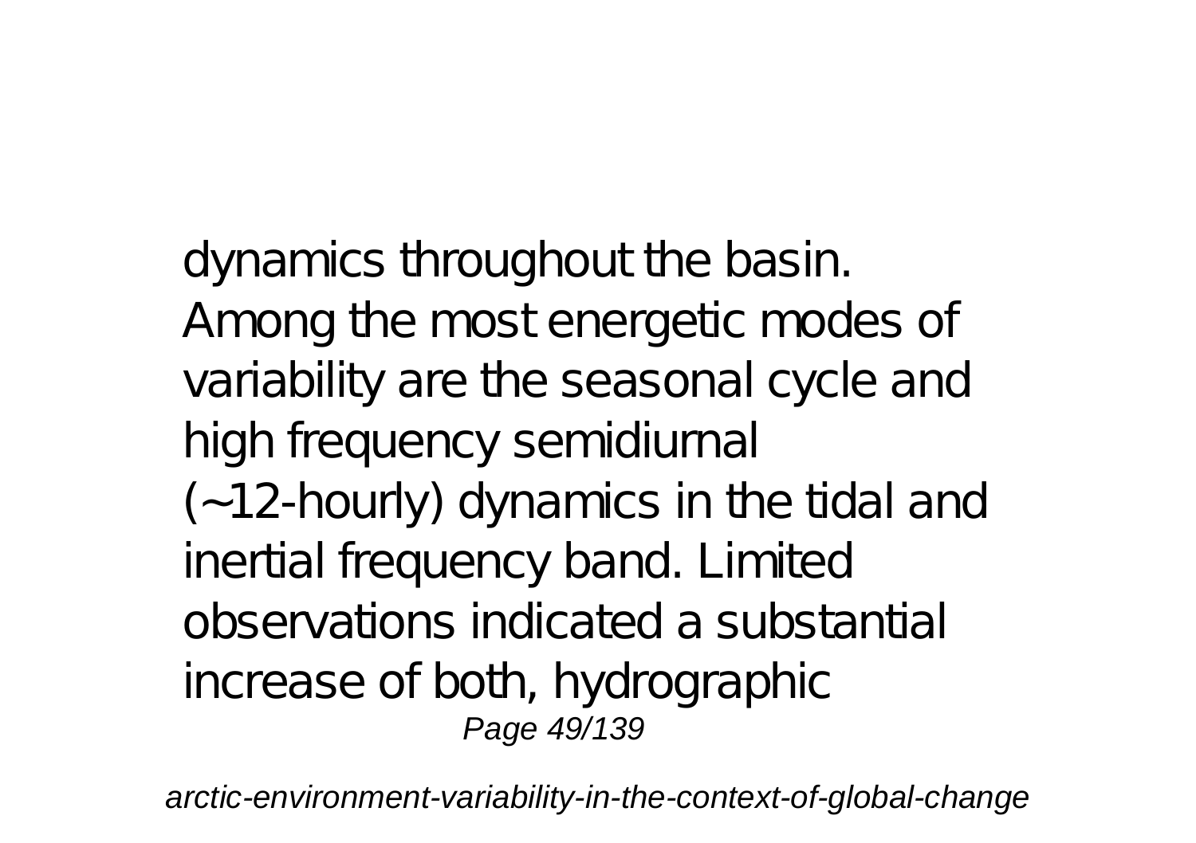dynamics throughout the basin. Among the most energetic modes of variability are the seasonal cycle and high frequency semidiurnal (~12-hourly) dynamics in the tidal and inertial frequency band. Limited observations indicated a substantial increase of both, hydrographic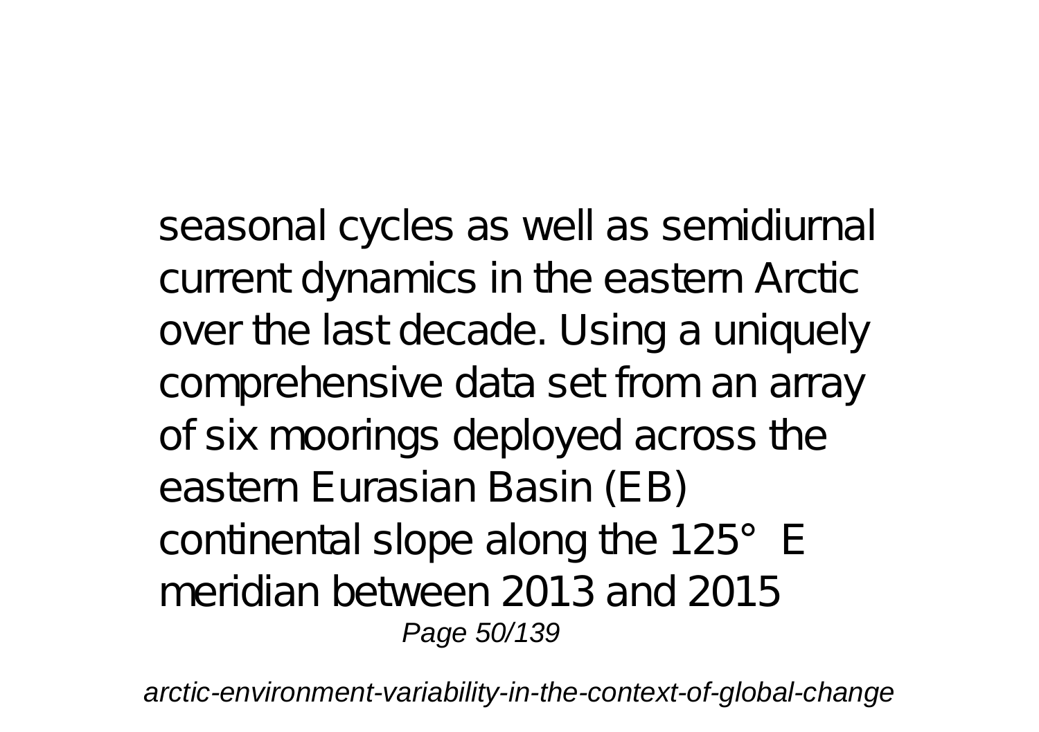seasonal cycles as well as semidiurnal current dynamics in the eastern Arctic over the last decade. Using a uniquely comprehensive data set from an array of six moorings deployed across the eastern Eurasian Basin (EB) continental slope along the 125° E meridian between 2013 and 2015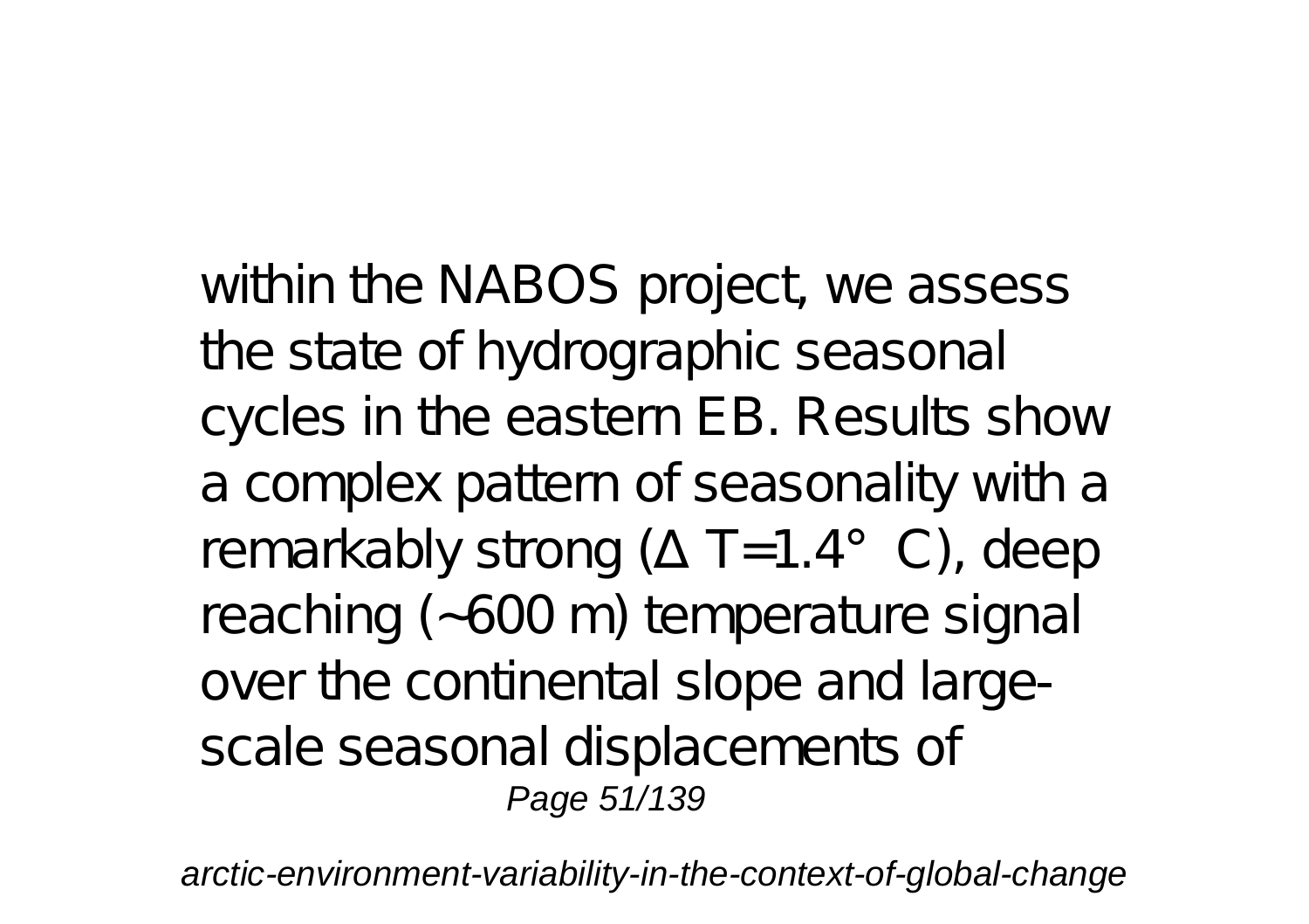within the NABOS project, we assess the state of hydrographic seasonal cycles in the eastern EB. Results show a complex pattern of seasonality with a remarkably strong ($\Delta T$=1.4°C), deep reaching (~600 m) temperature signal over the continental slope and large-scale seasonal displacements of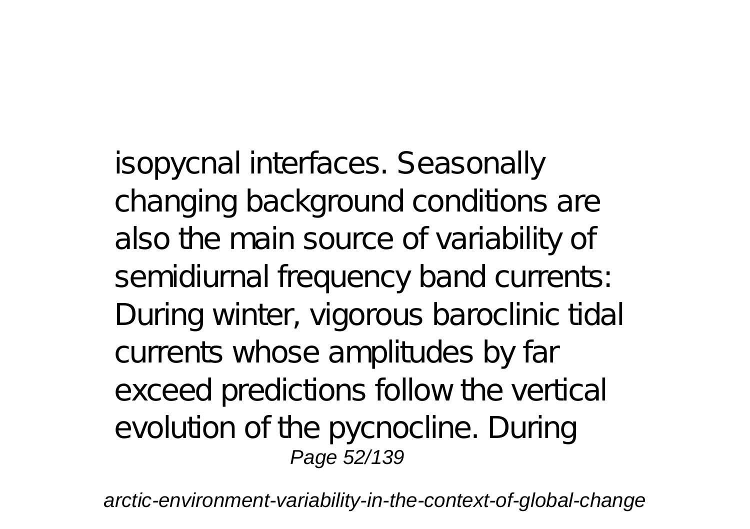isopycnal interfaces. Seasonally changing background conditions are also the main source of variability of semidiurnal frequency band currents: During winter, vigorous baroclinic tidal currents whose amplitudes by far exceed predictions follow the vertical evolution of the pycnocline. During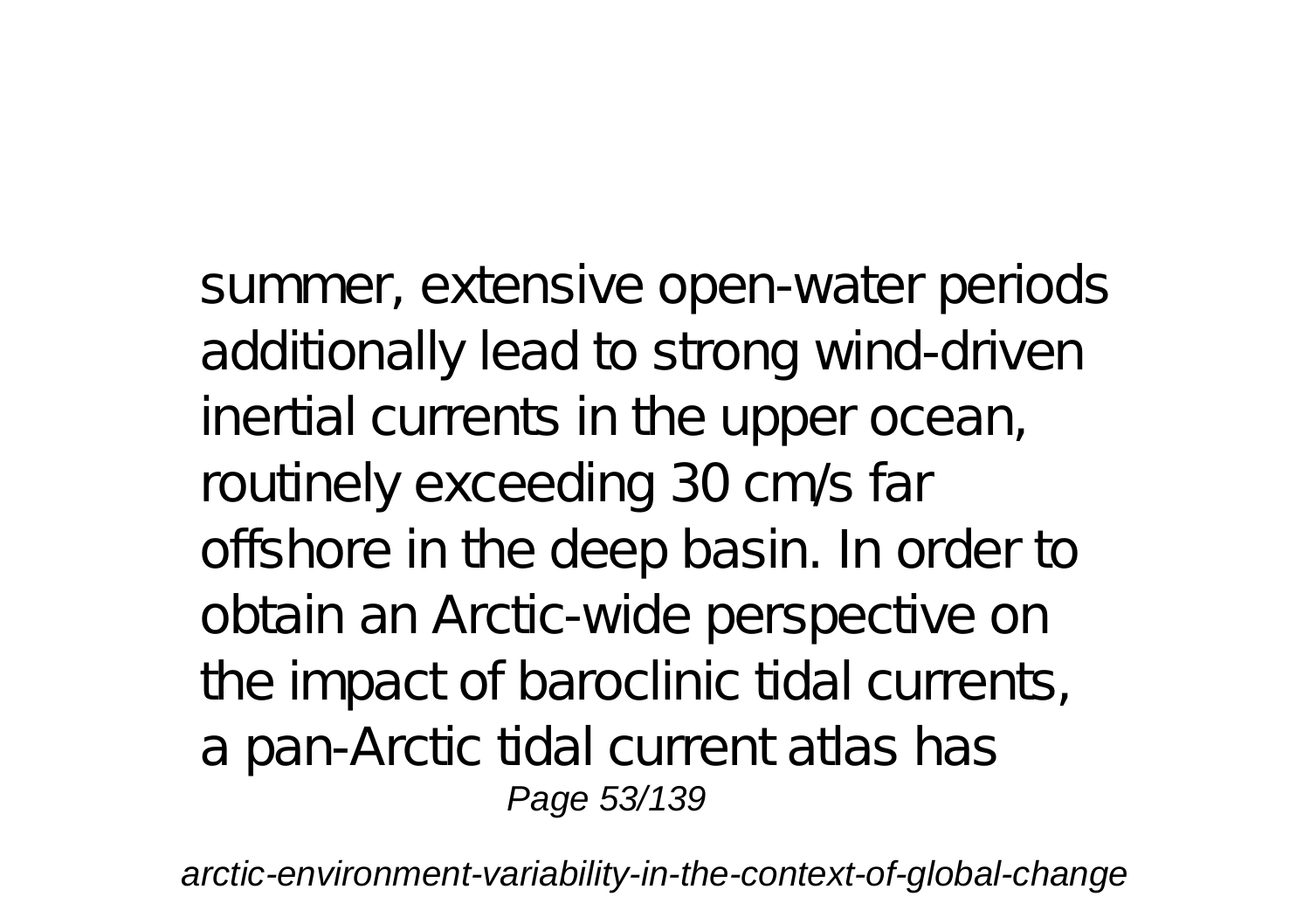summer, extensive open-water periods additionally lead to strong wind-driven inertial currents in the upper ocean, routinely exceeding 30 cm/s far offshore in the deep basin. In order to obtain an Arctic-wide perspective on the impact of baroclinic tidal currents, a pan-Arctic tidal current atlas has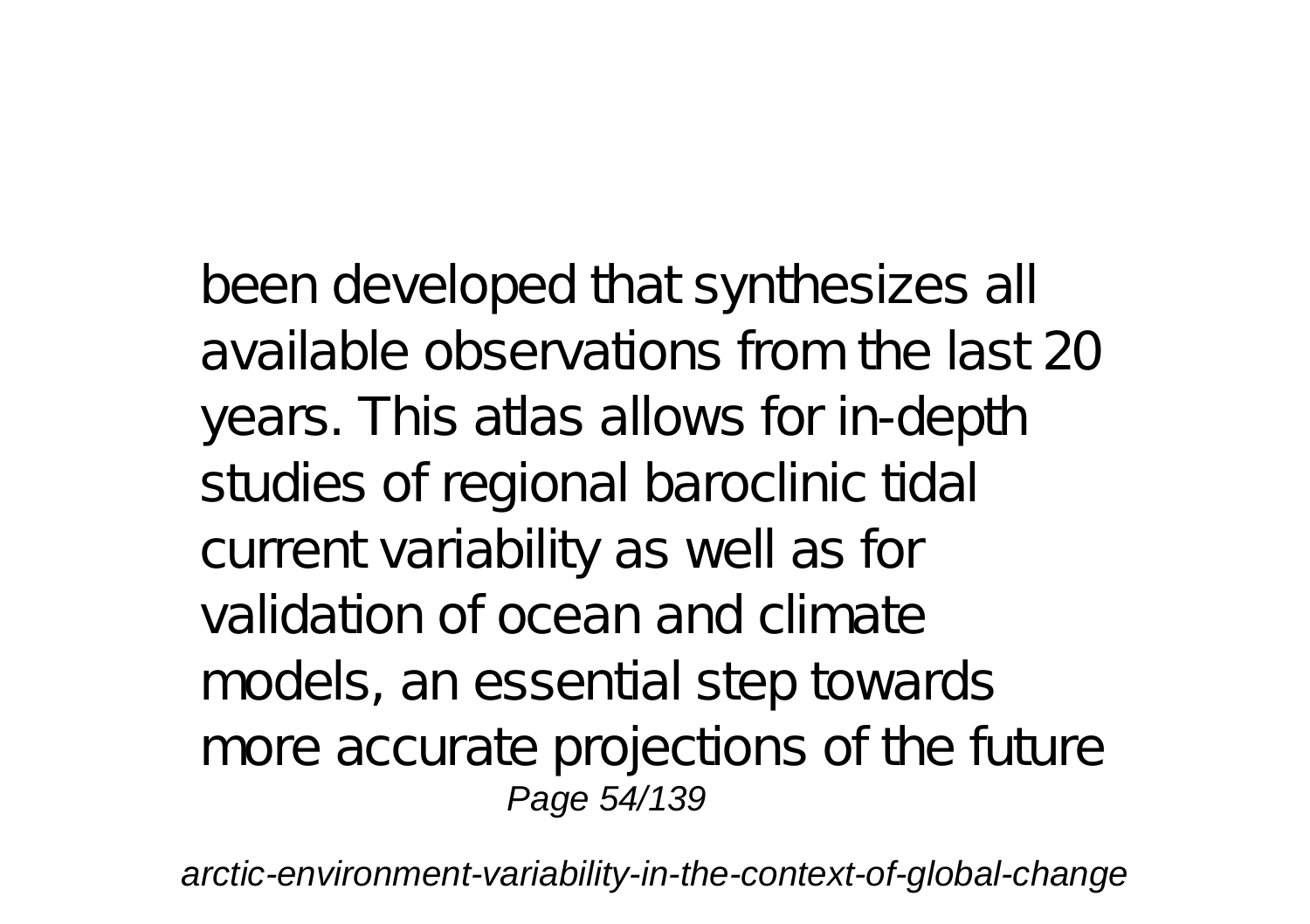been developed that synthesizes all available observations from the last 20 years. This atlas allows for in-depth studies of regional baroclinic tidal current variability as well as for validation of ocean and climate models, an essential step towards more accurate projections of the future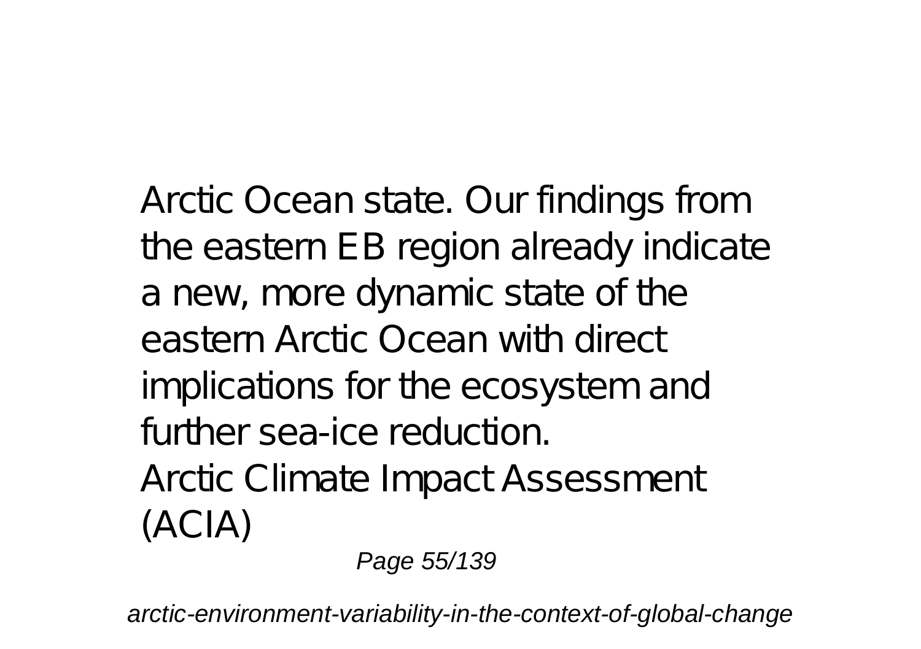Arctic Ocean state. Our findings from the eastern EB region already indicate a new, more dynamic state of the eastern Arctic Ocean with direct implications for the ecosystem and further sea-ice reduction.

Arctic Climate Impact Assessment (ACIA)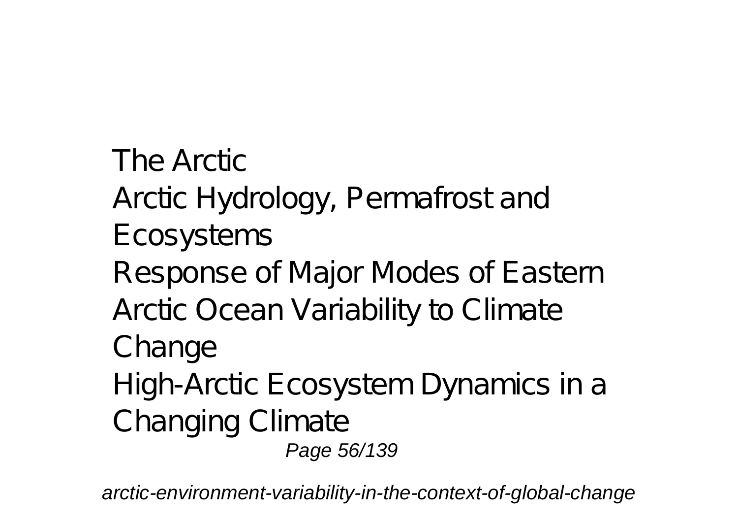The Arctic

Arctic Hydrology, Permafrost and Ecosystems

Response of Major Modes of Eastern Arctic Ocean Variability to Climate Change

High-Arctic Ecosystem Dynamics in a Changing Climate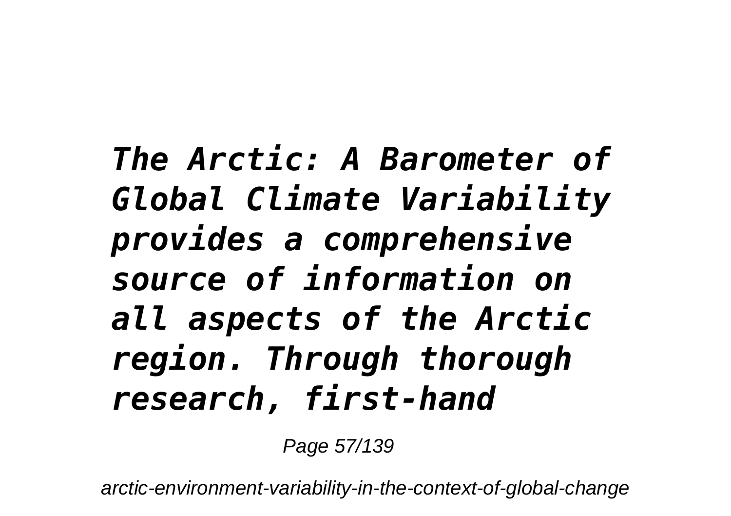*The Arctic: A Barometer of Global Climate Variability provides a comprehensive source of information on all aspects of the Arctic region. Through thorough research, first-hand*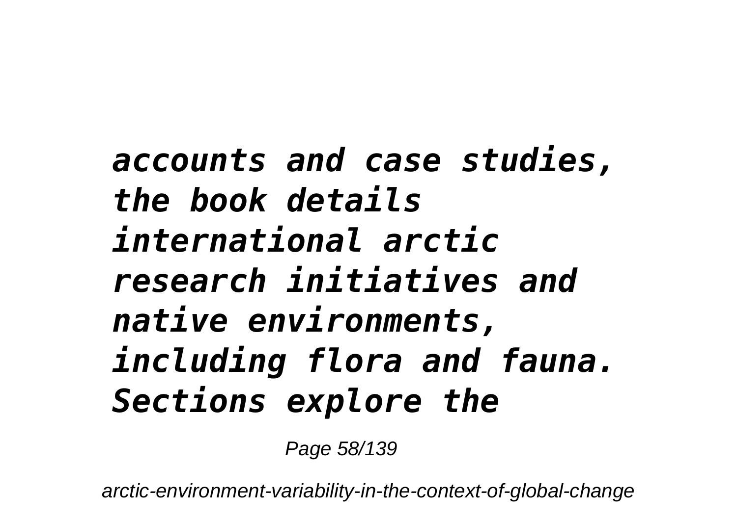***accounts and case studies, the book details international arctic research initiatives and native environments, including flora and fauna. Sections explore the***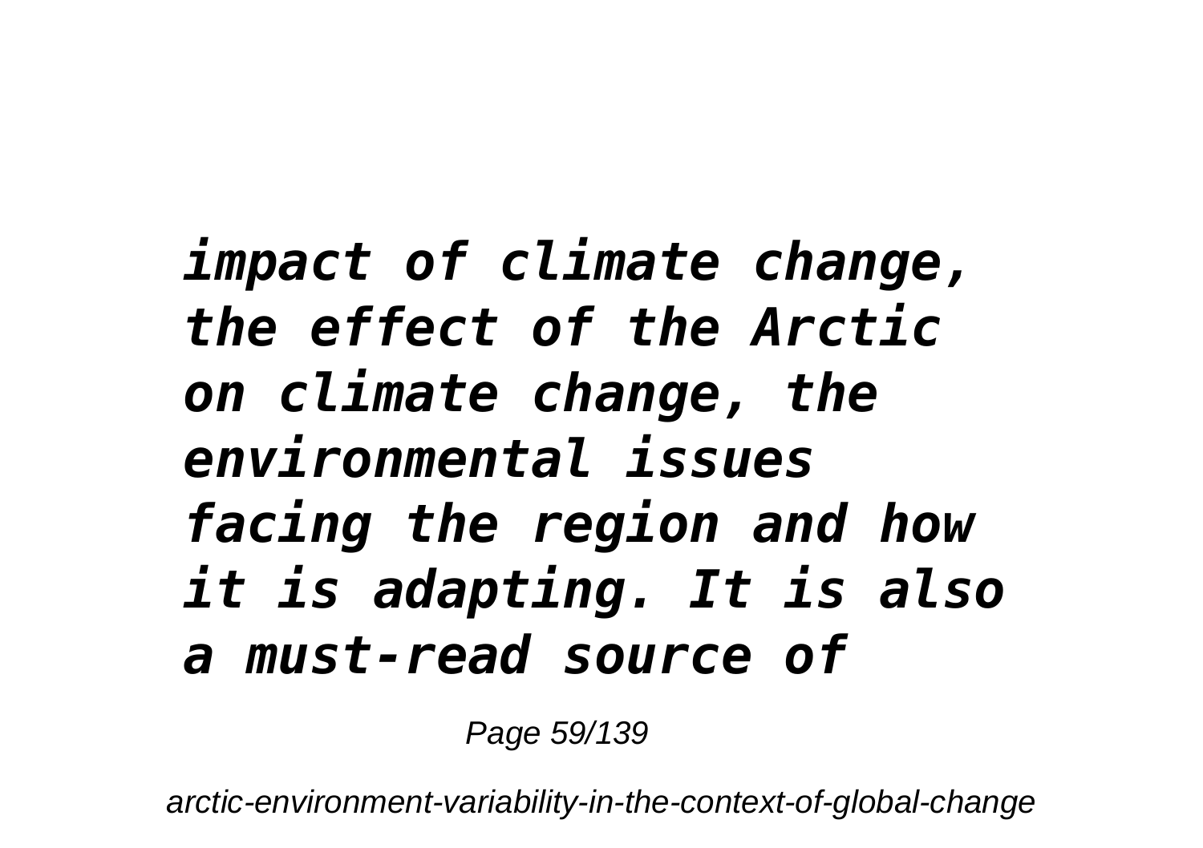*impact of climate change, the effect of the Arctic on climate change, the environmental issues facing the region and how it is adapting. It is also a must-read source of*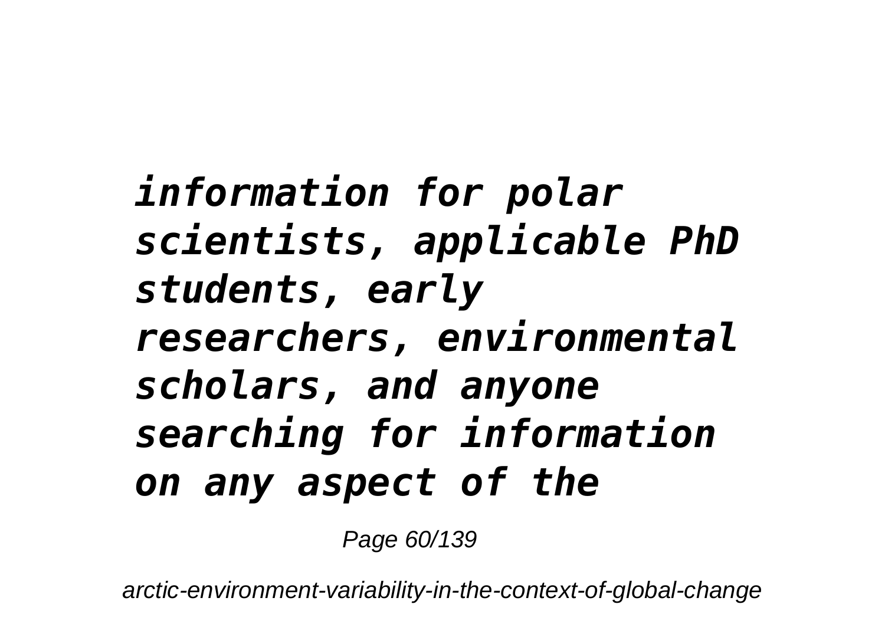***information for polar scientists, applicable PhD students, early researchers, environmental scholars, and anyone searching for information on any aspect of the***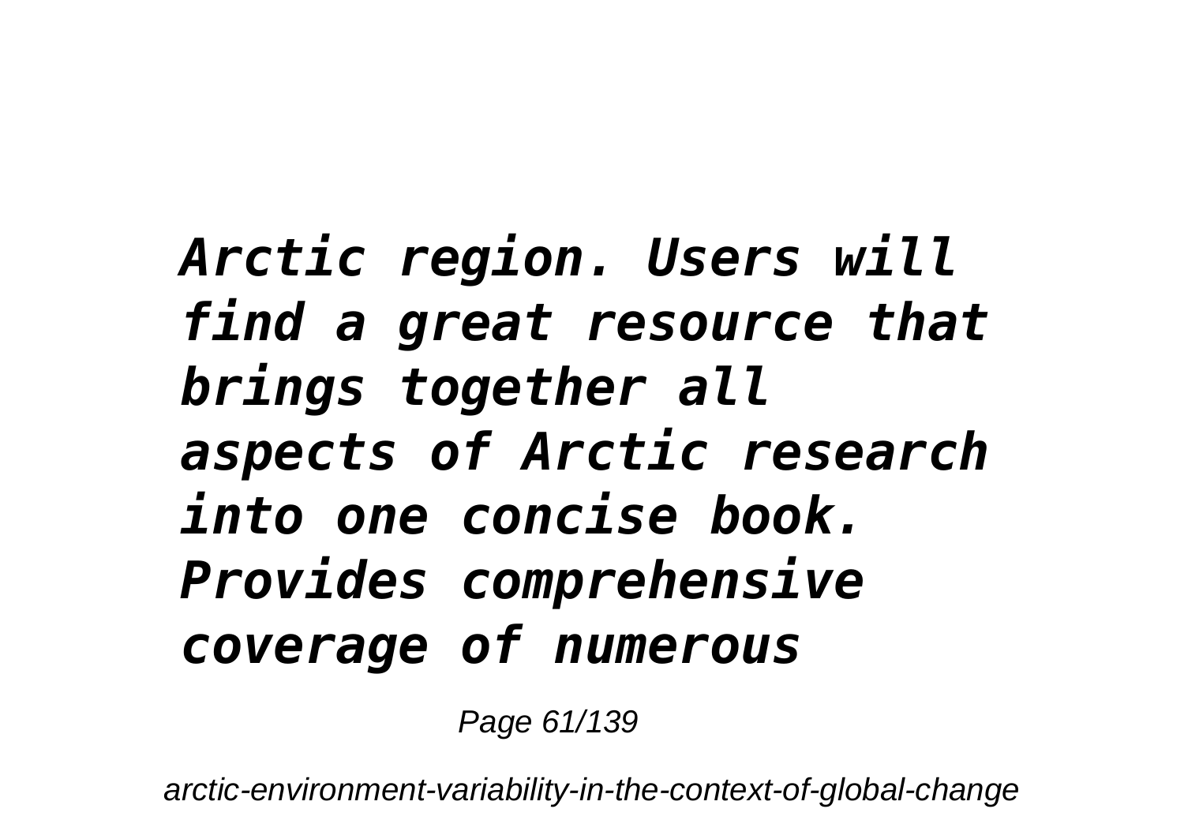*Arctic region. Users will find a great resource that brings together all aspects of Arctic research into one concise book. Provides comprehensive coverage of numerous*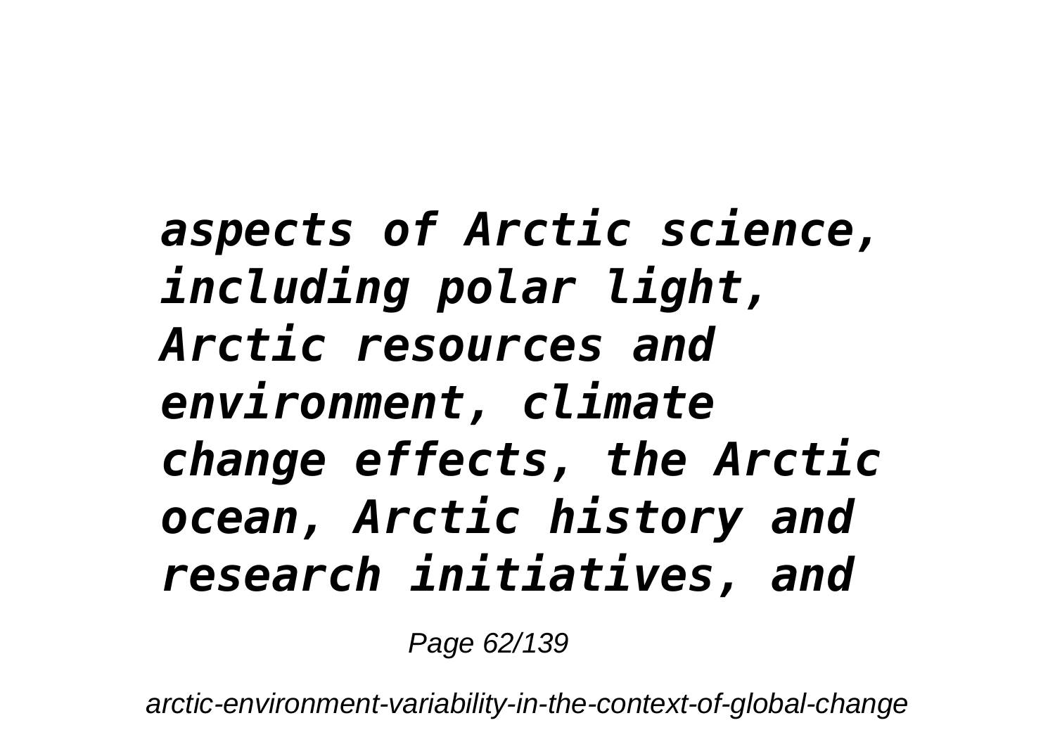*aspects of Arctic science, including polar light, Arctic resources and environment, climate change effects, the Arctic ocean, Arctic history and research initiatives, and*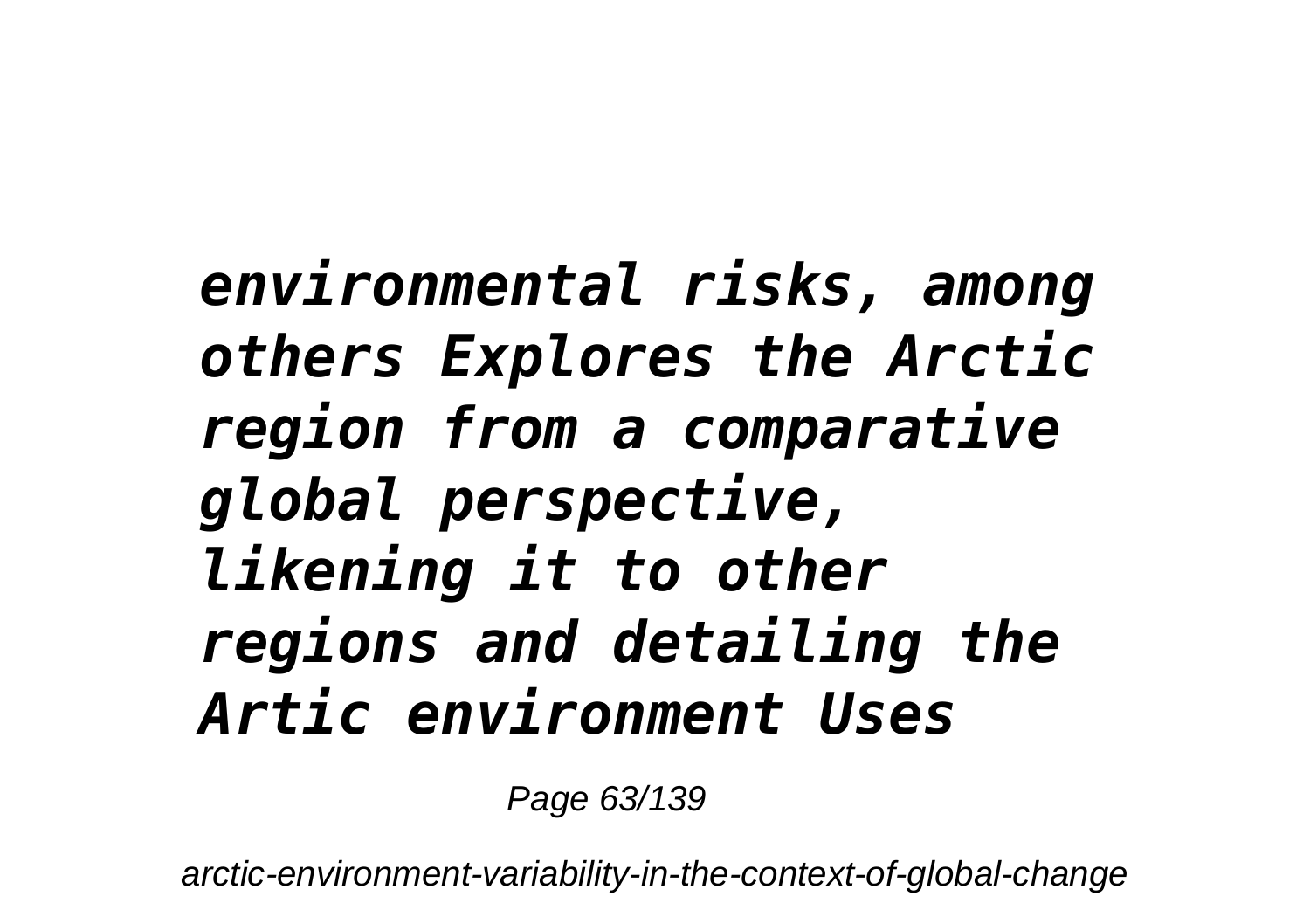***environmental risks, among others Explores the Arctic region from a comparative global perspective, likening it to other regions and detailing the Artic environment Uses***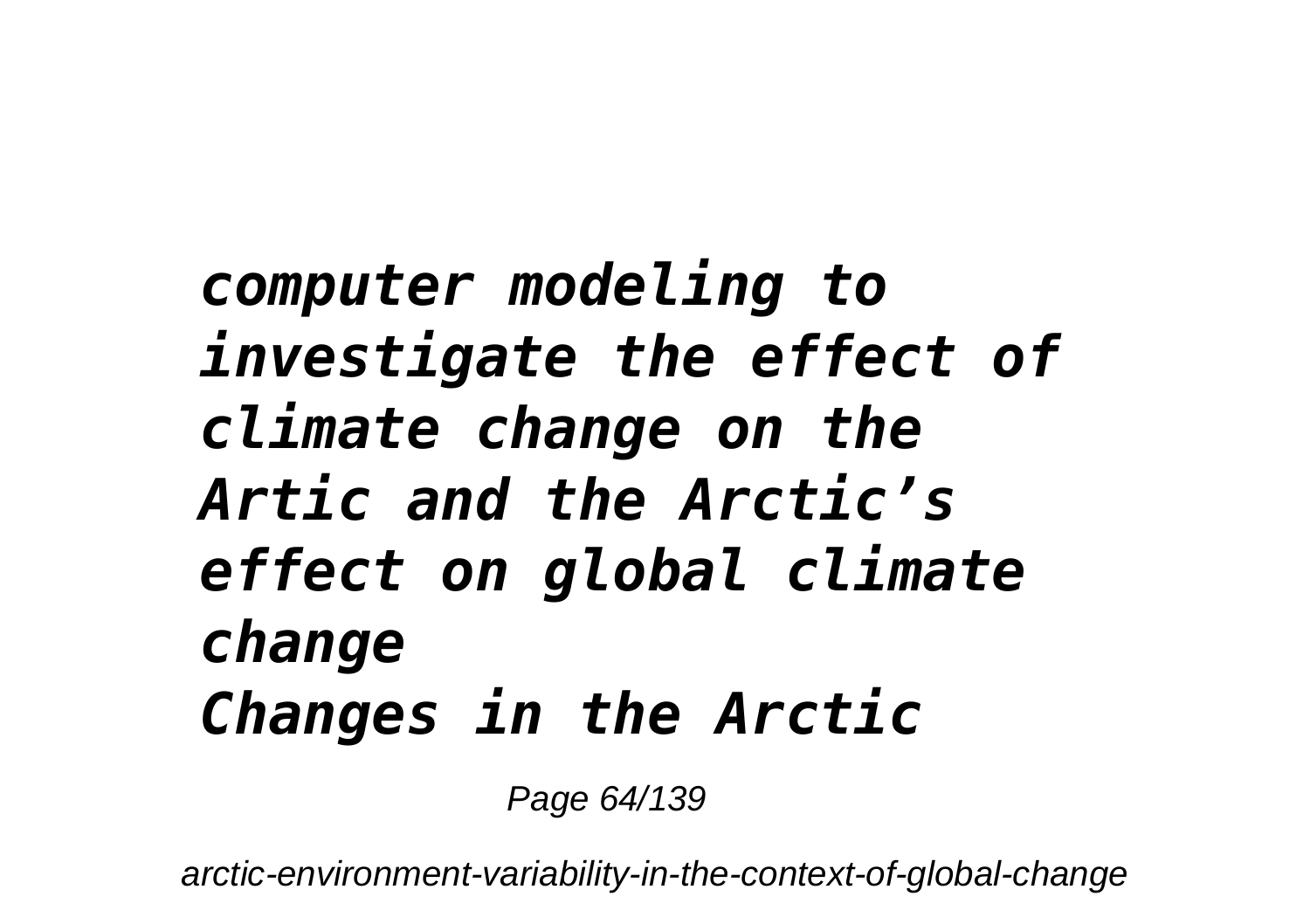*computer modeling to investigate the effect of climate change on the Artic and the Arctic's effect on global climate change*

*Changes in the Arctic*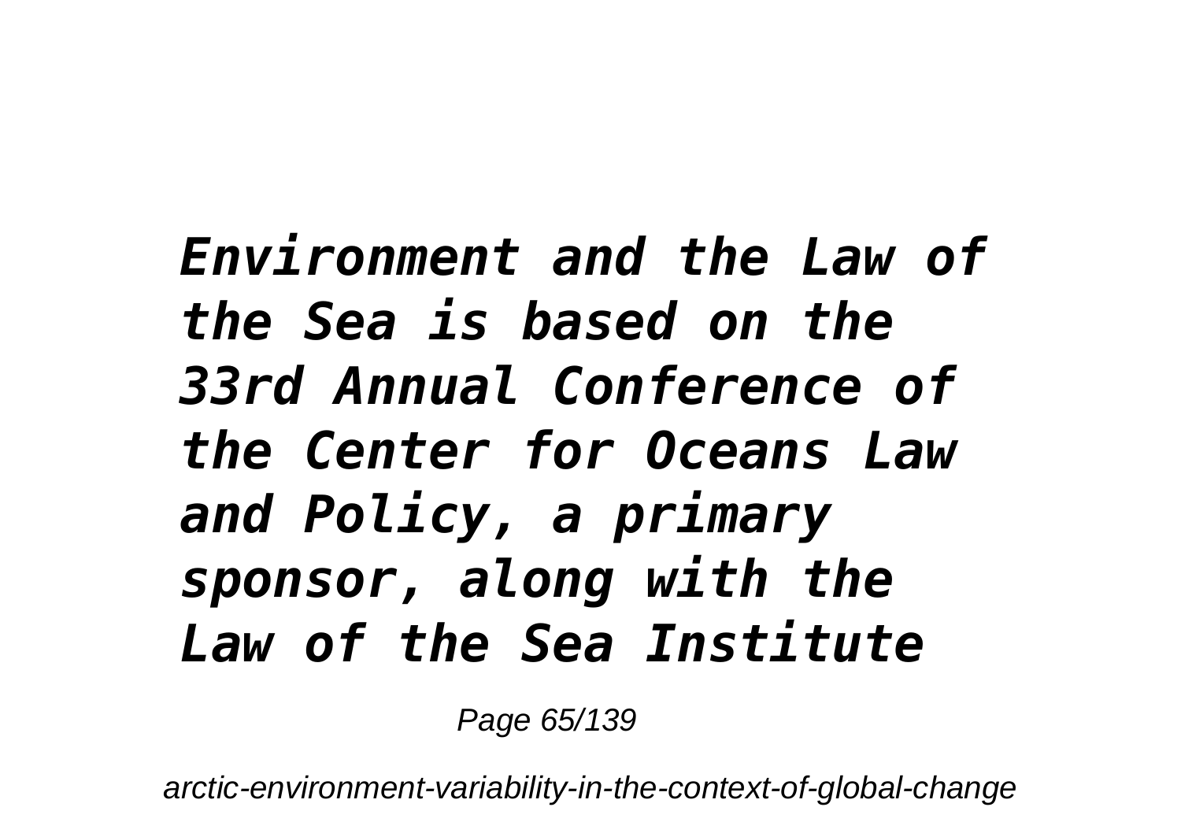*Environment and the Law of the Sea is based on the 33rd Annual Conference of the Center for Oceans Law and Policy, a primary sponsor, along with the Law of the Sea Institute*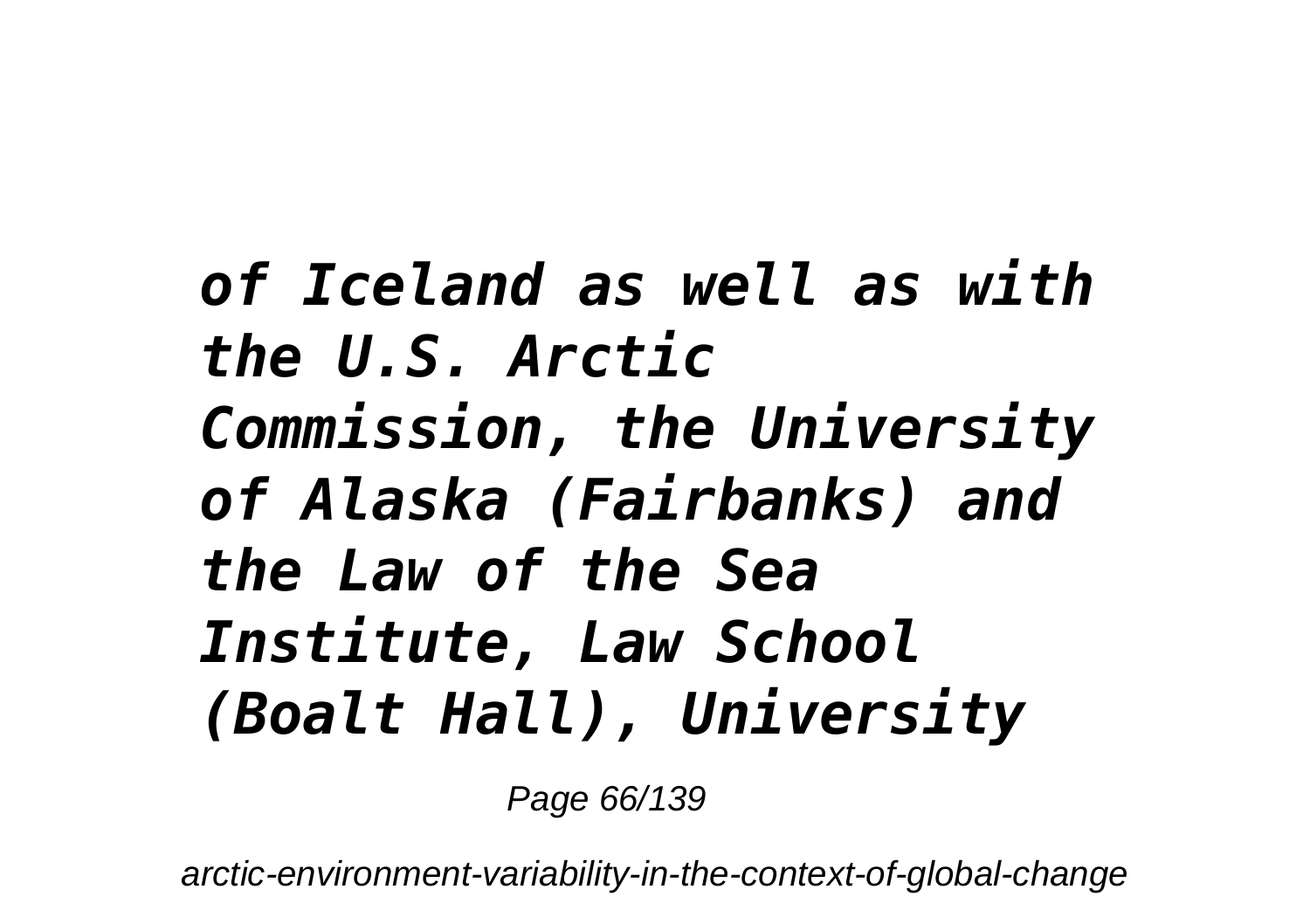*of Iceland as well as with the U.S. Arctic Commission, the University of Alaska (Fairbanks) and the Law of the Sea Institute, Law School (Boalt Hall), University*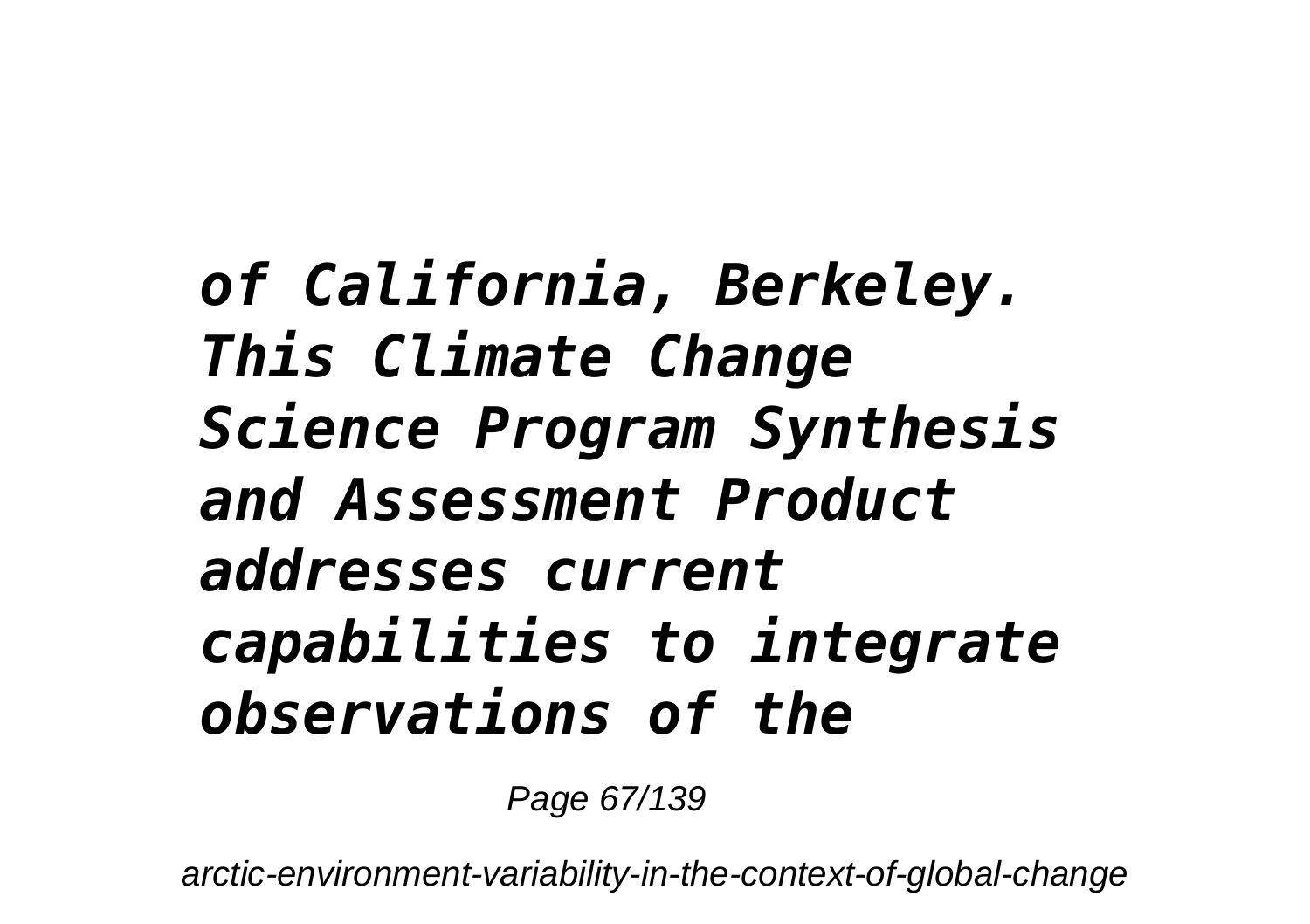*of California, Berkeley. This Climate Change Science Program Synthesis and Assessment Product addresses current capabilities to integrate observations of the*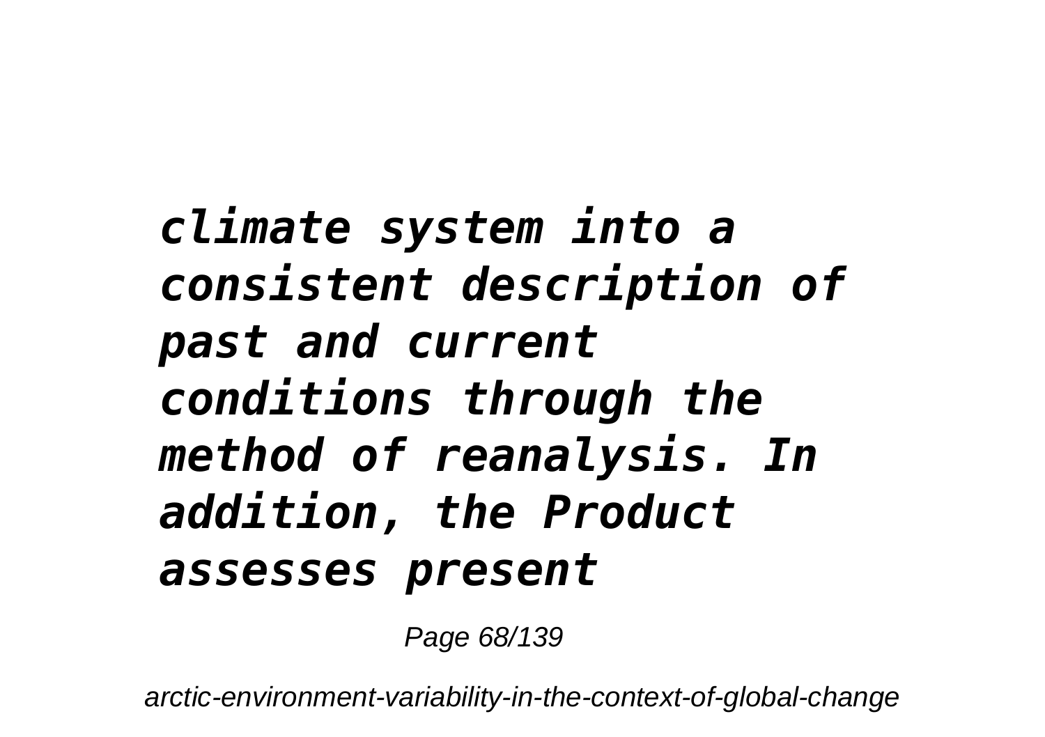***climate system into a consistent description of past and current conditions through the method of reanalysis. In addition, the Product assesses present***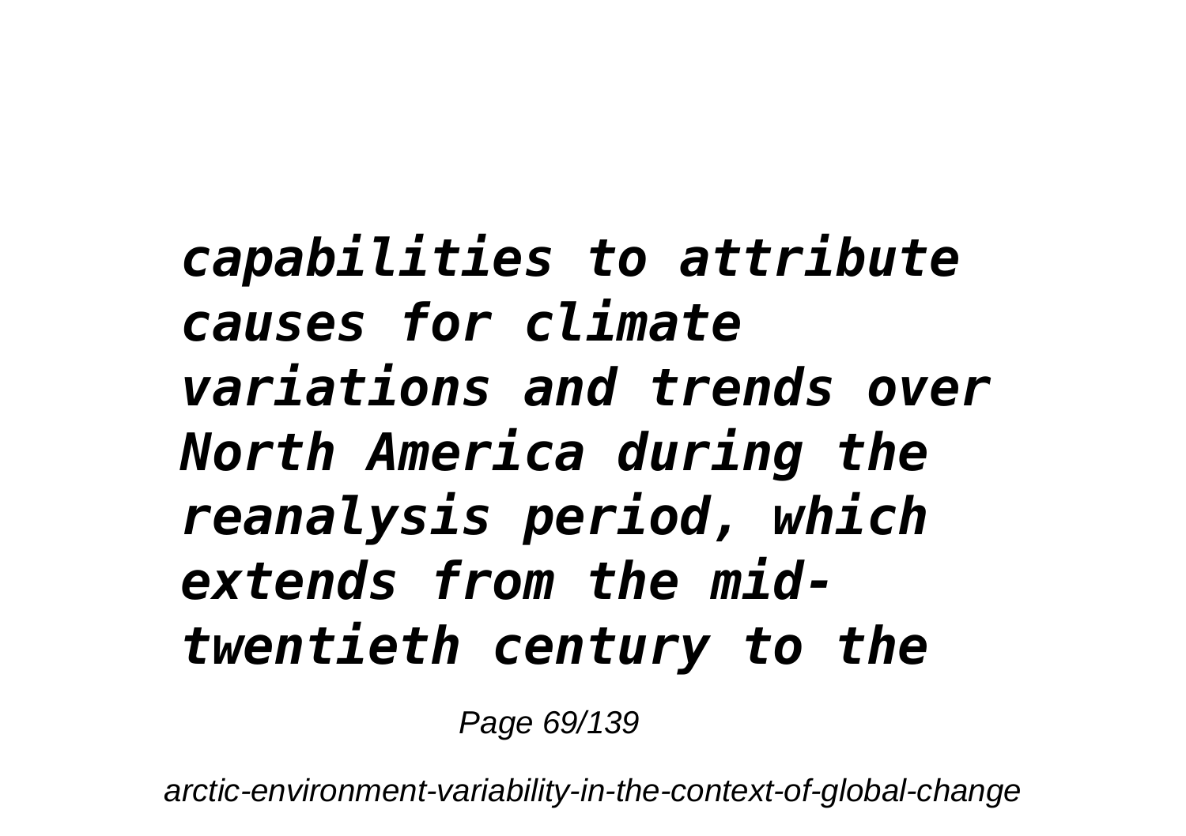*capabilities to attribute causes for climate variations and trends over North America during the reanalysis period, which extends from the mid-twentieth century to the*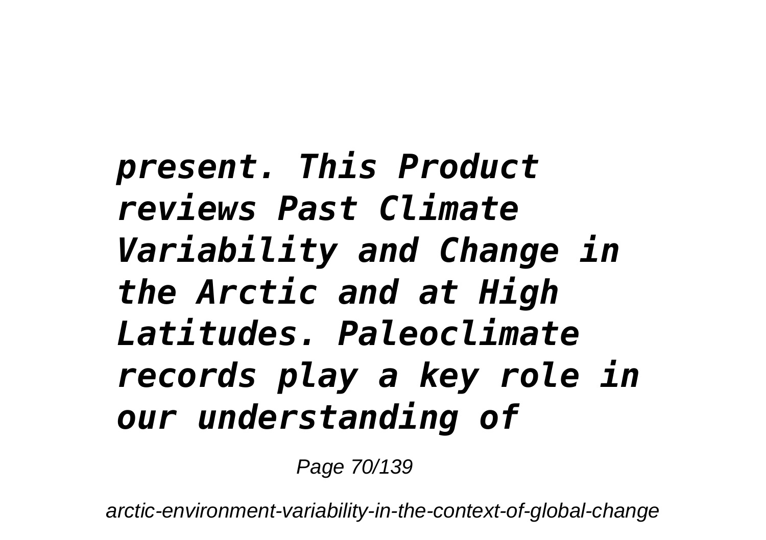*present. This Product reviews Past Climate Variability and Change in the Arctic and at High Latitudes. Paleoclimate records play a key role in our understanding of*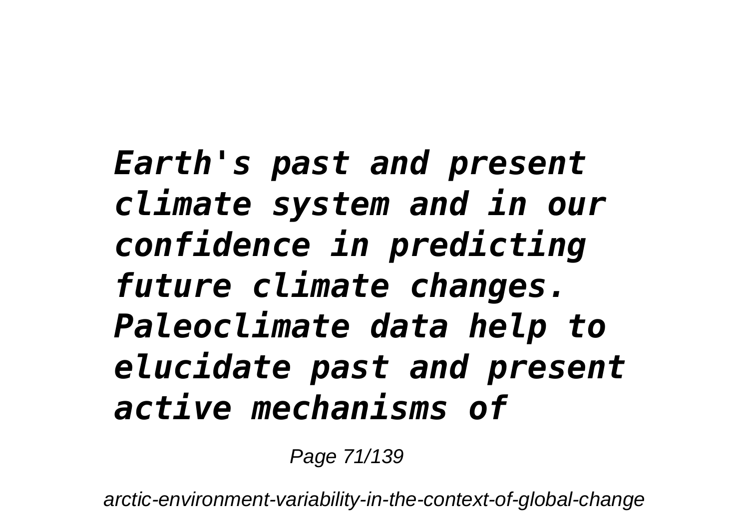*Earth's past and present climate system and in our confidence in predicting future climate changes. Paleoclimate data help to elucidate past and present active mechanisms of*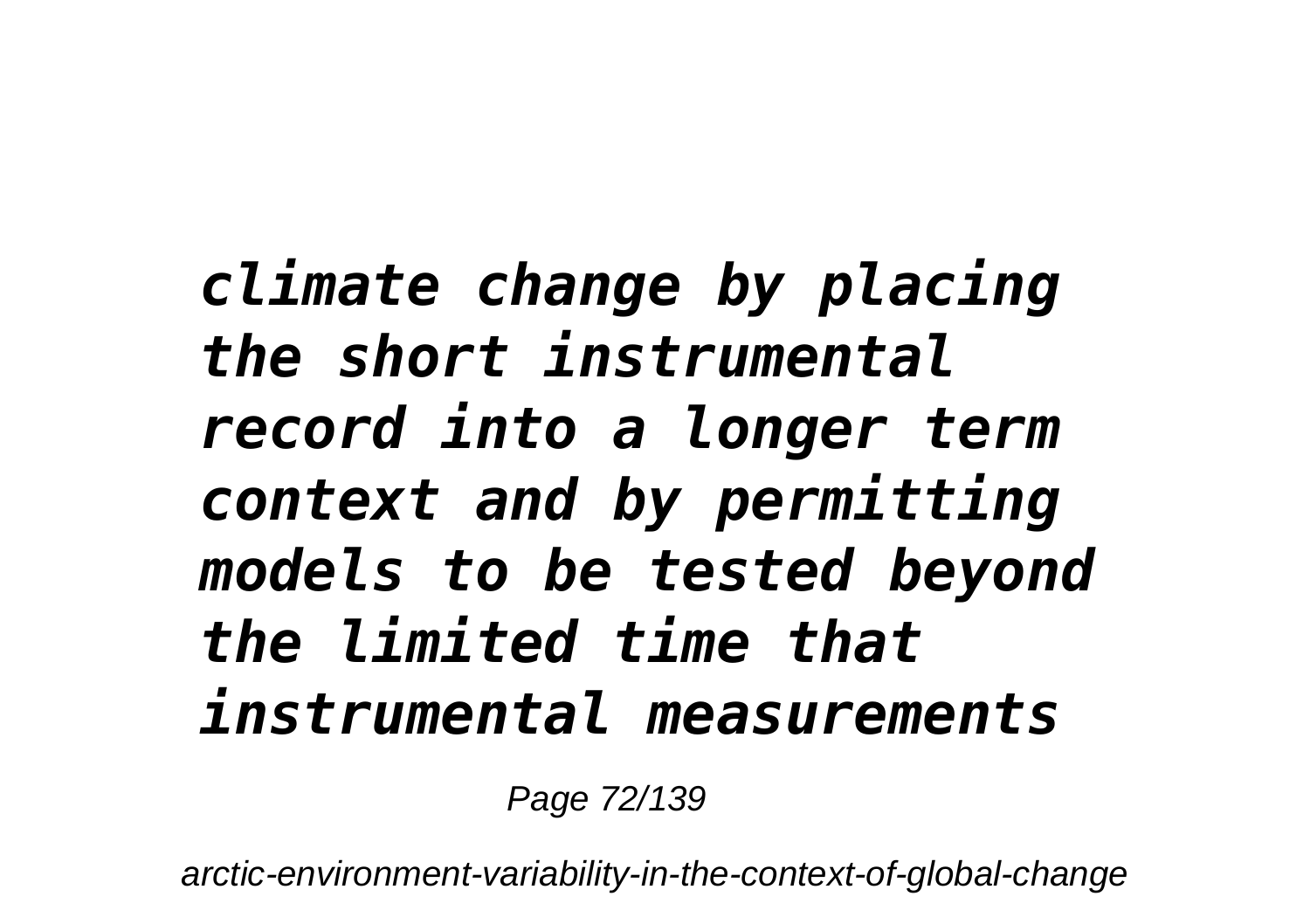***climate change by placing the short instrumental record into a longer term context and by permitting models to be tested beyond the limited time that instrumental measurements***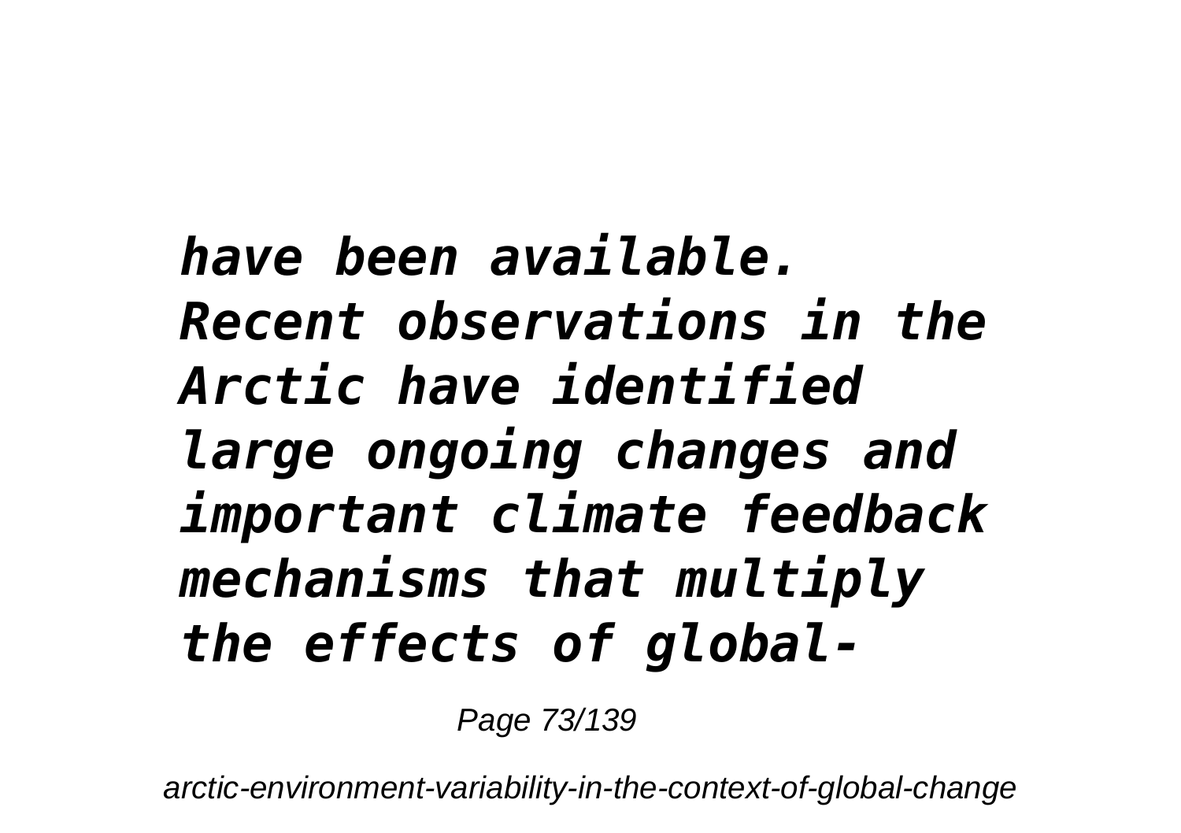*have been available. Recent observations in the Arctic have identified large ongoing changes and important climate feedback mechanisms that multiply the effects of global-*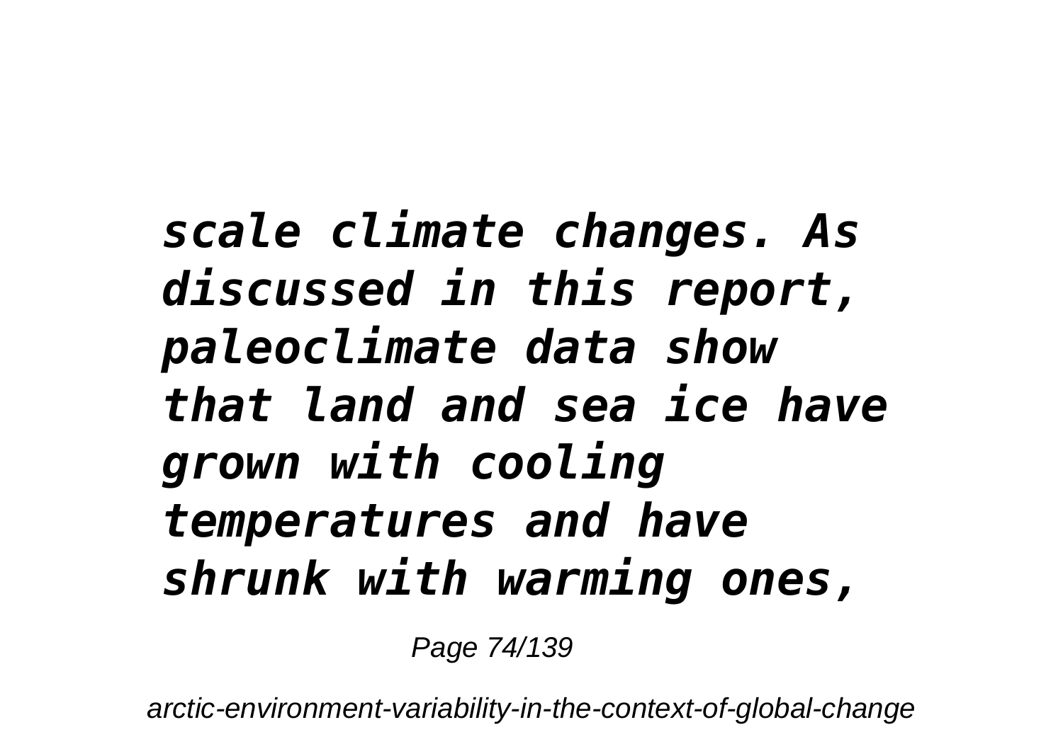*scale climate changes. As discussed in this report, paleoclimate data show that land and sea ice have grown with cooling temperatures and have shrunk with warming ones,*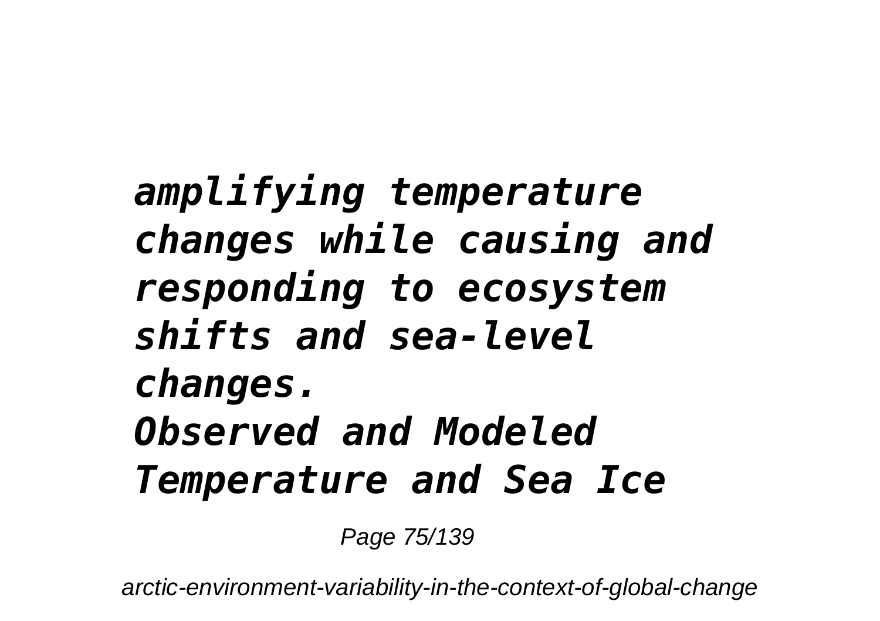*amplifying temperature changes while causing and responding to ecosystem shifts and sea-level changes.*

*Observed and Modeled Temperature and Sea Ice*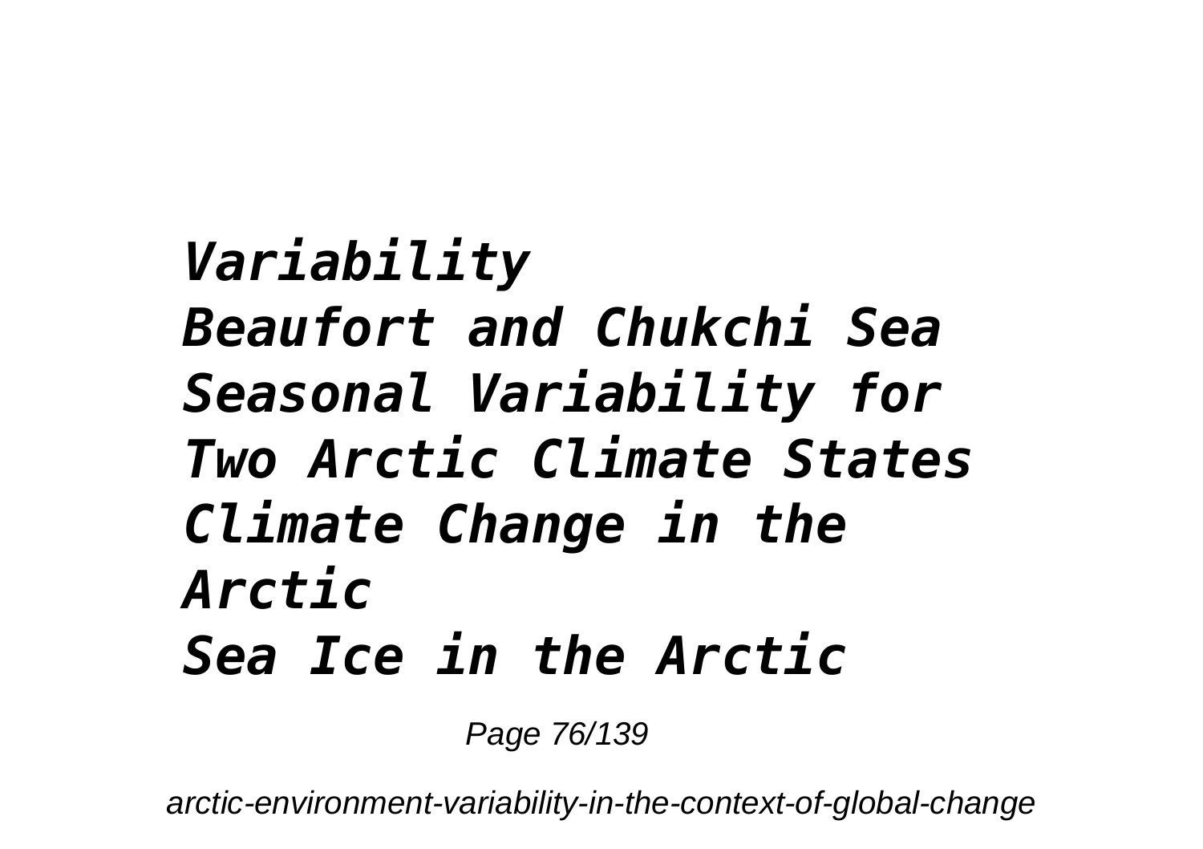*Variability*
*Beaufort and Chukchi Sea Seasonal Variability for Two Arctic Climate States*
*Climate Change in the Arctic*
*Sea Ice in the Arctic*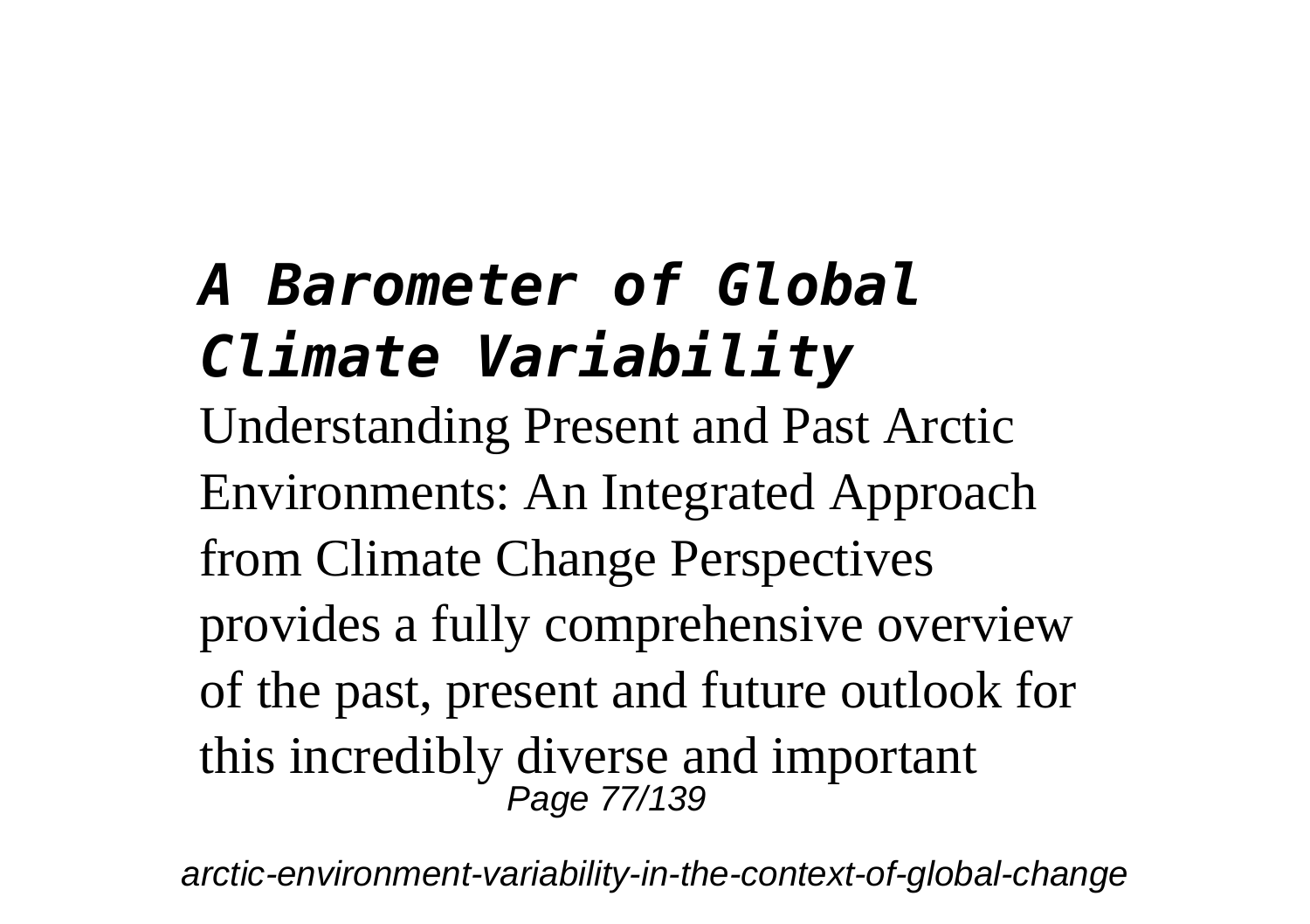## *A Barometer of Global Climate Variability*

Understanding Present and Past Arctic Environments: An Integrated Approach from Climate Change Perspectives provides a fully comprehensive overview of the past, present and future outlook for this incredibly diverse and important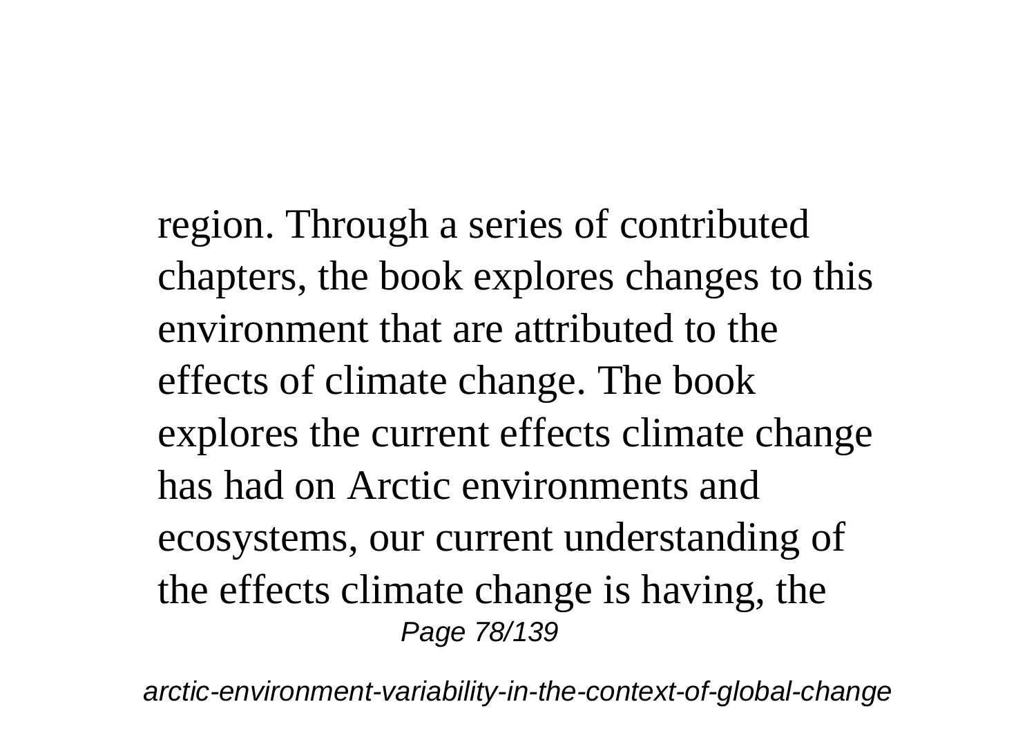region. Through a series of contributed chapters, the book explores changes to this environment that are attributed to the effects of climate change. The book explores the current effects climate change has had on Arctic environments and ecosystems, our current understanding of the effects climate change is having, the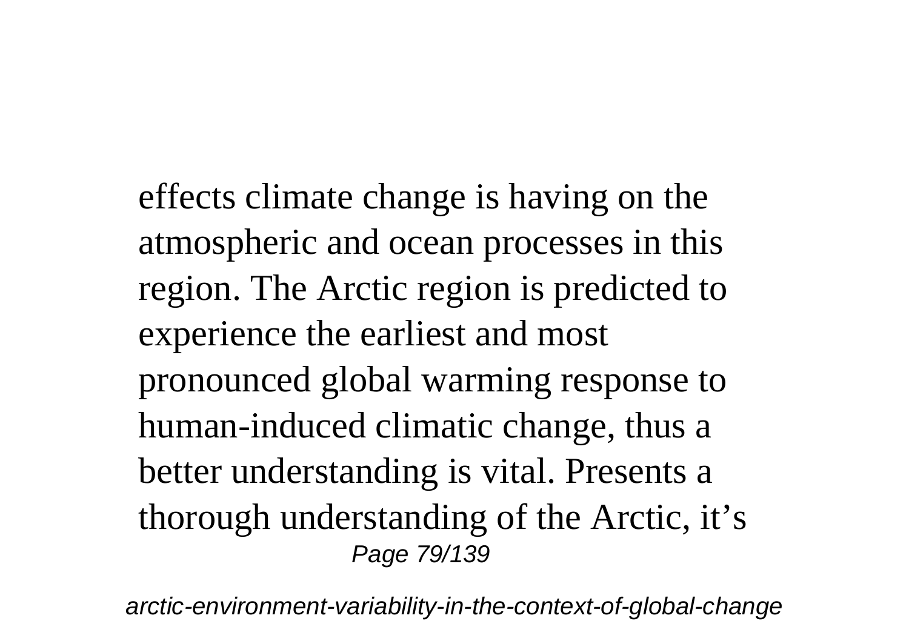effects climate change is having on the atmospheric and ocean processes in this region. The Arctic region is predicted to experience the earliest and most pronounced global warming response to human-induced climatic change, thus a better understanding is vital. Presents a thorough understanding of the Arctic, it's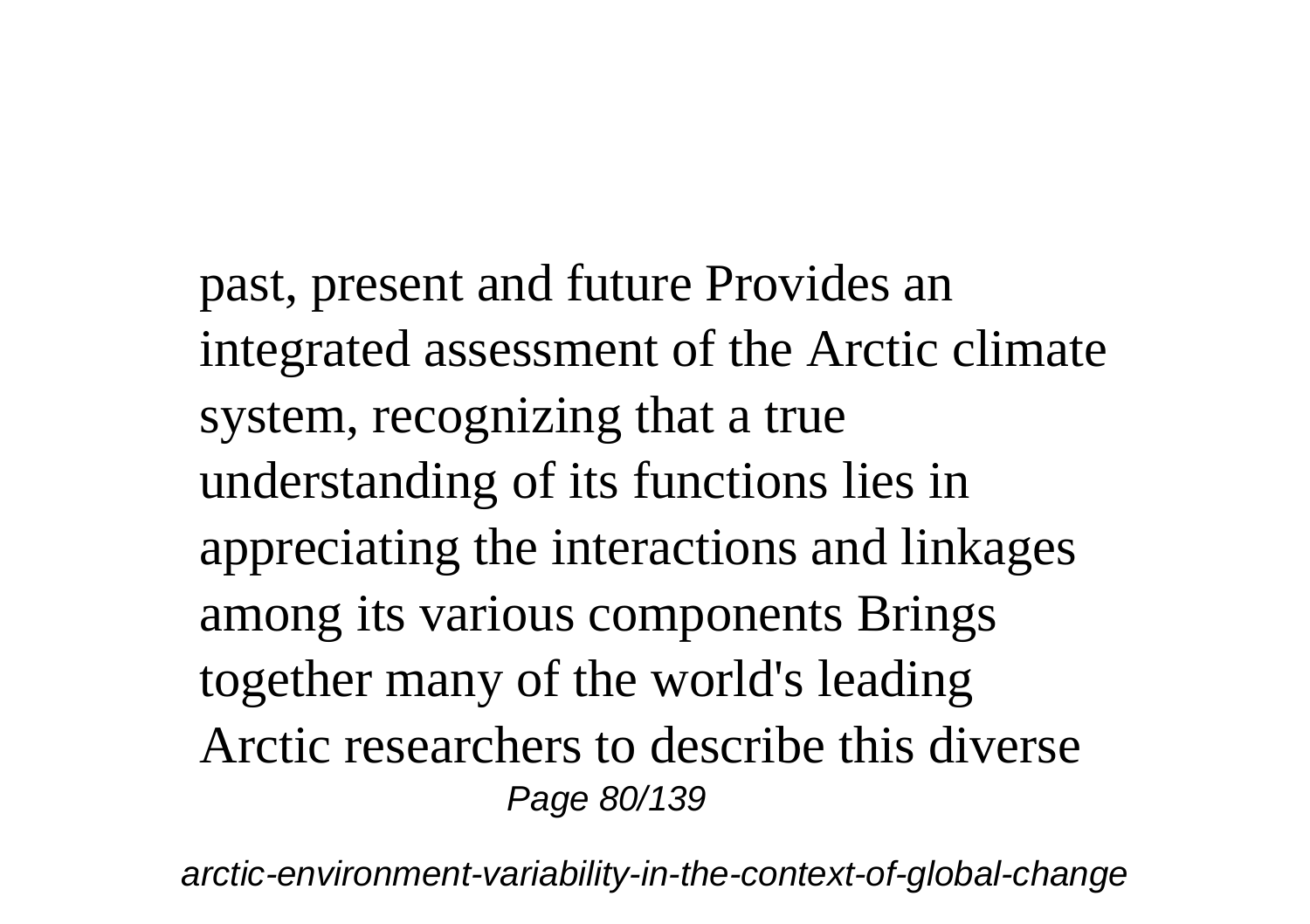past, present and future Provides an integrated assessment of the Arctic climate system, recognizing that a true understanding of its functions lies in appreciating the interactions and linkages among its various components Brings together many of the world's leading Arctic researchers to describe this diverse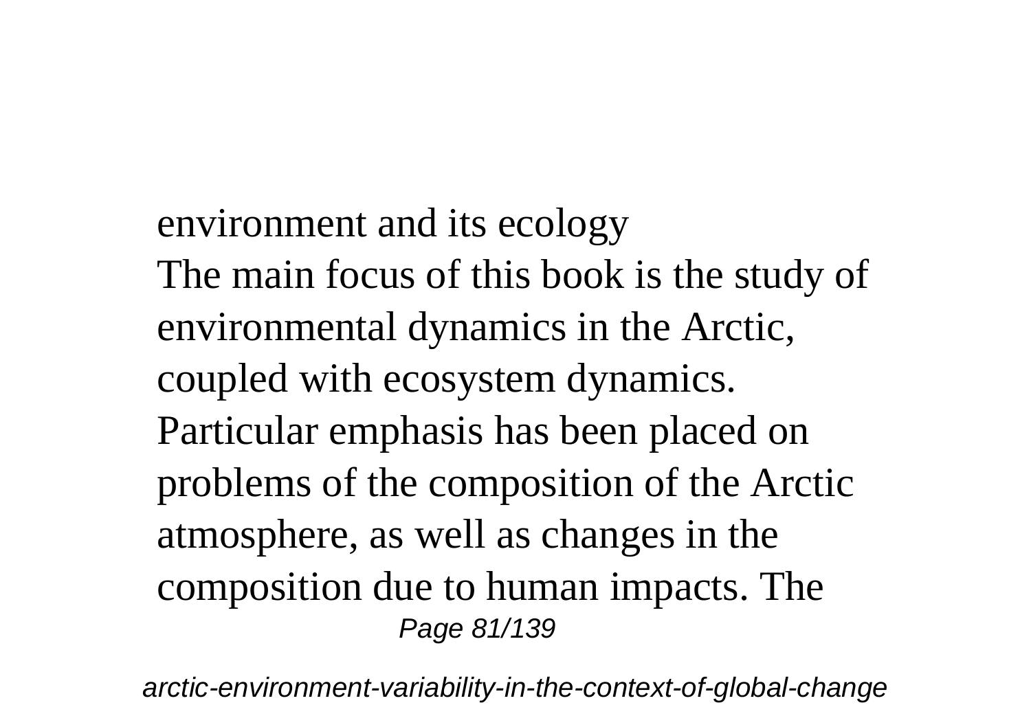environment and its ecology
The main focus of this book is the study of environmental dynamics in the Arctic, coupled with ecosystem dynamics. Particular emphasis has been placed on problems of the composition of the Arctic atmosphere, as well as changes in the composition due to human impacts. The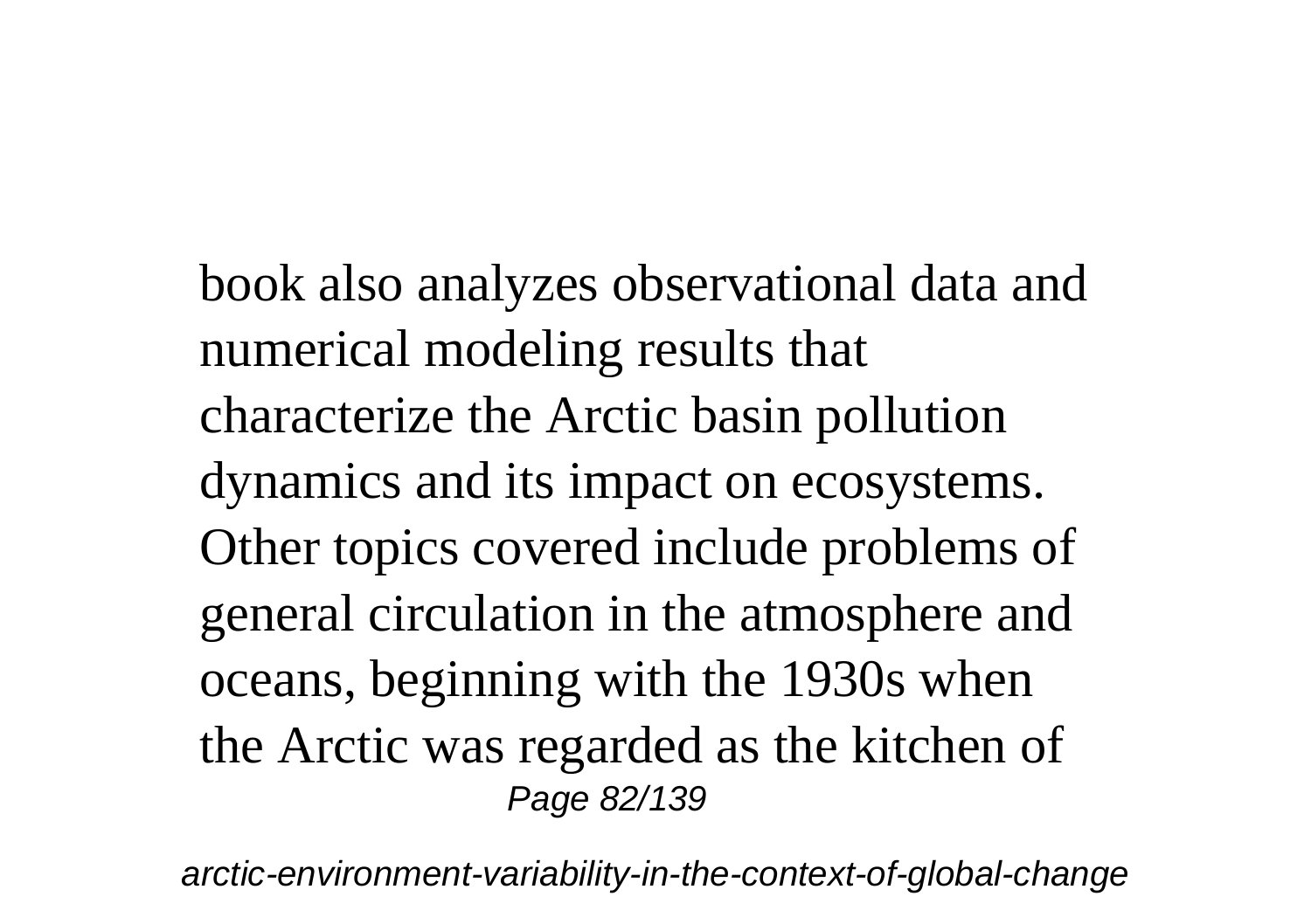book also analyzes observational data and numerical modeling results that characterize the Arctic basin pollution dynamics and its impact on ecosystems. Other topics covered include problems of general circulation in the atmosphere and oceans, beginning with the 1930s when the Arctic was regarded as the kitchen of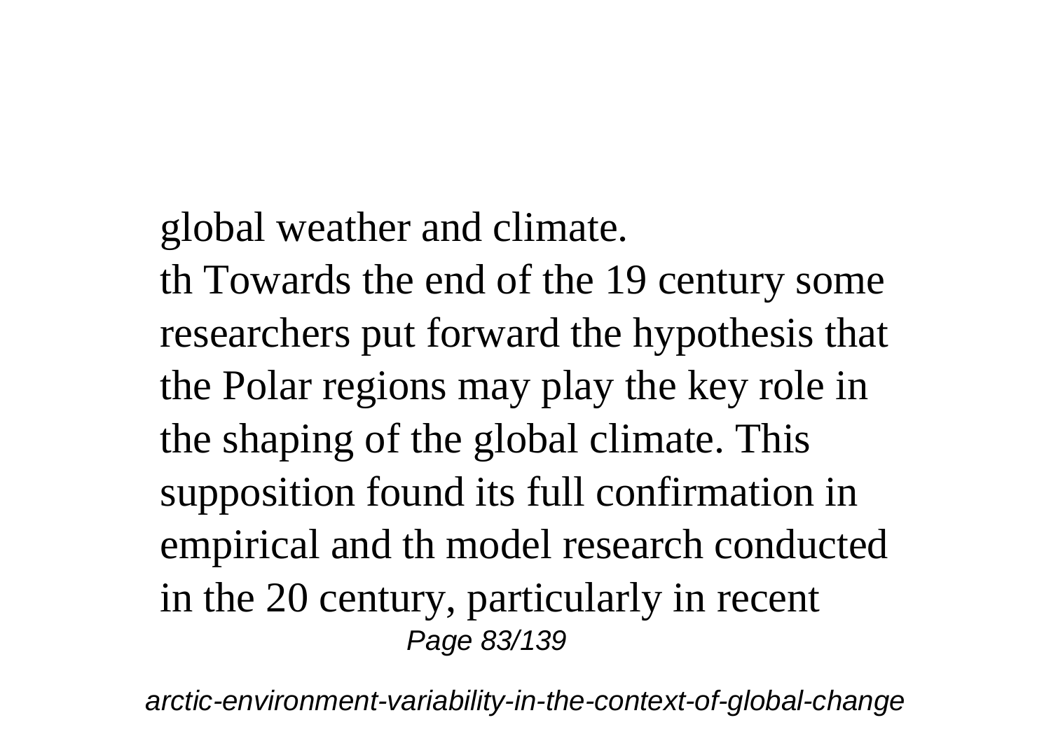global weather and climate.

th Towards the end of the 19 century some researchers put forward the hypothesis that the Polar regions may play the key role in the shaping of the global climate. This supposition found its full confirmation in empirical and th model research conducted in the 20 century, particularly in recent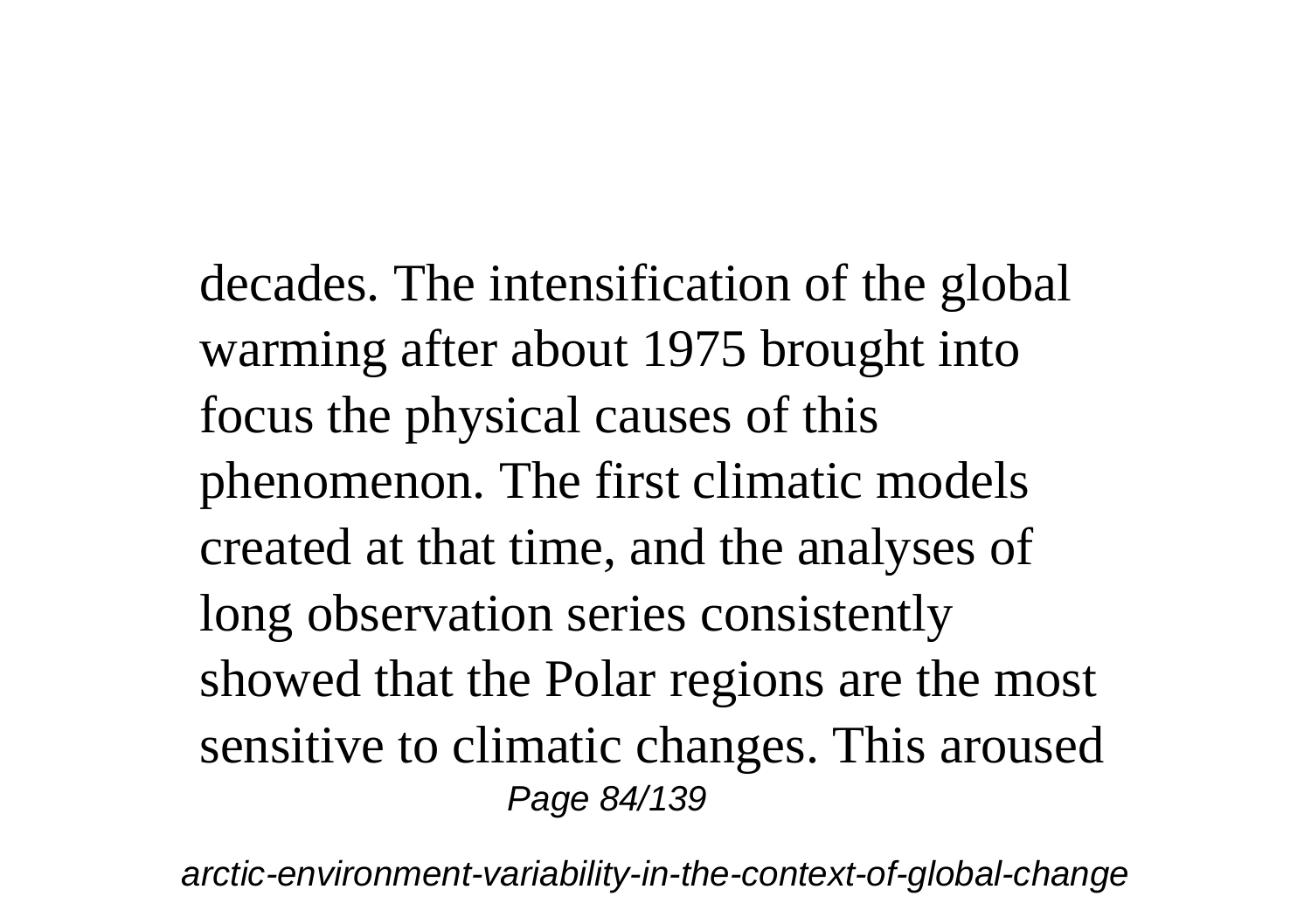decades. The intensification of the global warming after about 1975 brought into focus the physical causes of this phenomenon. The first climatic models created at that time, and the analyses of long observation series consistently showed that the Polar regions are the most sensitive to climatic changes. This aroused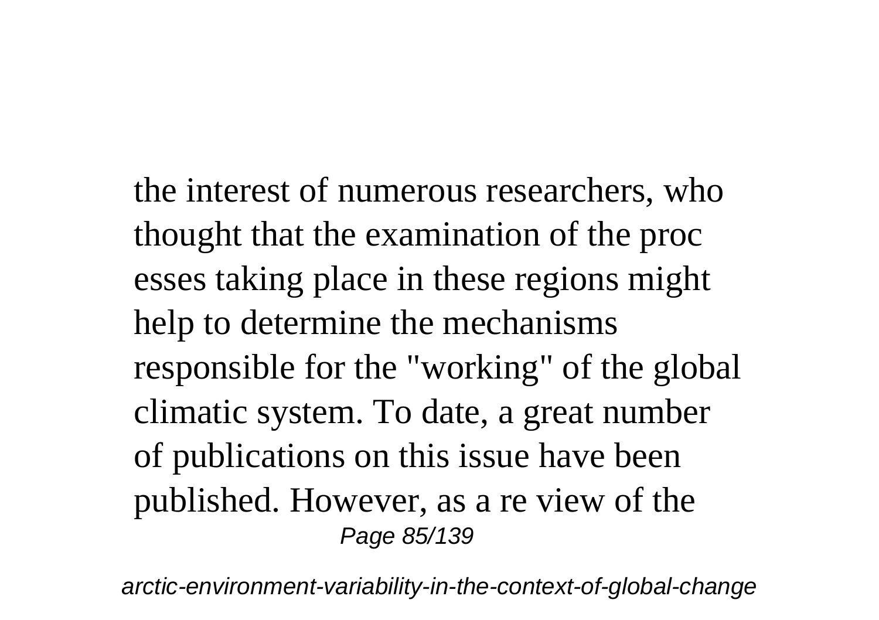the interest of numerous researchers, who thought that the examination of the proc esses taking place in these regions might help to determine the mechanisms responsible for the "working" of the global climatic system. To date, a great number of publications on this issue have been published. However, as a re view of the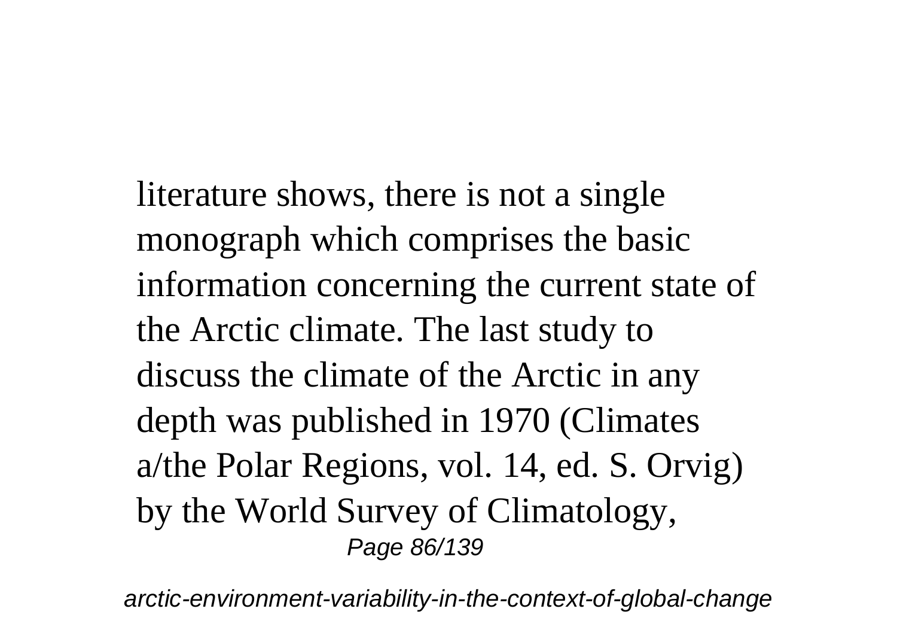literature shows, there is not a single monograph which comprises the basic information concerning the current state of the Arctic climate. The last study to discuss the climate of the Arctic in any depth was published in 1970 (Climates a/the Polar Regions, vol. 14, ed. S. Orvig) by the World Survey of Climatology,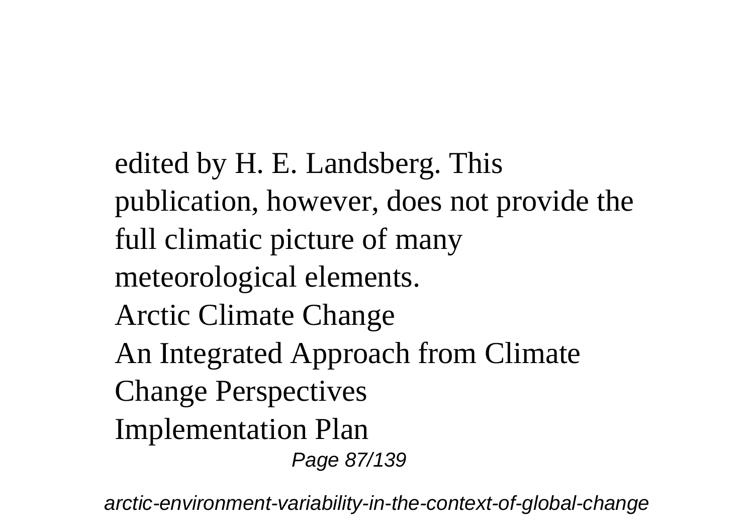edited by H. E. Landsberg. This publication, however, does not provide the full climatic picture of many meteorological elements.

Arctic Climate Change

An Integrated Approach from Climate Change Perspectives

Implementation Plan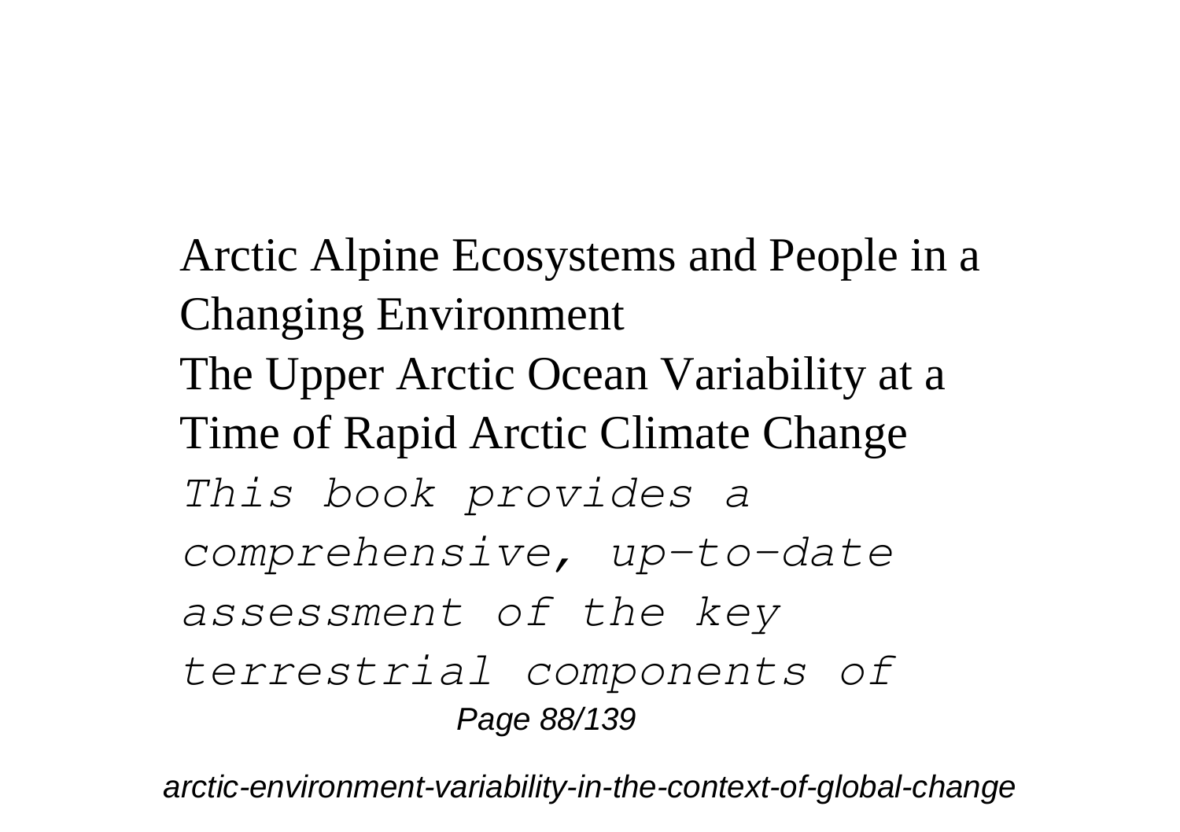Arctic Alpine Ecosystems and People in a Changing Environment

The Upper Arctic Ocean Variability at a Time of Rapid Arctic Climate Change

*This book provides a comprehensive, up-to-date assessment of the key terrestrial components of*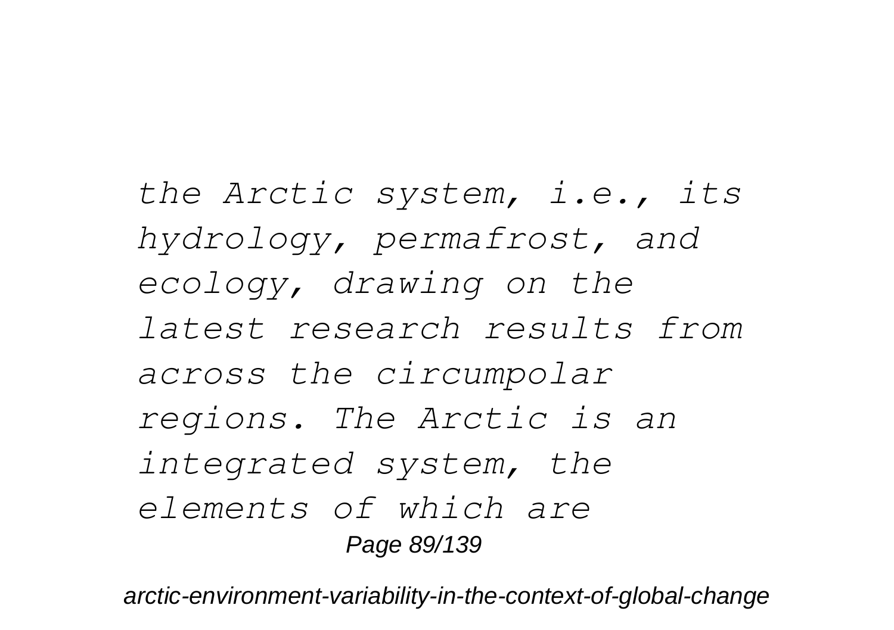*the Arctic system, i.e., its hydrology, permafrost, and ecology, drawing on the latest research results from across the circumpolar regions. The Arctic is an integrated system, the elements of which are*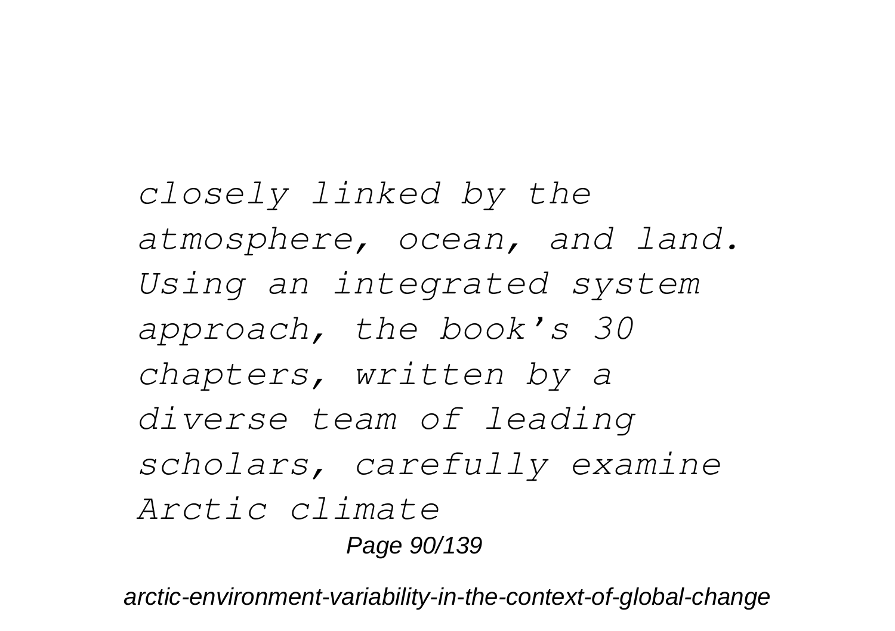*closely linked by the atmosphere, ocean, and land. Using an integrated system approach, the book's 30 chapters, written by a diverse team of leading scholars, carefully examine Arctic climate*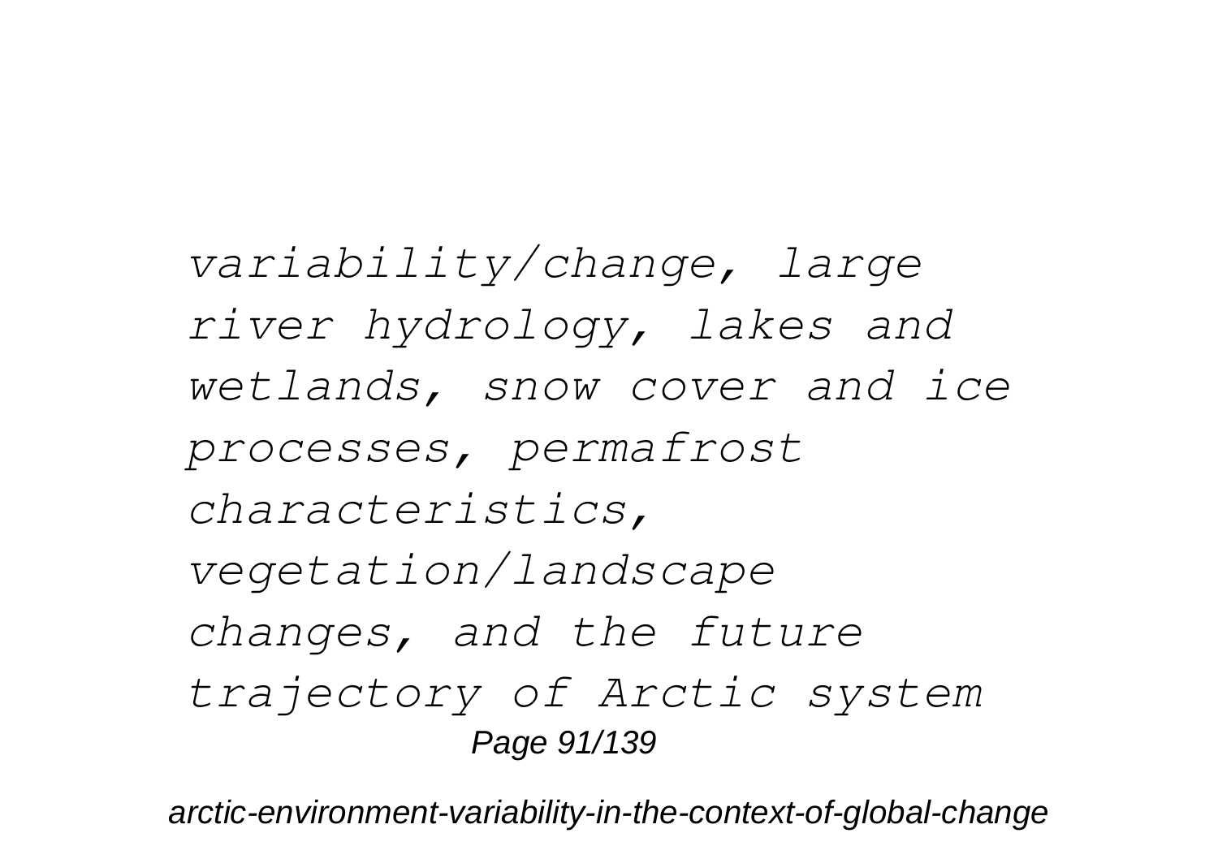*variability/change, large river hydrology, lakes and wetlands, snow cover and ice processes, permafrost characteristics, vegetation/landscape changes, and the future trajectory of Arctic system*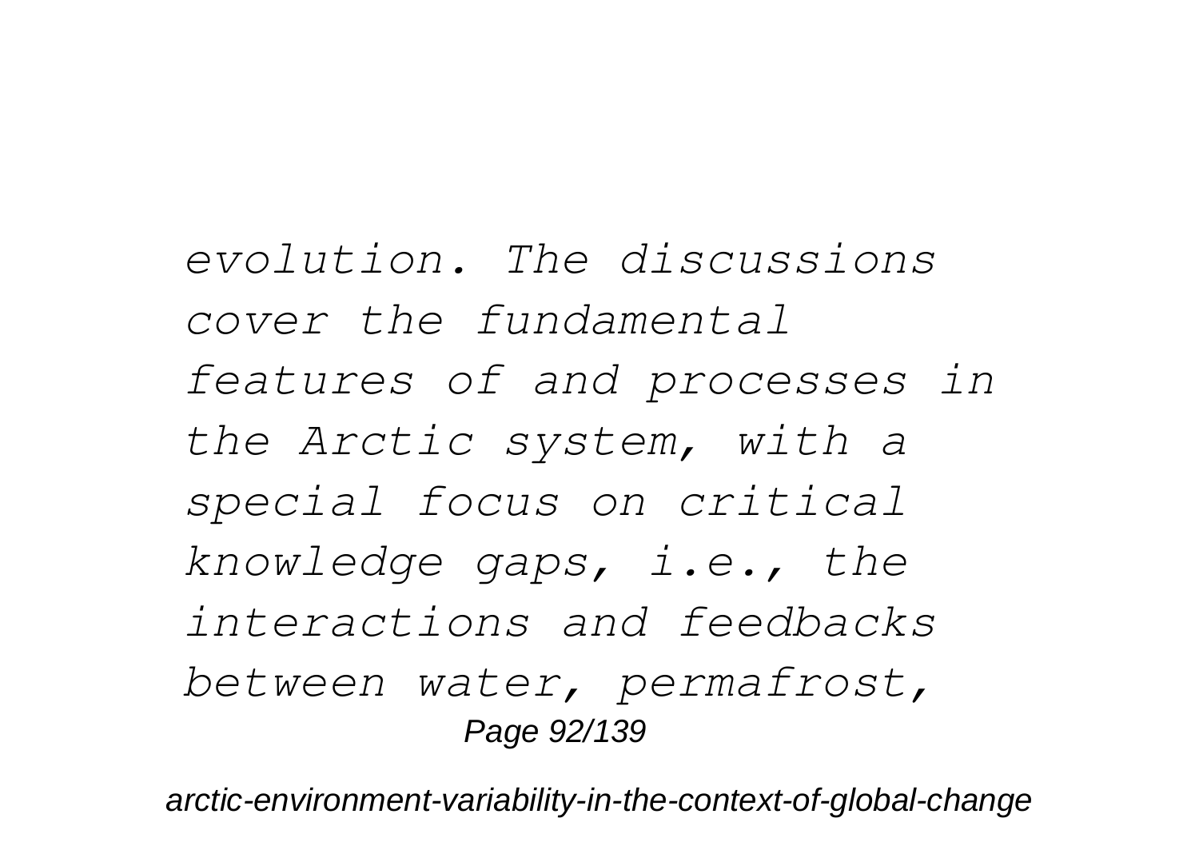*evolution. The discussions cover the fundamental features of and processes in the Arctic system, with a special focus on critical knowledge gaps, i.e., the interactions and feedbacks between water, permafrost,*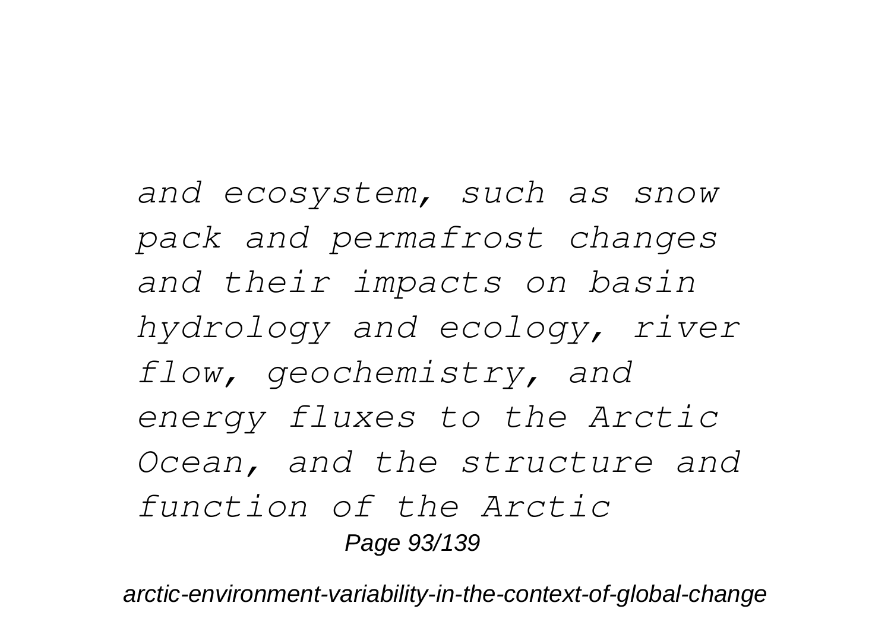*and ecosystem, such as snow pack and permafrost changes and their impacts on basin hydrology and ecology, river flow, geochemistry, and energy fluxes to the Arctic Ocean, and the structure and function of the Arctic*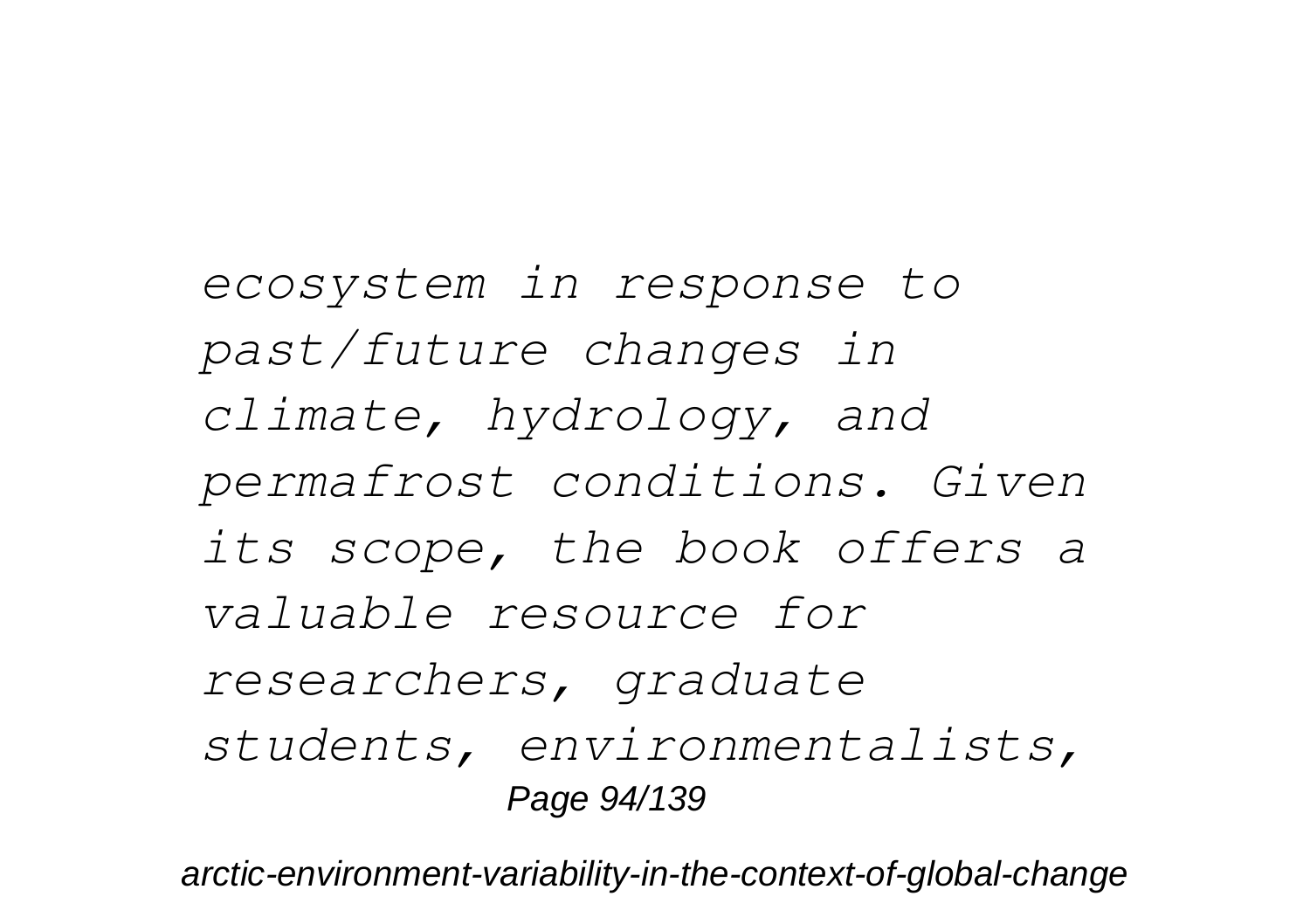*ecosystem in response to past/future changes in climate, hydrology, and permafrost conditions. Given its scope, the book offers a valuable resource for researchers, graduate students, environmentalists,*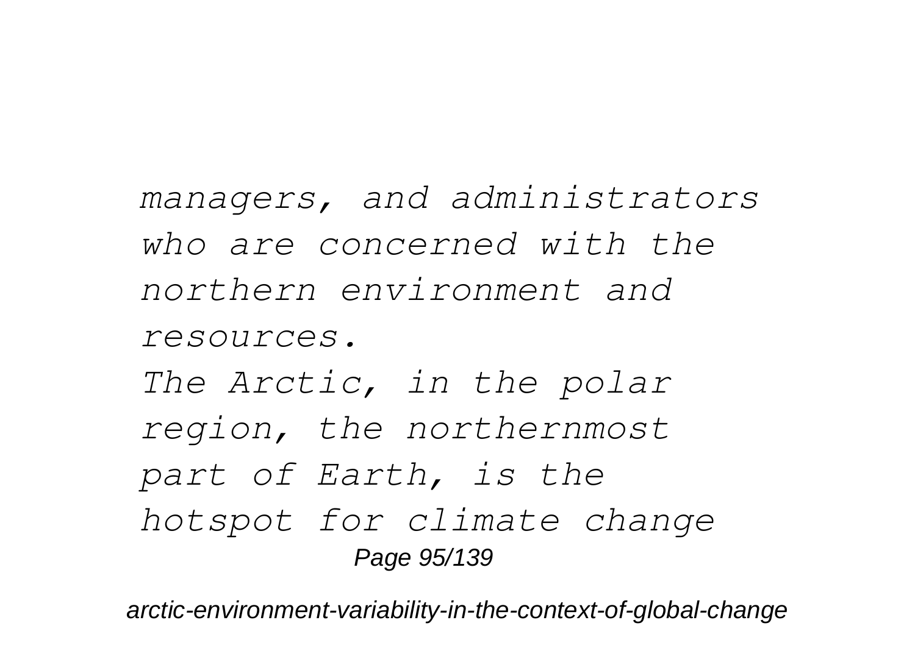*managers, and administrators who are concerned with the northern environment and resources.*

*The Arctic, in the polar region, the northernmost part of Earth, is the hotspot for climate change*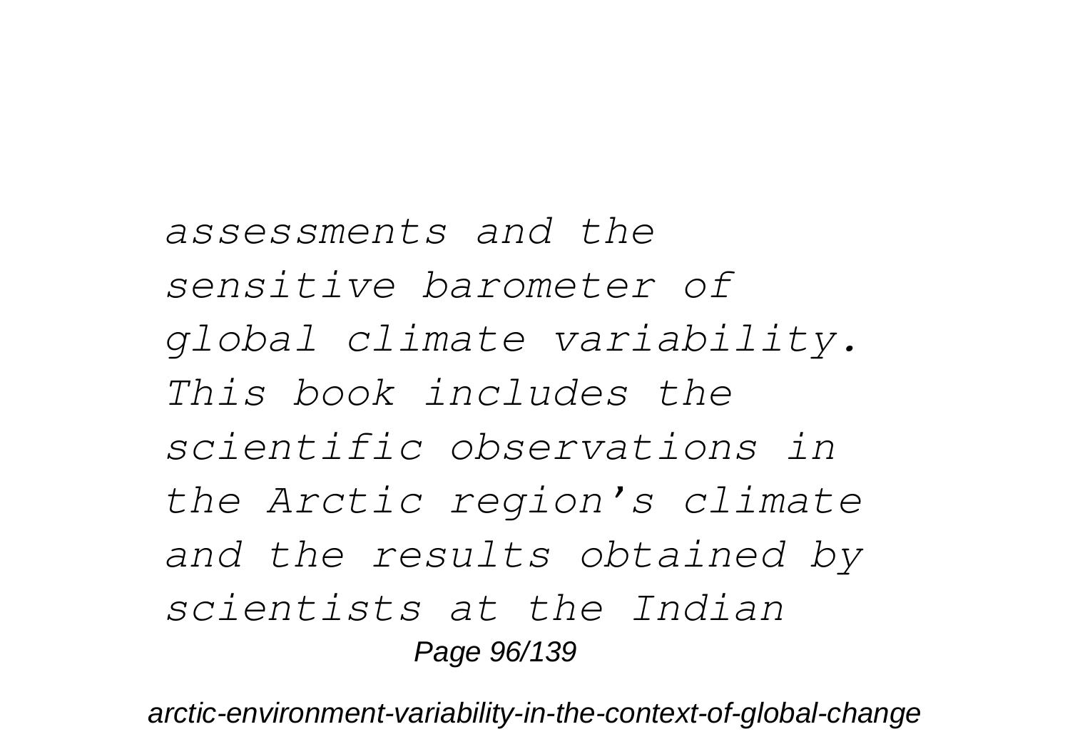*assessments and the sensitive barometer of global climate variability. This book includes the scientific observations in the Arctic region's climate and the results obtained by scientists at the Indian*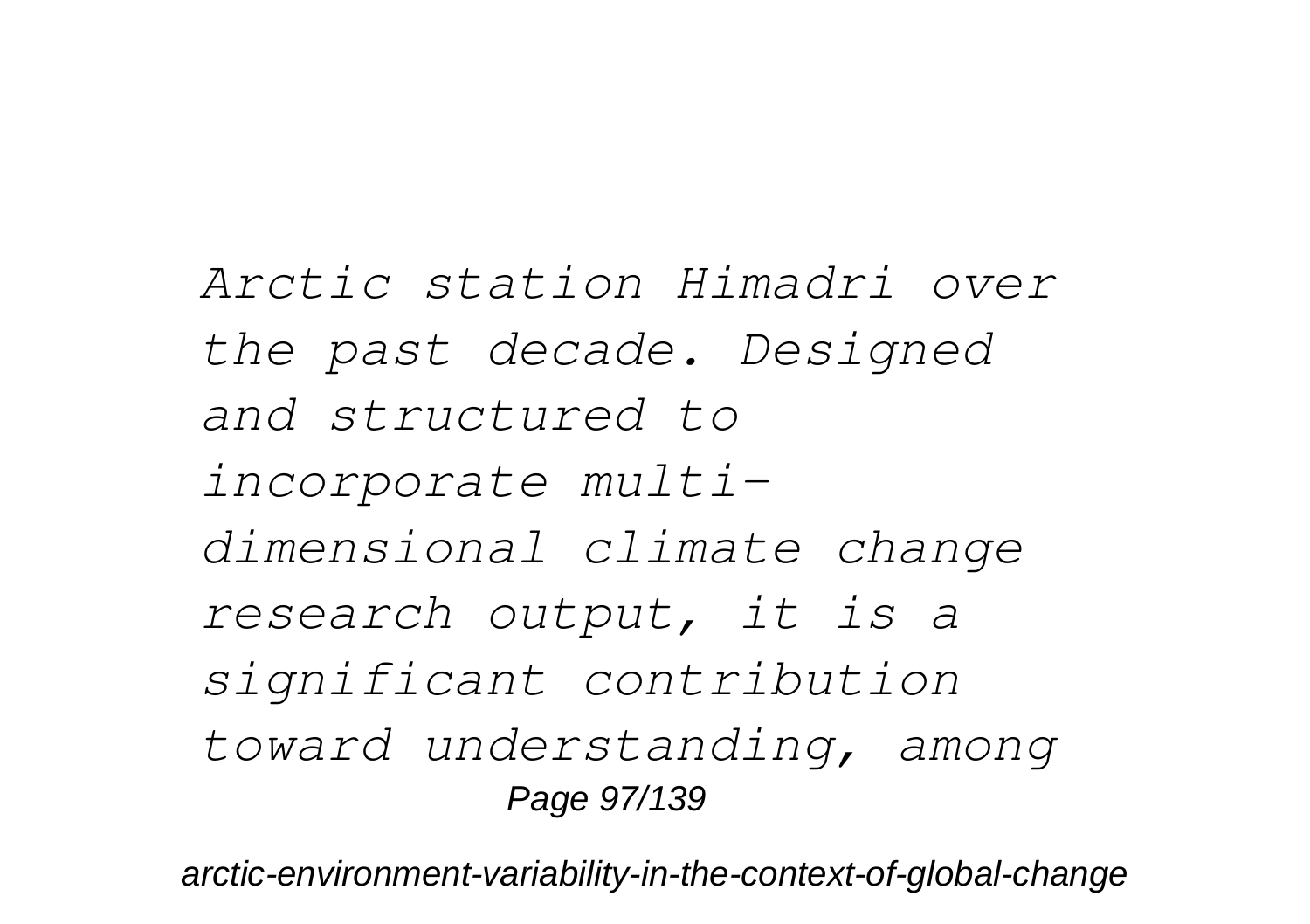*Arctic station Himadri over the past decade. Designed and structured to incorporate multi-dimensional climate change research output, it is a significant contribution toward understanding, among*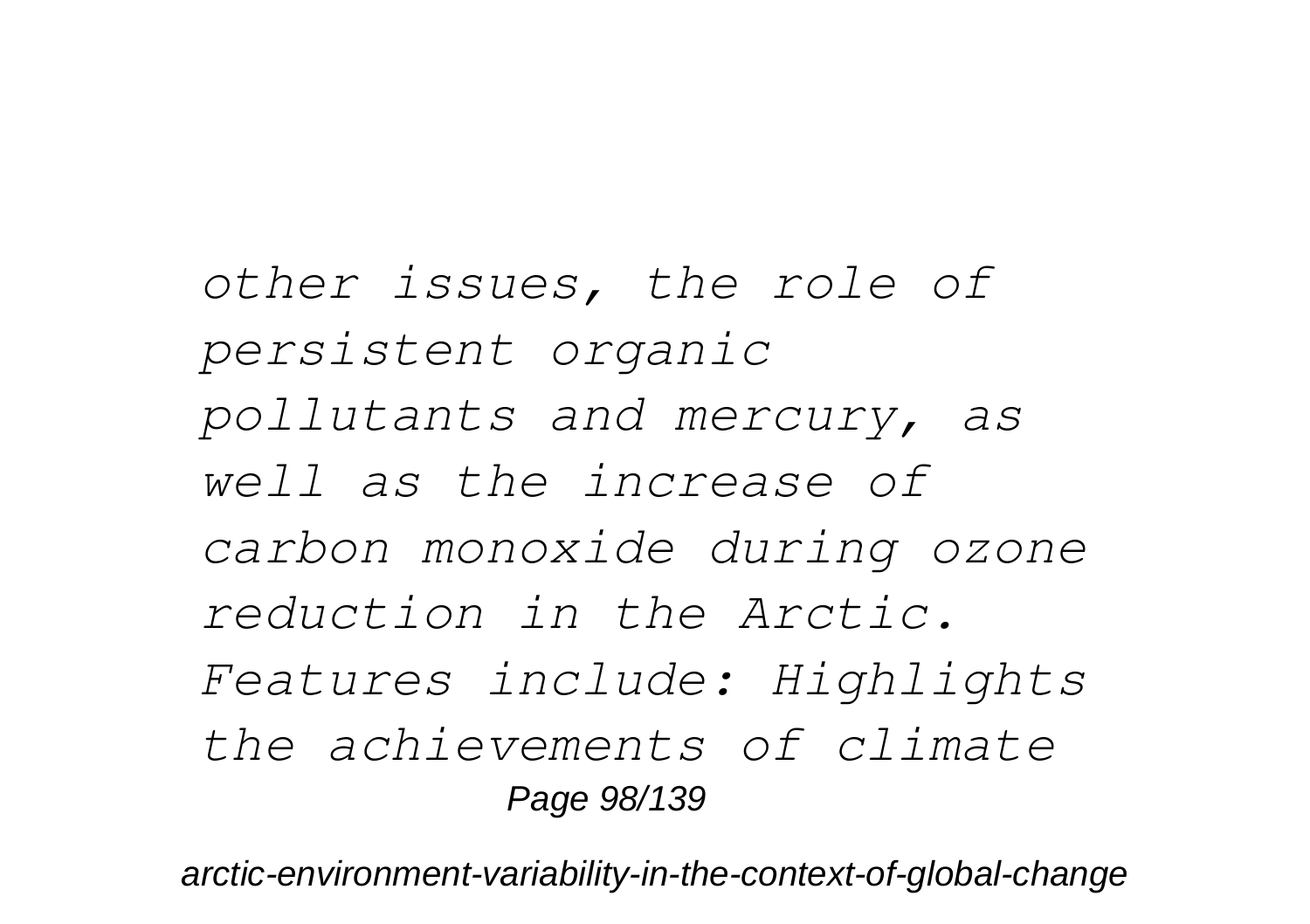*other issues, the role of persistent organic pollutants and mercury, as well as the increase of carbon monoxide during ozone reduction in the Arctic. Features include: Highlights the achievements of climate*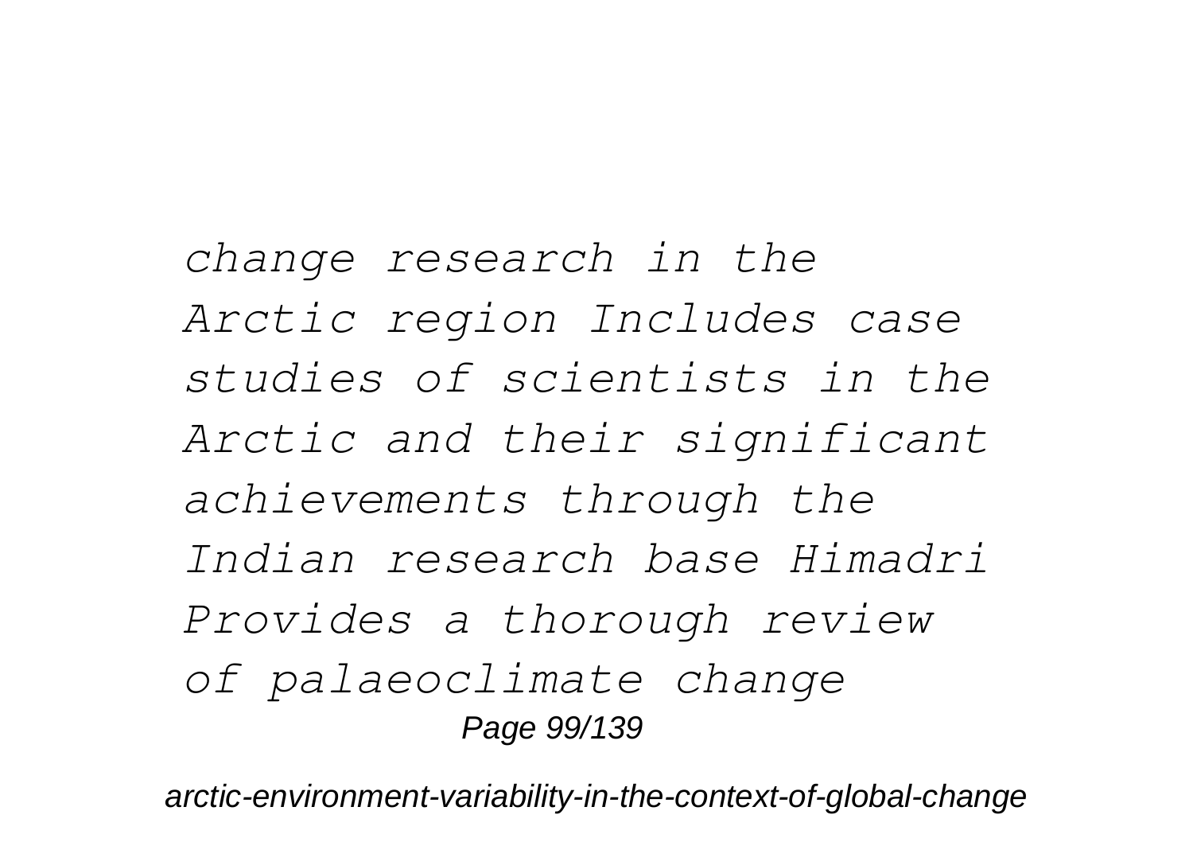*change research in the Arctic region Includes case studies of scientists in the Arctic and their significant achievements through the Indian research base Himadri Provides a thorough review of palaeoclimate change*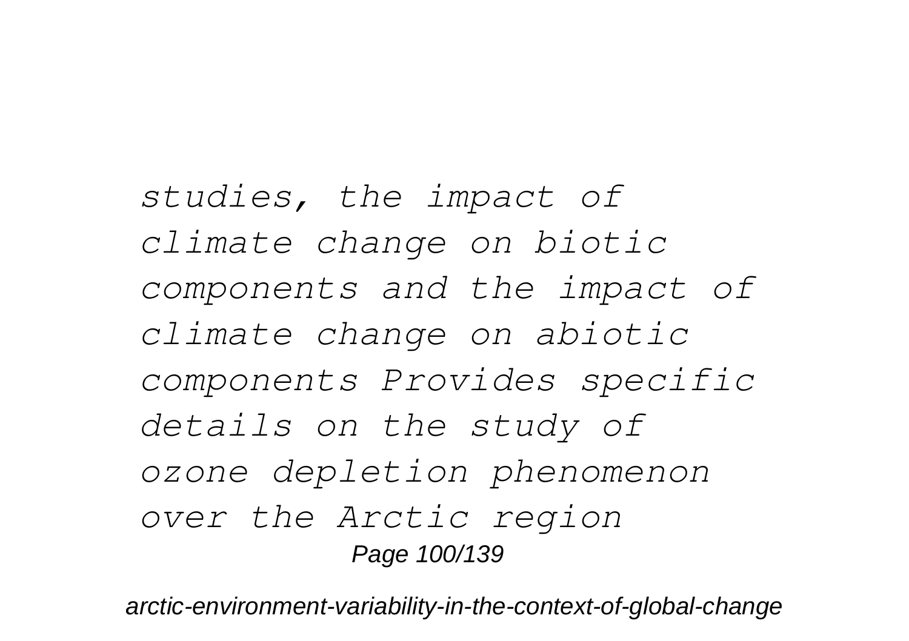*studies, the impact of climate change on biotic components and the impact of climate change on abiotic components Provides specific details on the study of ozone depletion phenomenon over the Arctic region*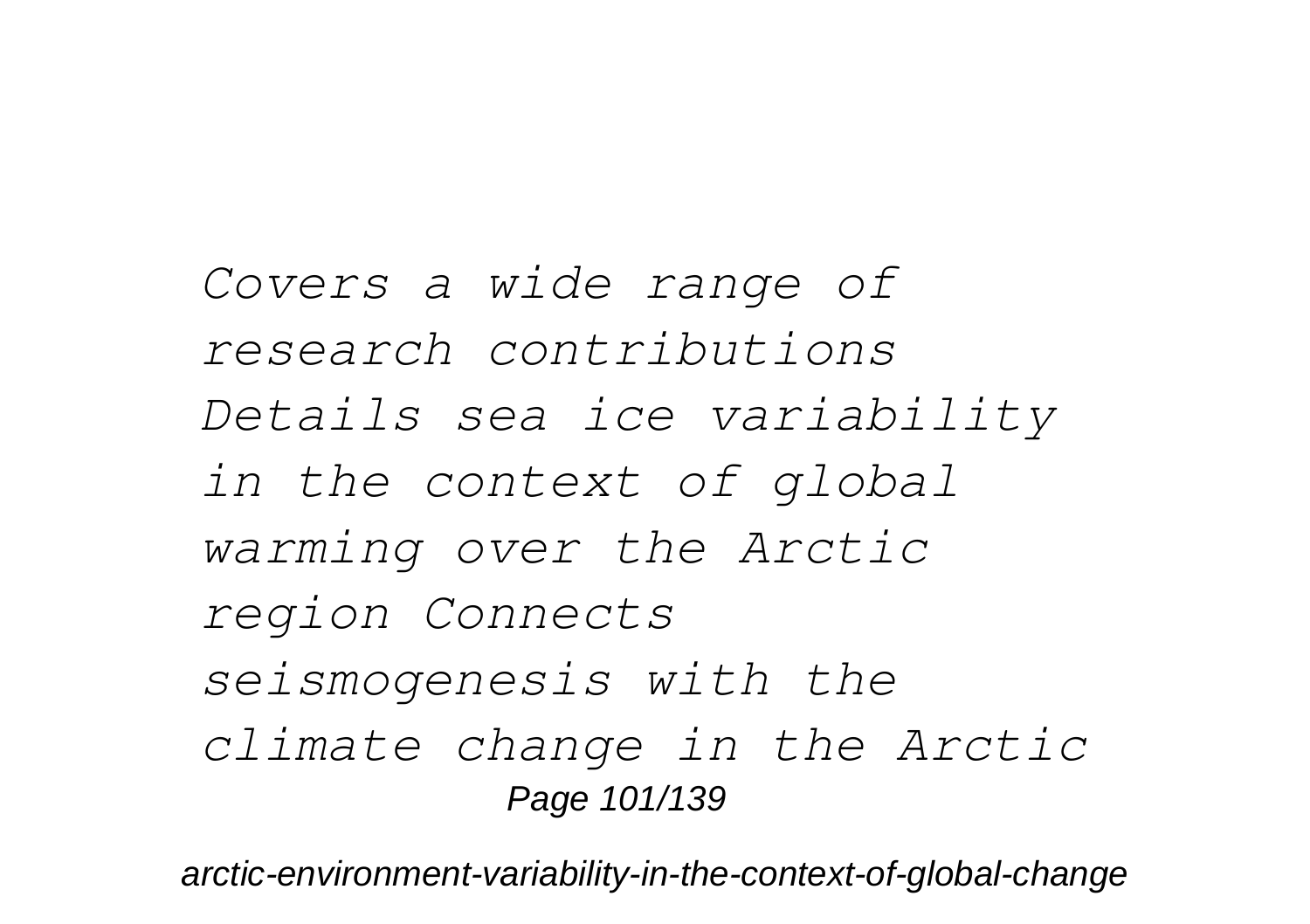*Covers a wide range of research contributions Details sea ice variability in the context of global warming over the Arctic region Connects seismogenesis with the climate change in the Arctic*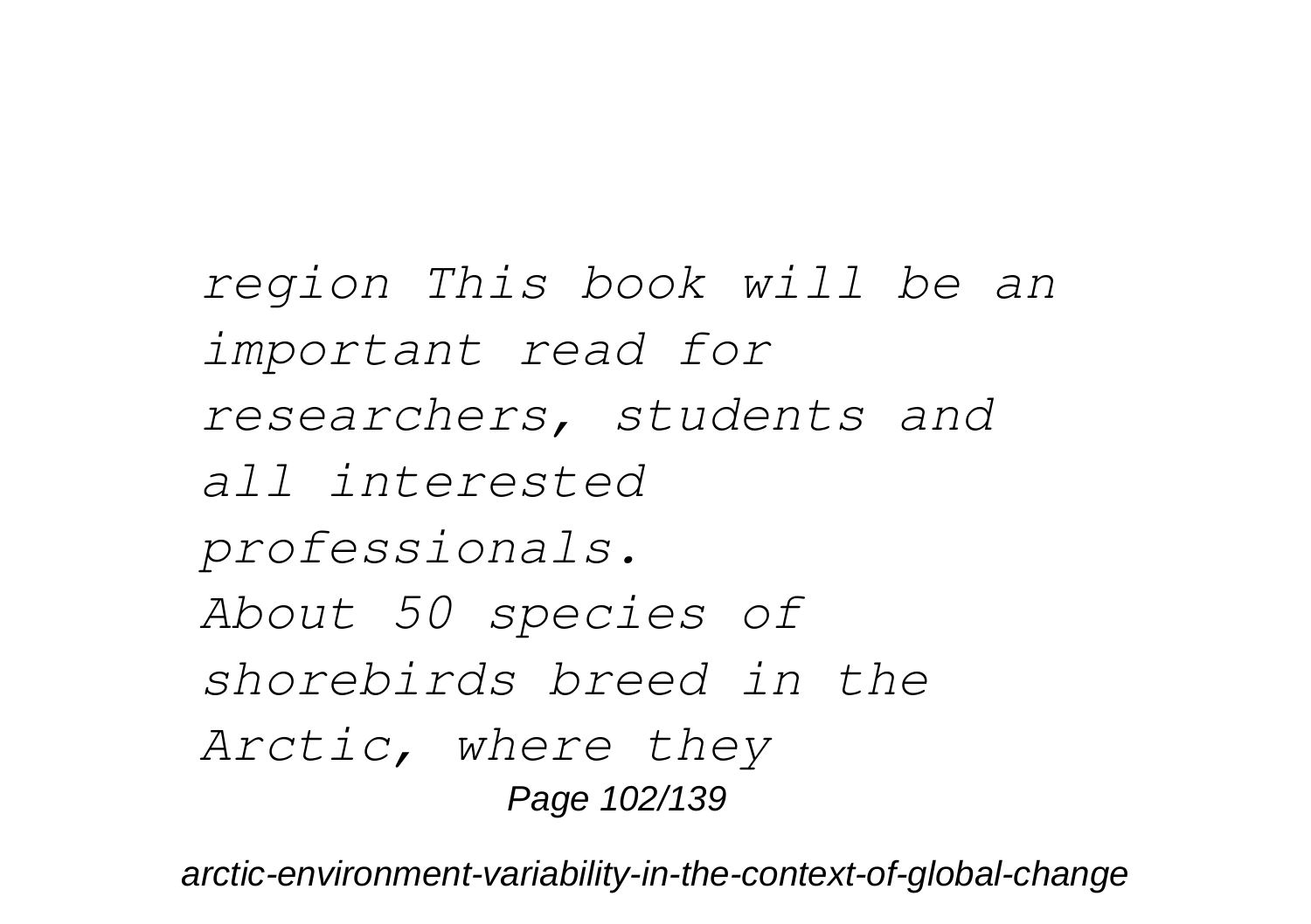*region This book will be an important read for researchers, students and all interested professionals.*

*About 50 species of shorebirds breed in the Arctic, where they*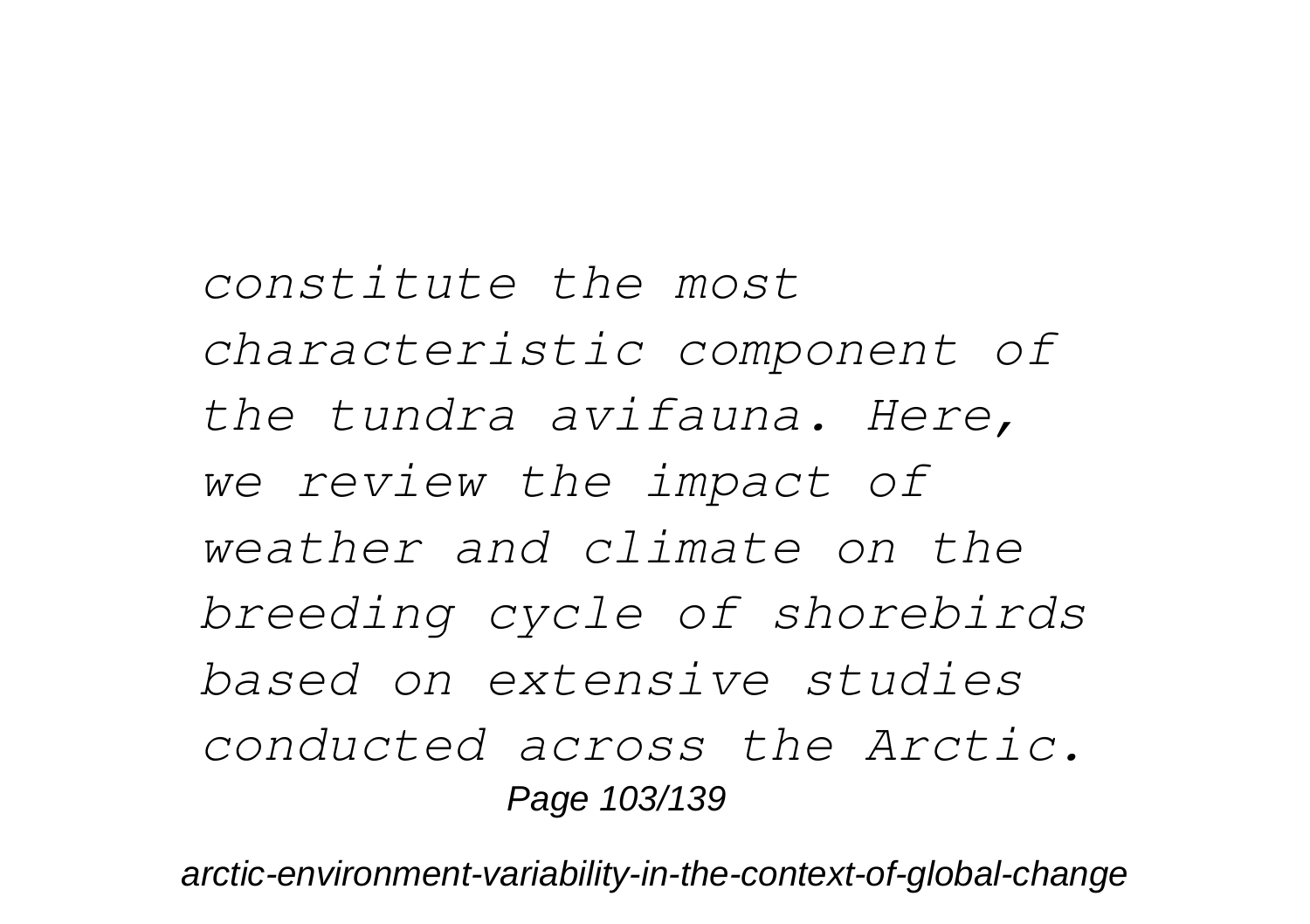*constitute the most characteristic component of the tundra avifauna. Here, we review the impact of weather and climate on the breeding cycle of shorebirds based on extensive studies conducted across the Arctic.*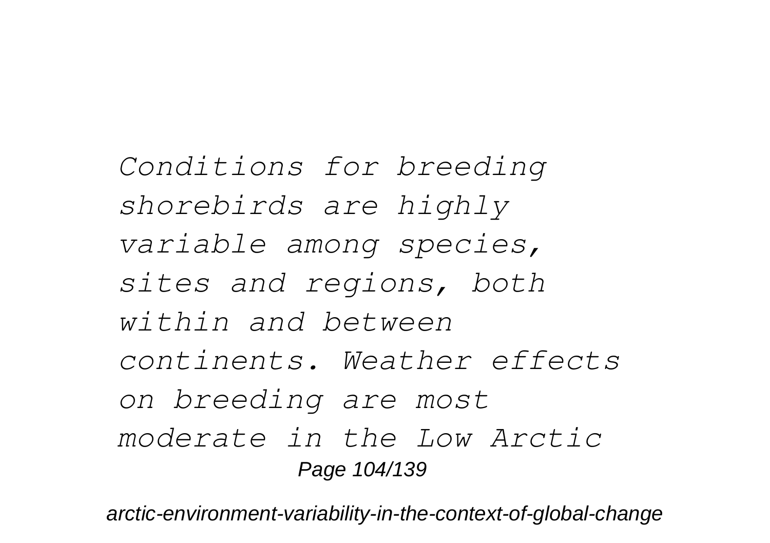*Conditions for breeding shorebirds are highly variable among species, sites and regions, both within and between continents. Weather effects on breeding are most moderate in the Low Arctic*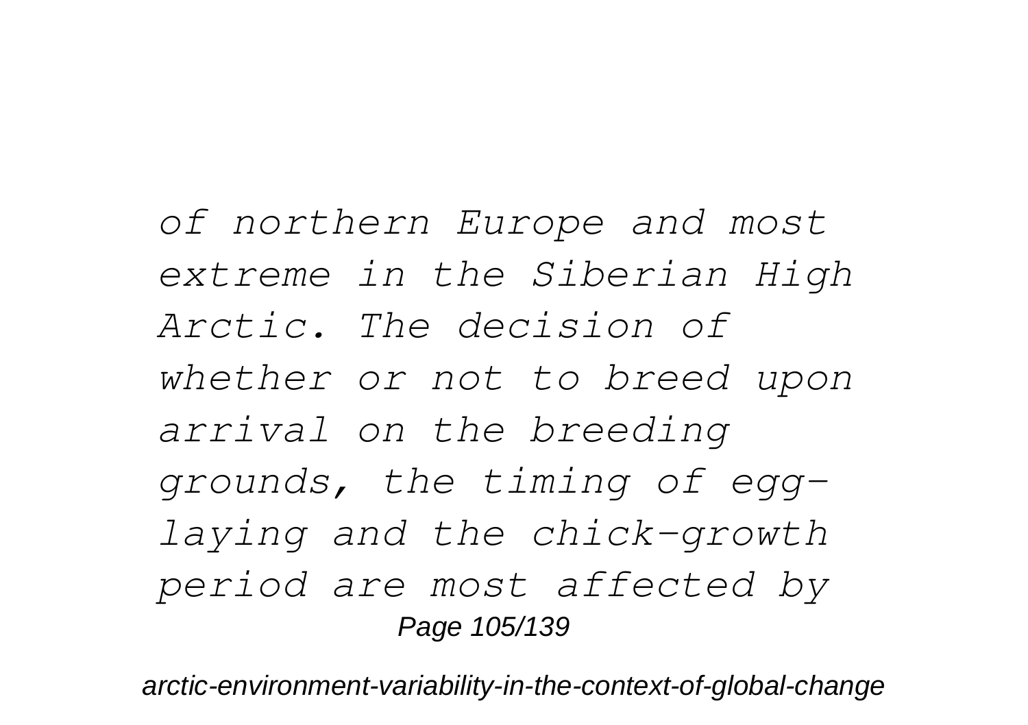*of northern Europe and most extreme in the Siberian High Arctic. The decision of whether or not to breed upon arrival on the breeding grounds, the timing of egg-laying and the chick-growth period are most affected by*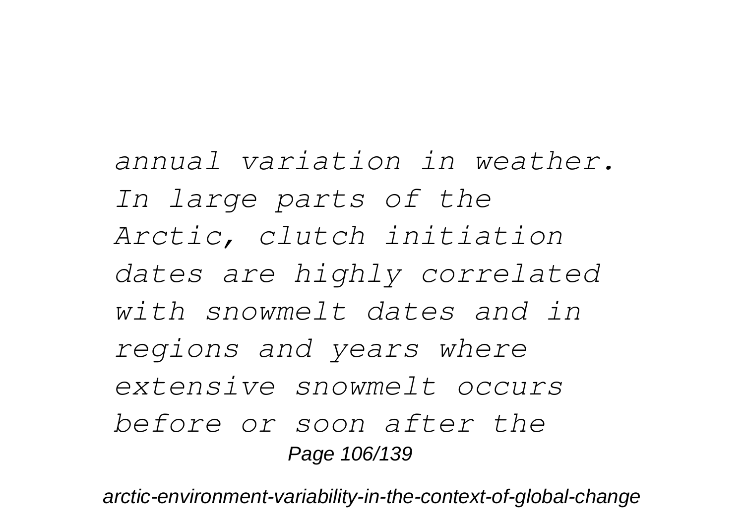*annual variation in weather. In large parts of the Arctic, clutch initiation dates are highly correlated with snowmelt dates and in regions and years where extensive snowmelt occurs before or soon after the*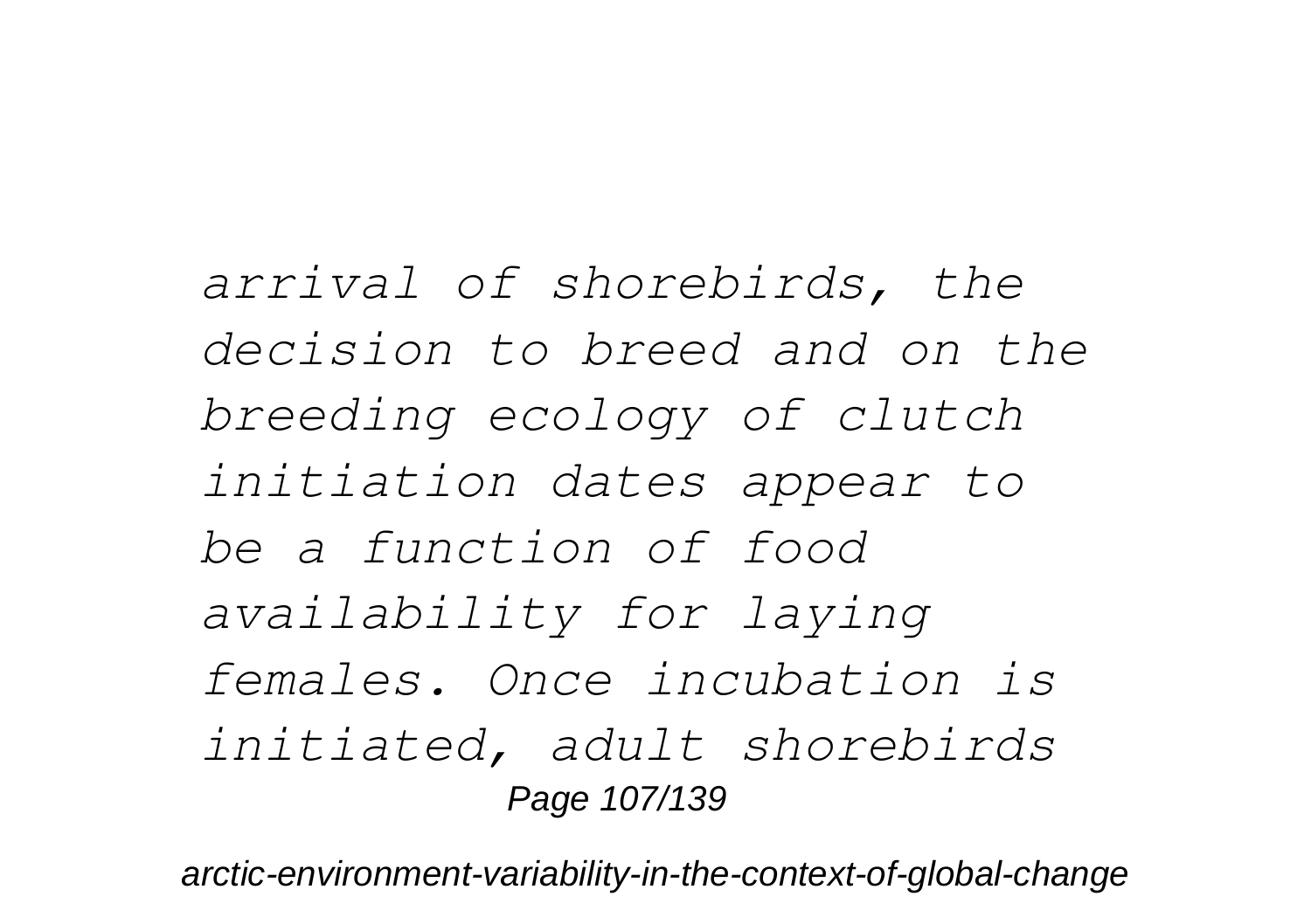*arrival of shorebirds, the decision to breed and on the breeding ecology of clutch initiation dates appear to be a function of food availability for laying females. Once incubation is initiated, adult shorebirds*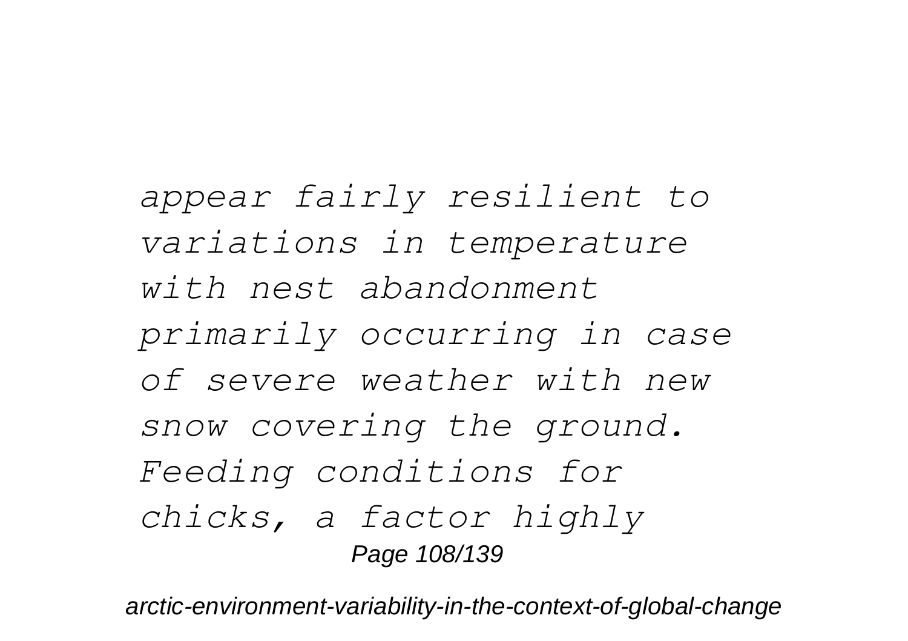*appear fairly resilient to variations in temperature with nest abandonment primarily occurring in case of severe weather with new snow covering the ground. Feeding conditions for chicks, a factor highly*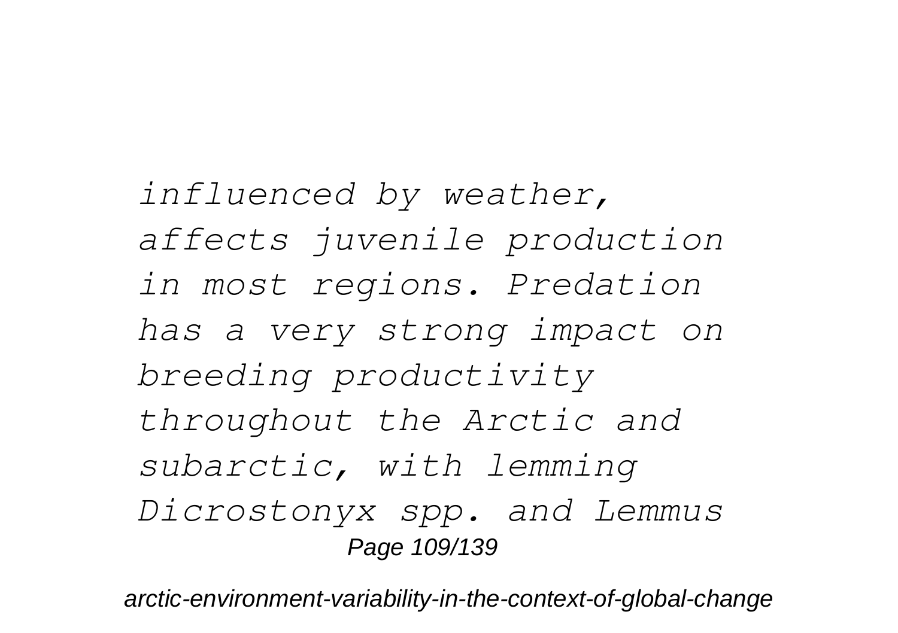*influenced by weather, affects juvenile production in most regions. Predation has a very strong impact on breeding productivity throughout the Arctic and subarctic, with lemming Dicrostonyx spp. and Lemmus*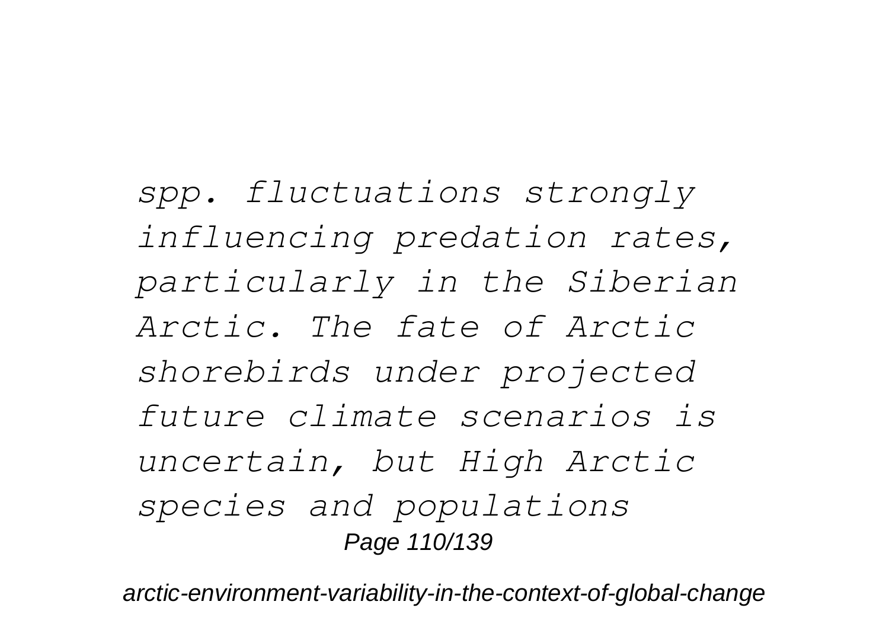*spp. fluctuations strongly influencing predation rates, particularly in the Siberian Arctic. The fate of Arctic shorebirds under projected future climate scenarios is uncertain, but High Arctic species and populations*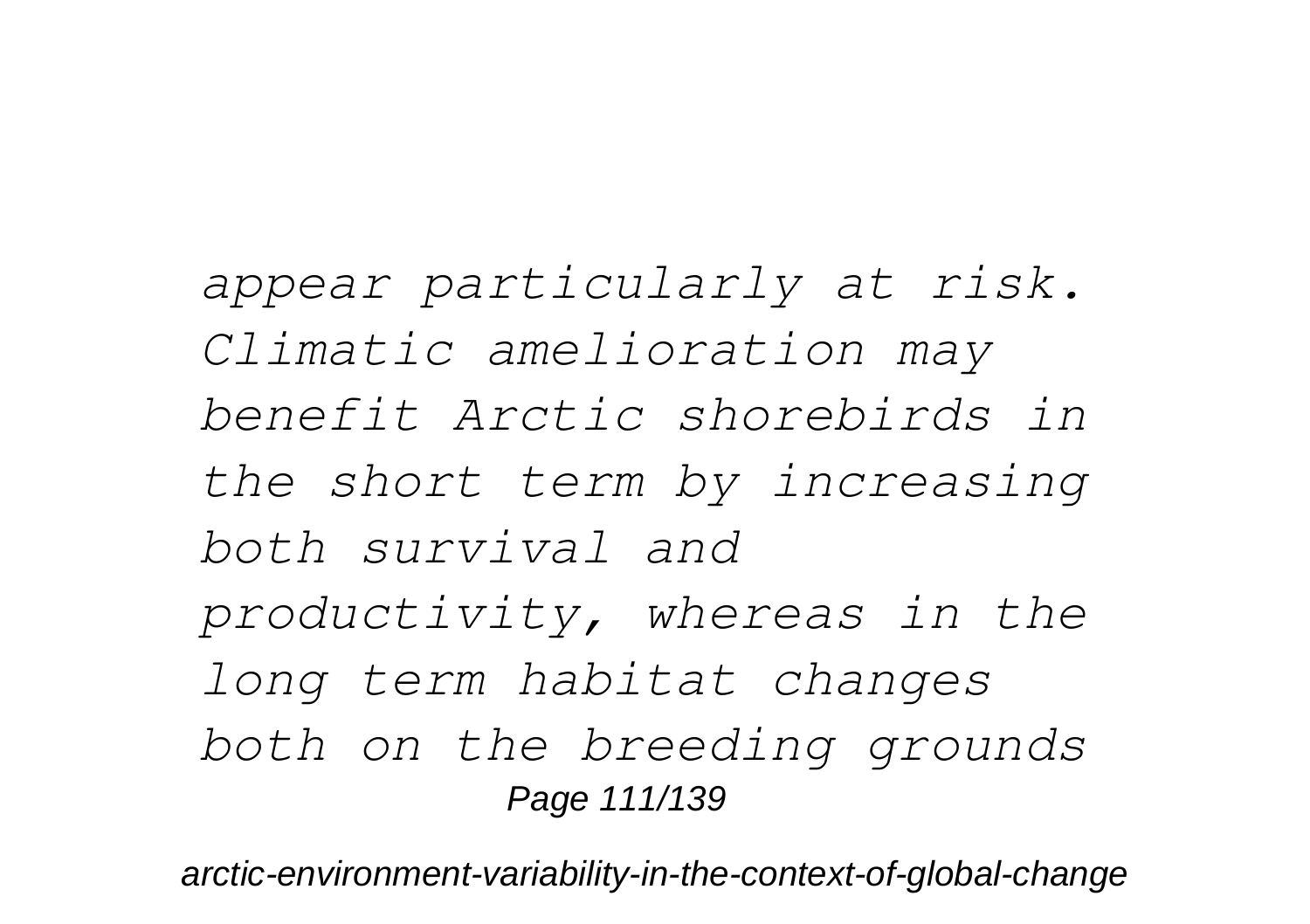*appear particularly at risk. Climatic amelioration may benefit Arctic shorebirds in the short term by increasing both survival and productivity, whereas in the long term habitat changes both on the breeding grounds*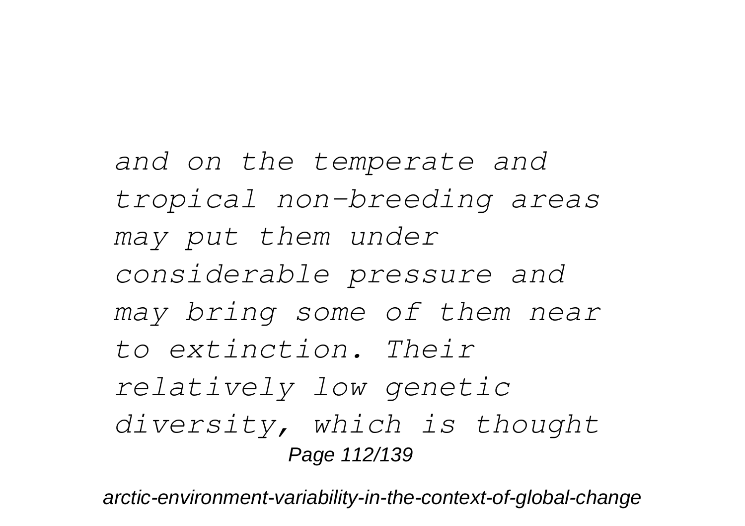*and on the temperate and tropical non-breeding areas may put them under considerable pressure and may bring some of them near to extinction. Their relatively low genetic diversity, which is thought*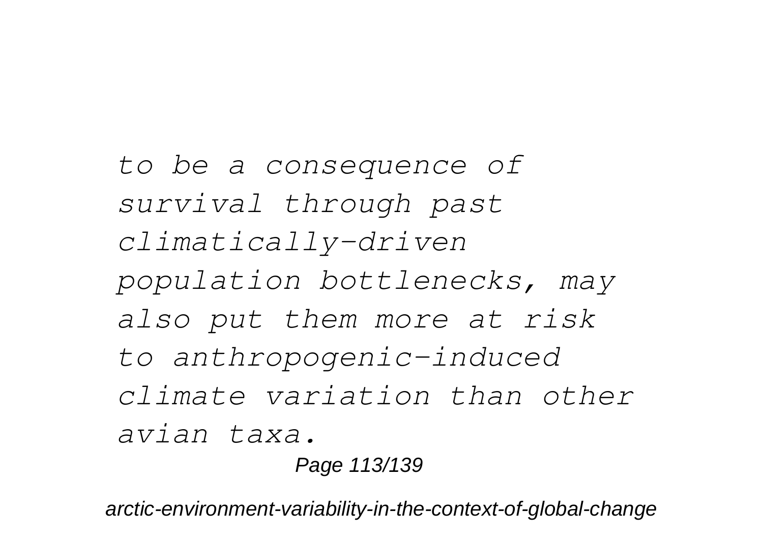*to be a consequence of survival through past climatically-driven population bottlenecks, may also put them more at risk to anthropogenic-induced climate variation than other avian taxa.*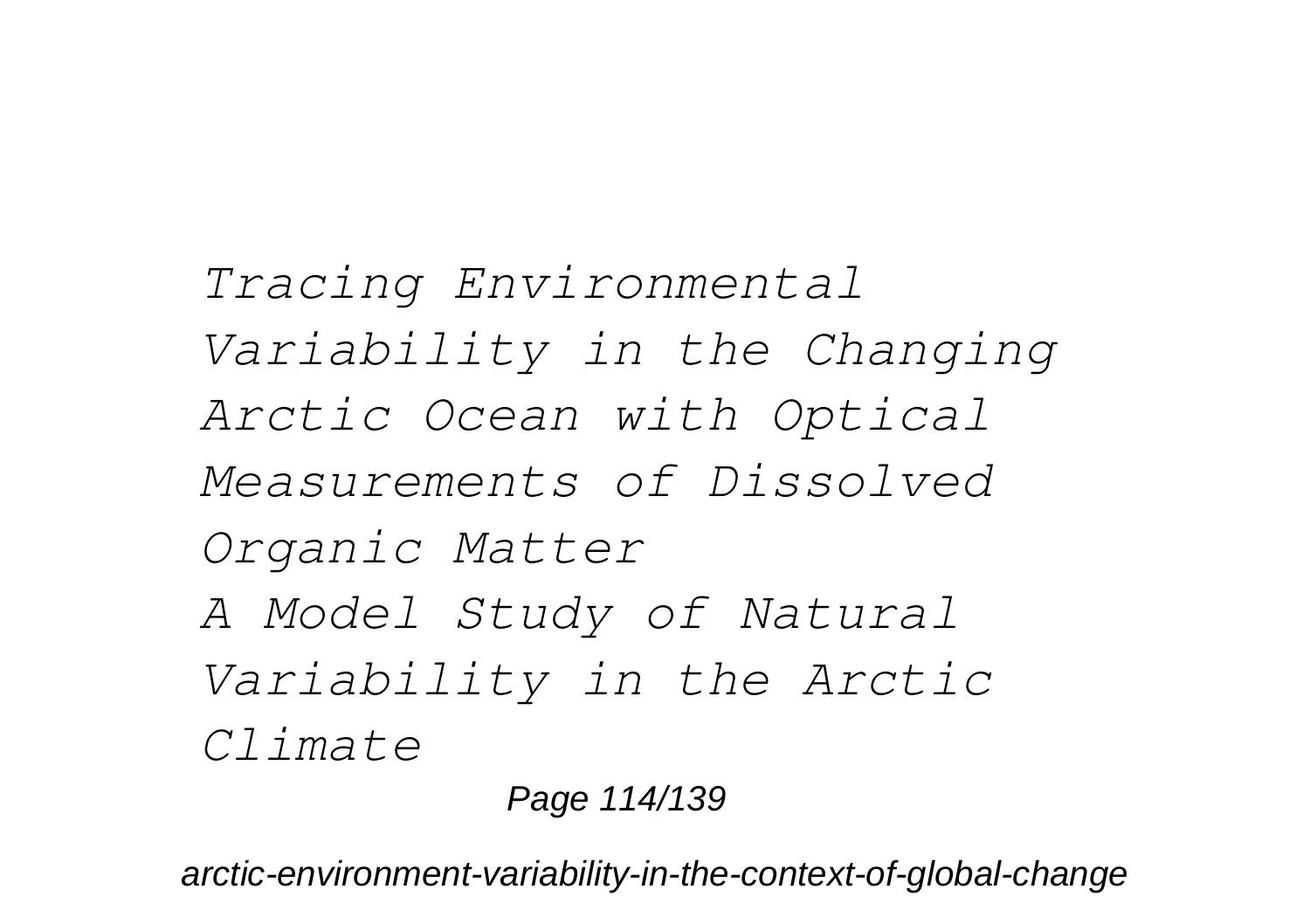*Tracing Environmental Variability in the Changing Arctic Ocean with Optical Measurements of Dissolved Organic Matter*

*A Model Study of Natural Variability in the Arctic Climate*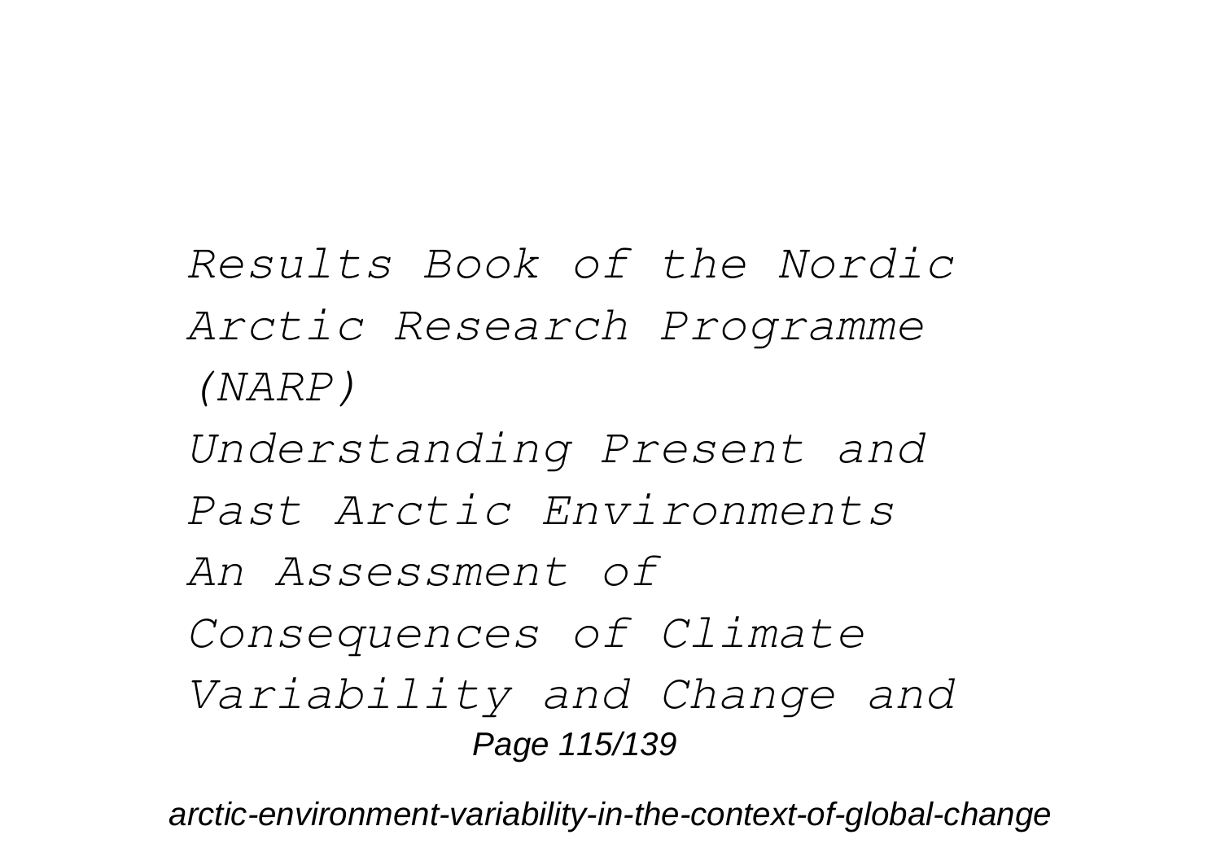*Results Book of the Nordic Arctic Research Programme (NARP)*

*Understanding Present and Past Arctic Environments*

*An Assessment of Consequences of Climate Variability and Change and*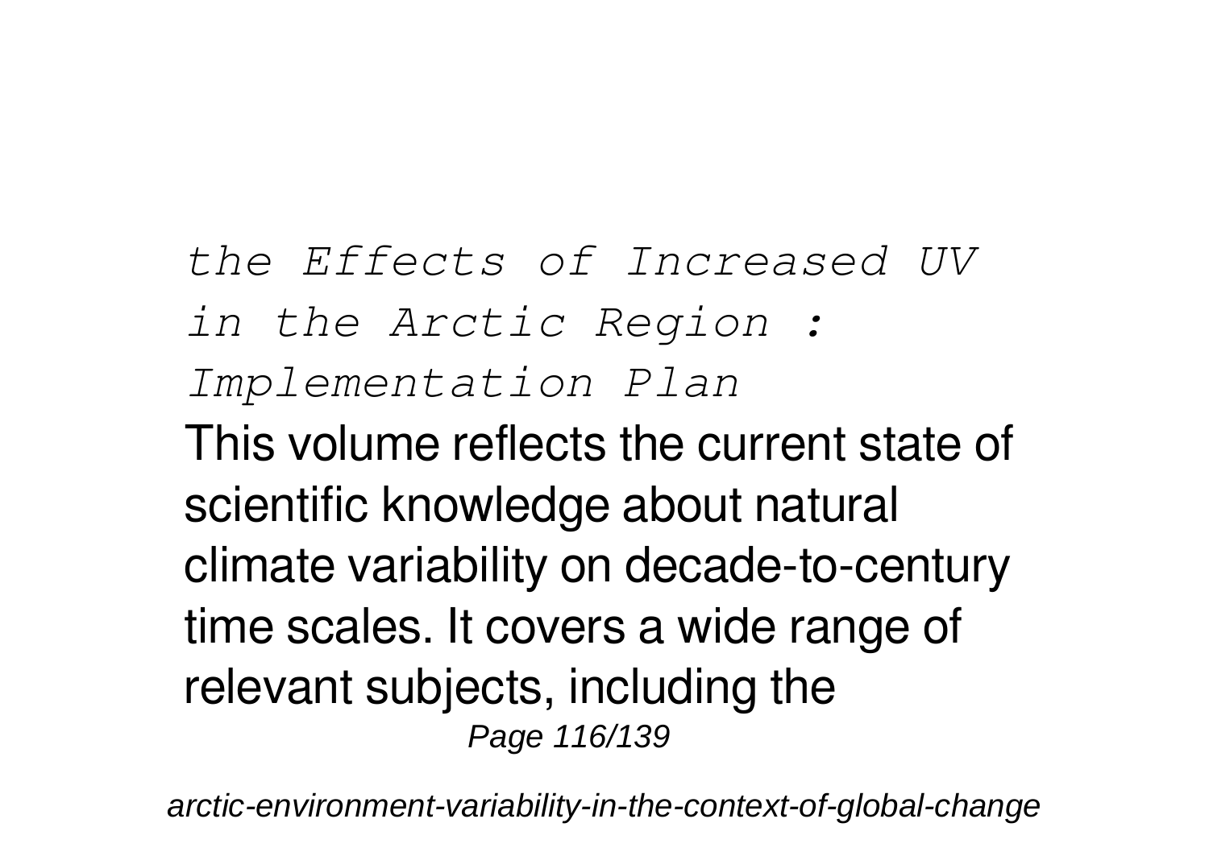*the Effects of Increased UV in the Arctic Region : Implementation Plan*

This volume reflects the current state of scientific knowledge about natural climate variability on decade-to-century time scales. It covers a wide range of relevant subjects, including the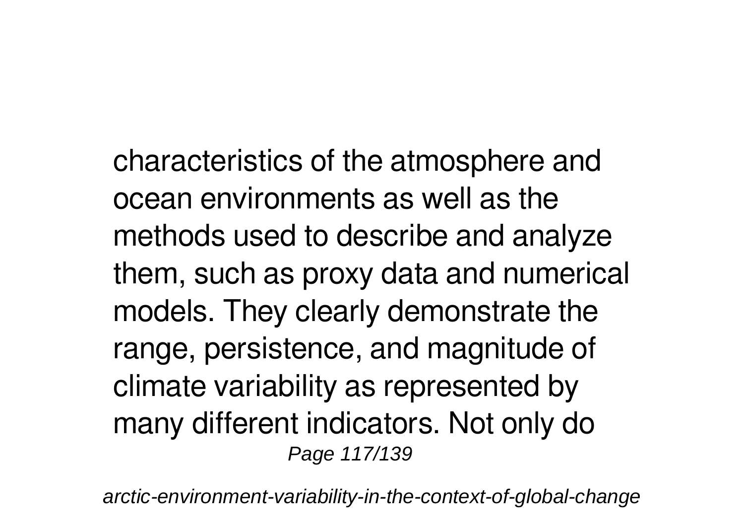characteristics of the atmosphere and ocean environments as well as the methods used to describe and analyze them, such as proxy data and numerical models. They clearly demonstrate the range, persistence, and magnitude of climate variability as represented by many different indicators. Not only do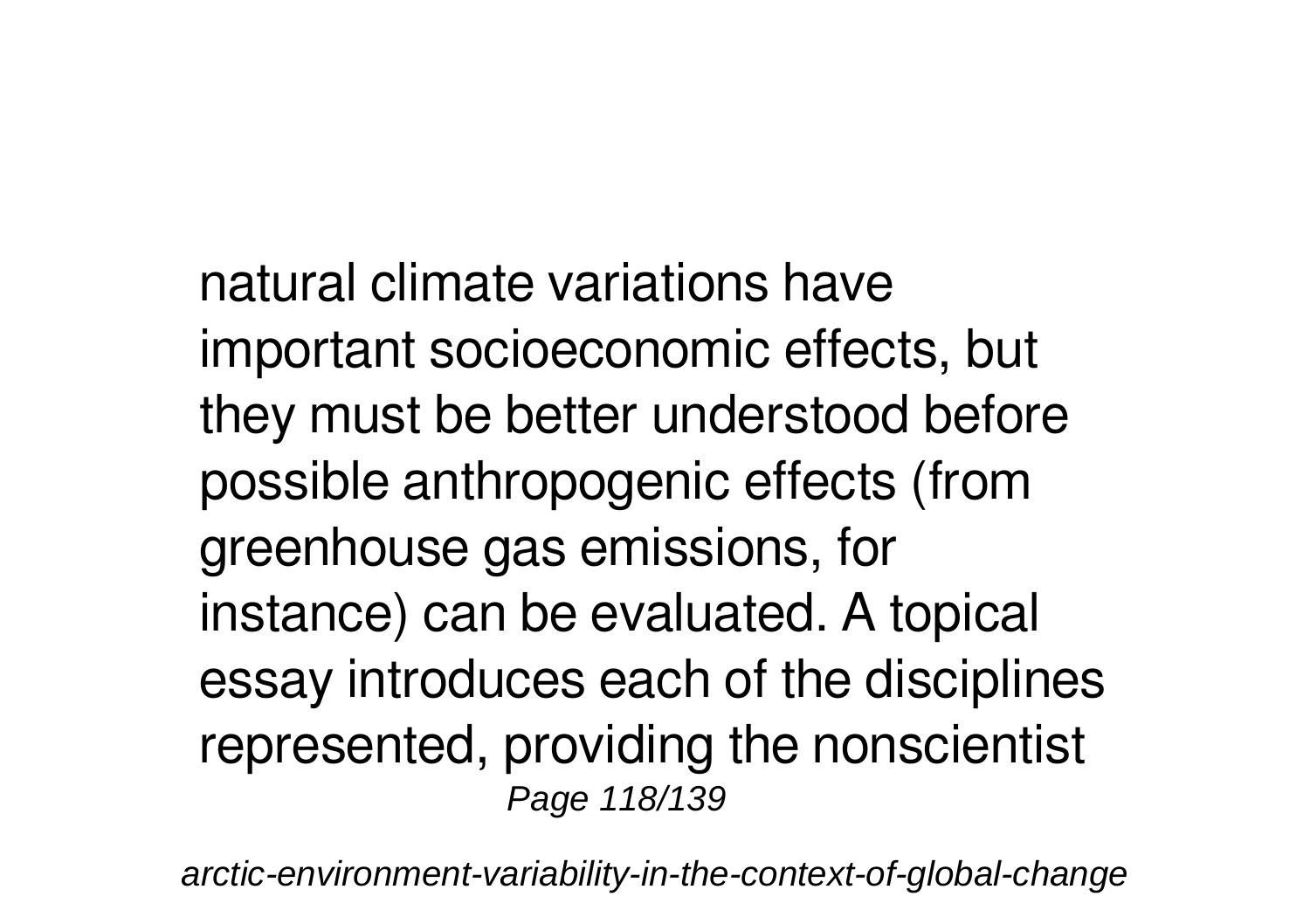natural climate variations have important socioeconomic effects, but they must be better understood before possible anthropogenic effects (from greenhouse gas emissions, for instance) can be evaluated. A topical essay introduces each of the disciplines represented, providing the nonscientist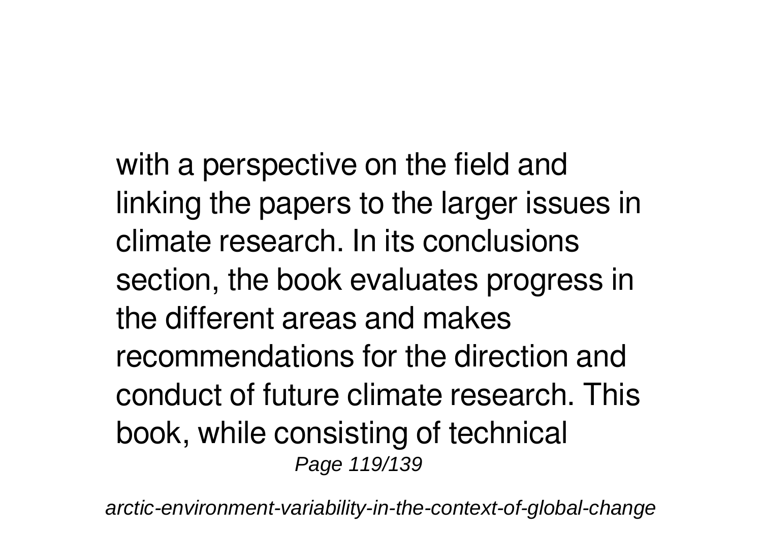with a perspective on the field and linking the papers to the larger issues in climate research. In its conclusions section, the book evaluates progress in the different areas and makes recommendations for the direction and conduct of future climate research. This book, while consisting of technical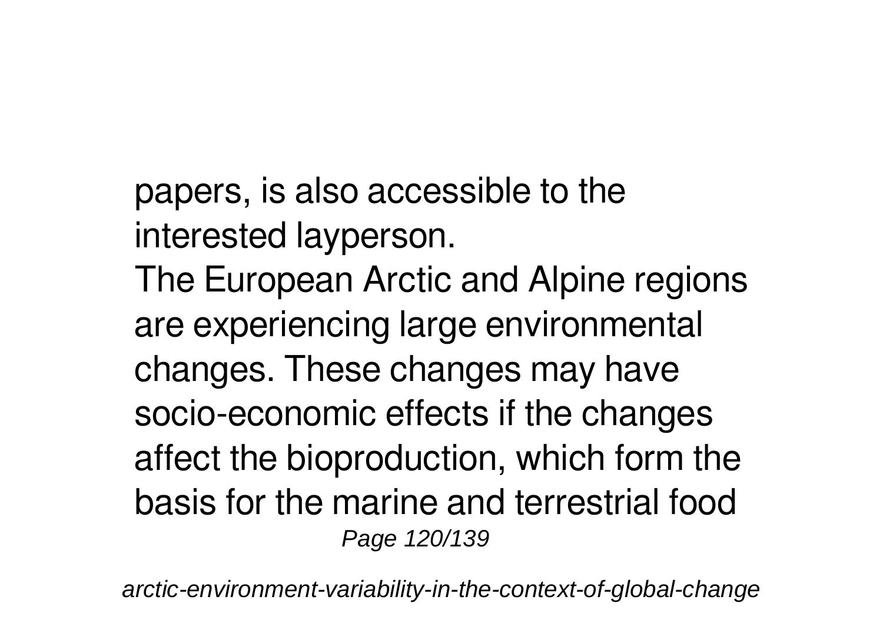papers, is also accessible to the interested layperson.

The European Arctic and Alpine regions are experiencing large environmental changes. These changes may have socio-economic effects if the changes affect the bioproduction, which form the basis for the marine and terrestrial food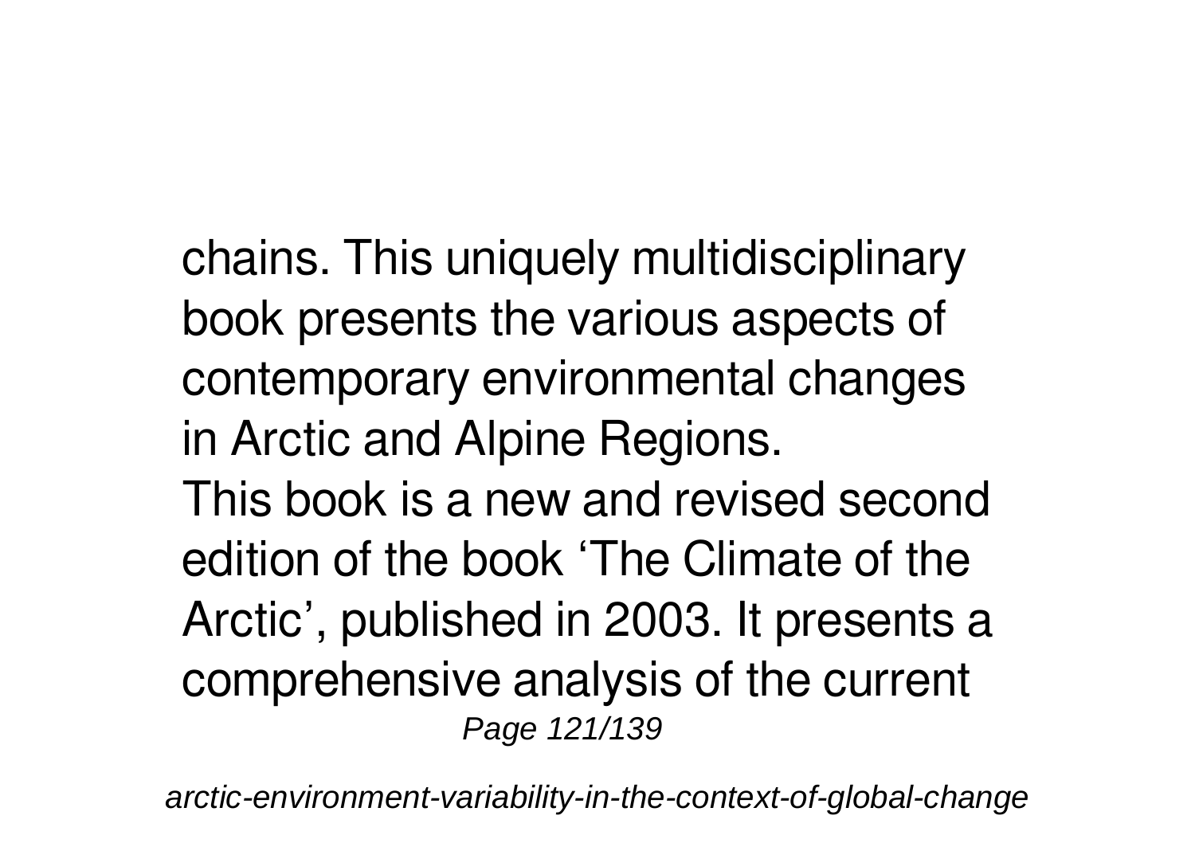chains. This uniquely multidisciplinary book presents the various aspects of contemporary environmental changes in Arctic and Alpine Regions.

This book is a new and revised second edition of the book 'The Climate of the Arctic', published in 2003. It presents a comprehensive analysis of the current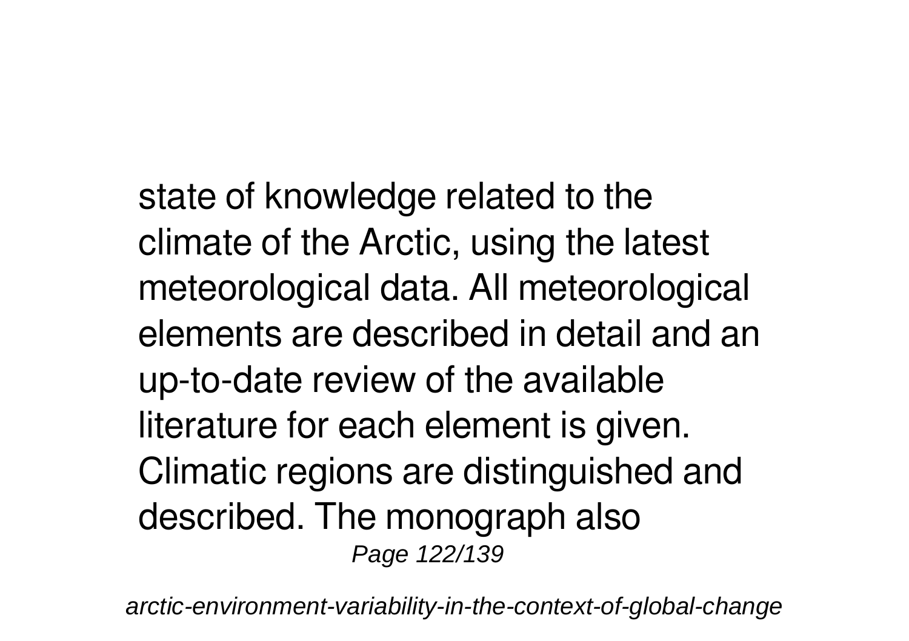state of knowledge related to the climate of the Arctic, using the latest meteorological data. All meteorological elements are described in detail and an up-to-date review of the available literature for each element is given. Climatic regions are distinguished and described. The monograph also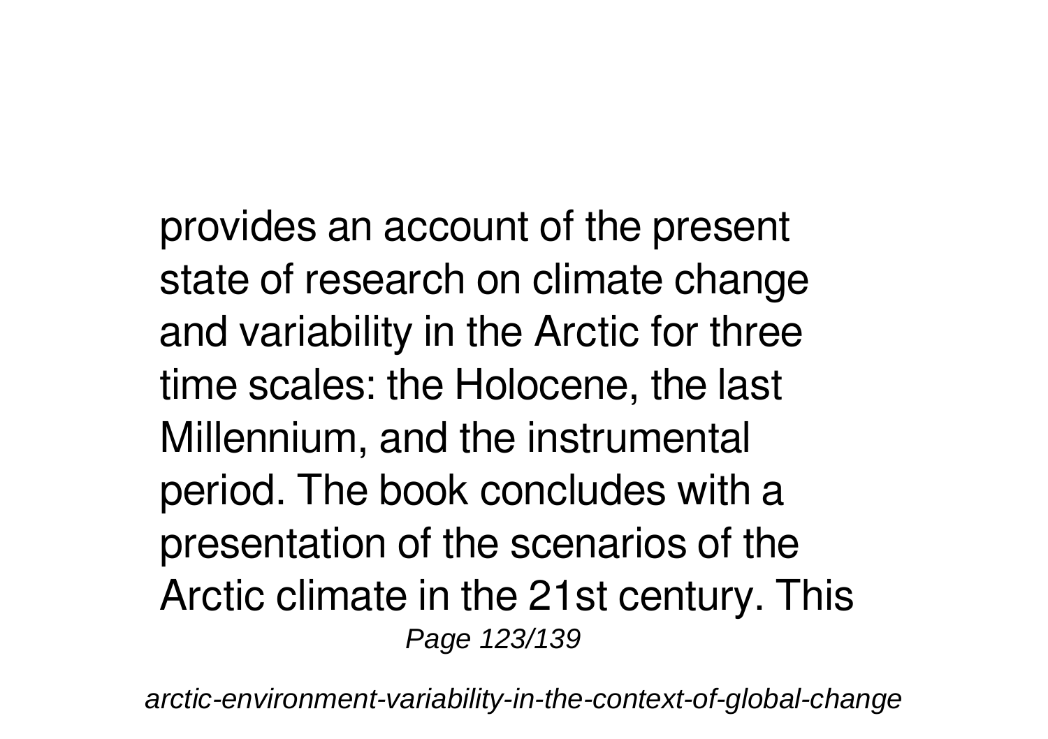provides an account of the present state of research on climate change and variability in the Arctic for three time scales: the Holocene, the last Millennium, and the instrumental period. The book concludes with a presentation of the scenarios of the Arctic climate in the 21st century. This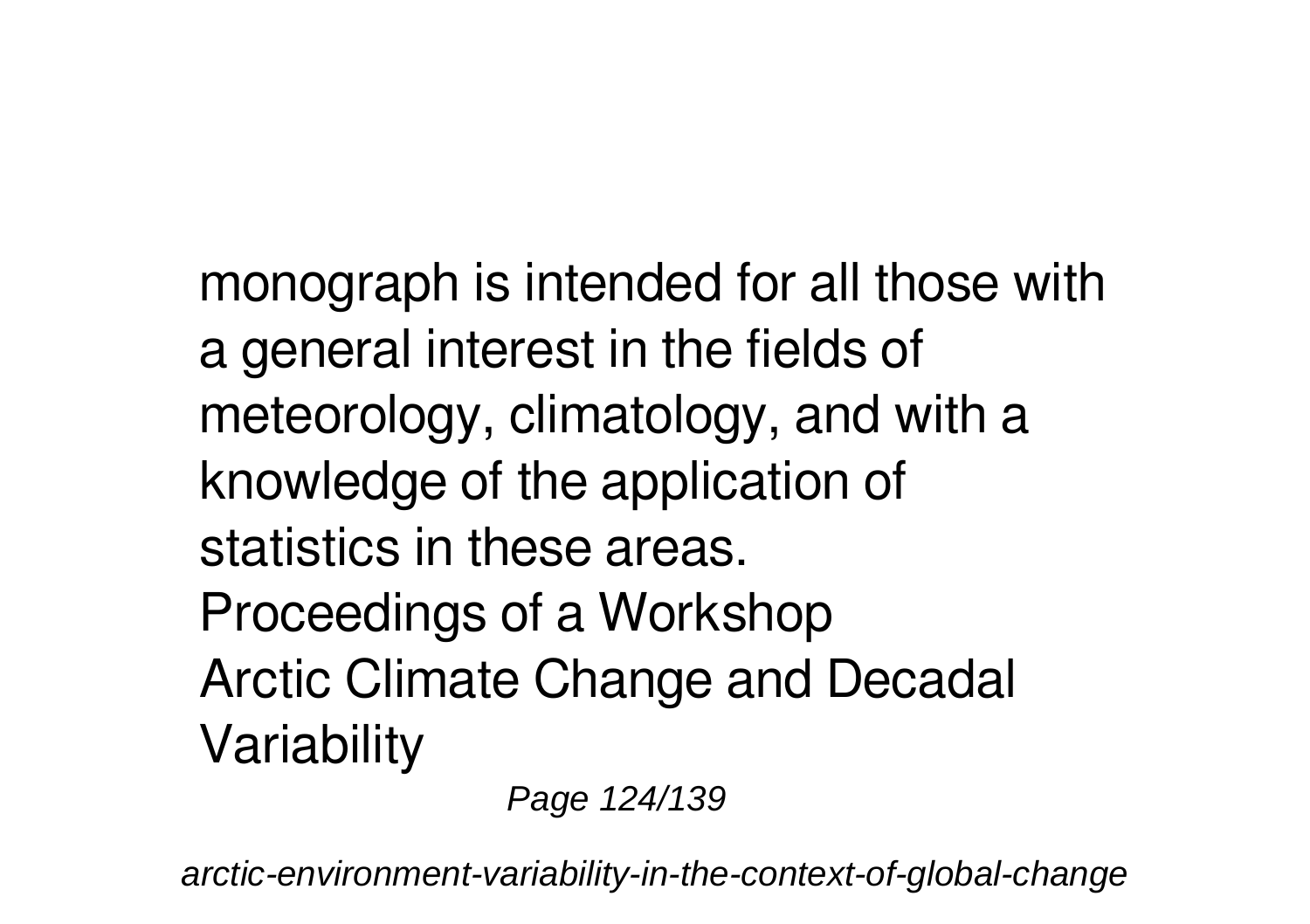monograph is intended for all those with a general interest in the fields of meteorology, climatology, and with a knowledge of the application of statistics in these areas.

Proceedings of a Workshop

Arctic Climate Change and Decadal Variability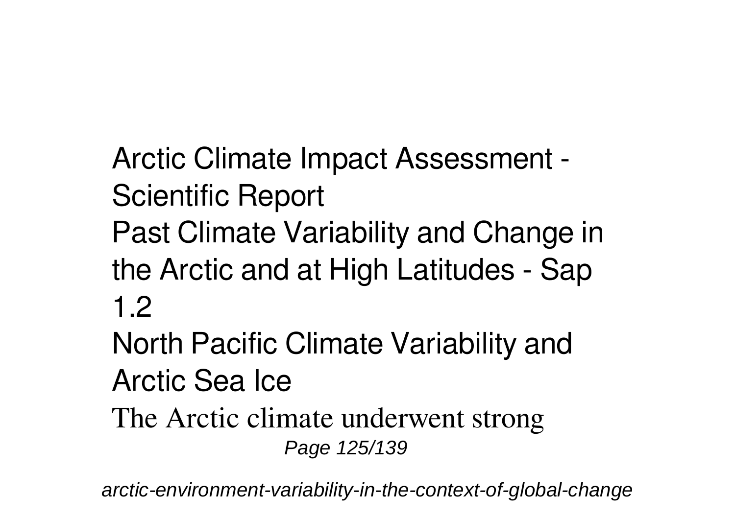Arctic Climate Impact Assessment - Scientific Report

Past Climate Variability and Change in the Arctic and at High Latitudes - Sap 1.2

North Pacific Climate Variability and Arctic Sea Ice

The Arctic climate underwent strong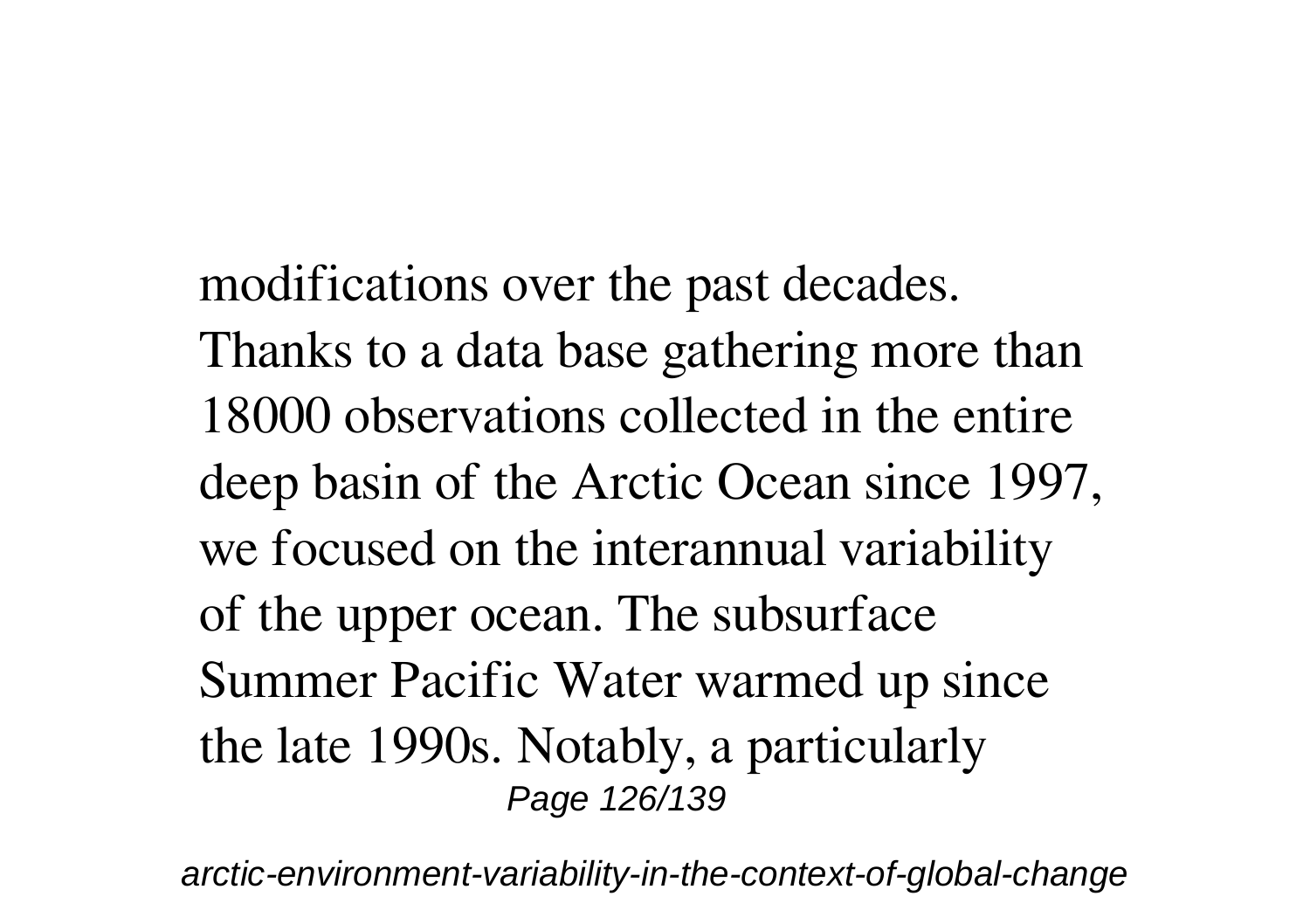modifications over the past decades. Thanks to a data base gathering more than 18000 observations collected in the entire deep basin of the Arctic Ocean since 1997, we focused on the interannual variability of the upper ocean. The subsurface Summer Pacific Water warmed up since the late 1990s. Notably, a particularly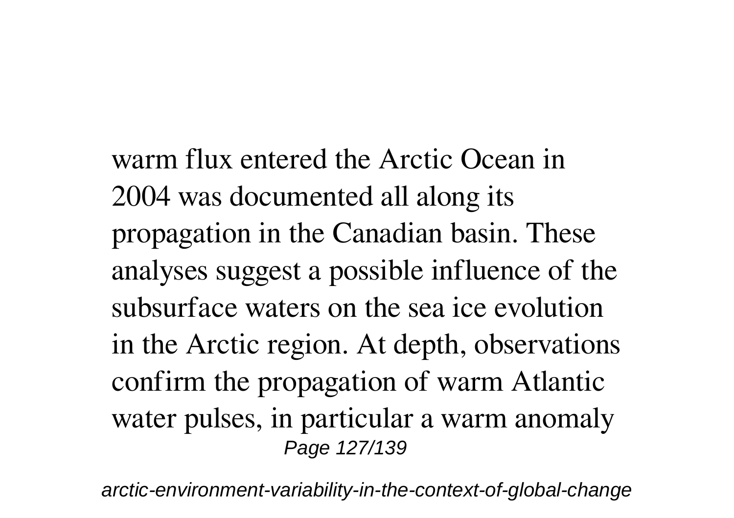warm flux entered the Arctic Ocean in 2004 was documented all along its propagation in the Canadian basin. These analyses suggest a possible influence of the subsurface waters on the sea ice evolution in the Arctic region. At depth, observations confirm the propagation of warm Atlantic water pulses, in particular a warm anomaly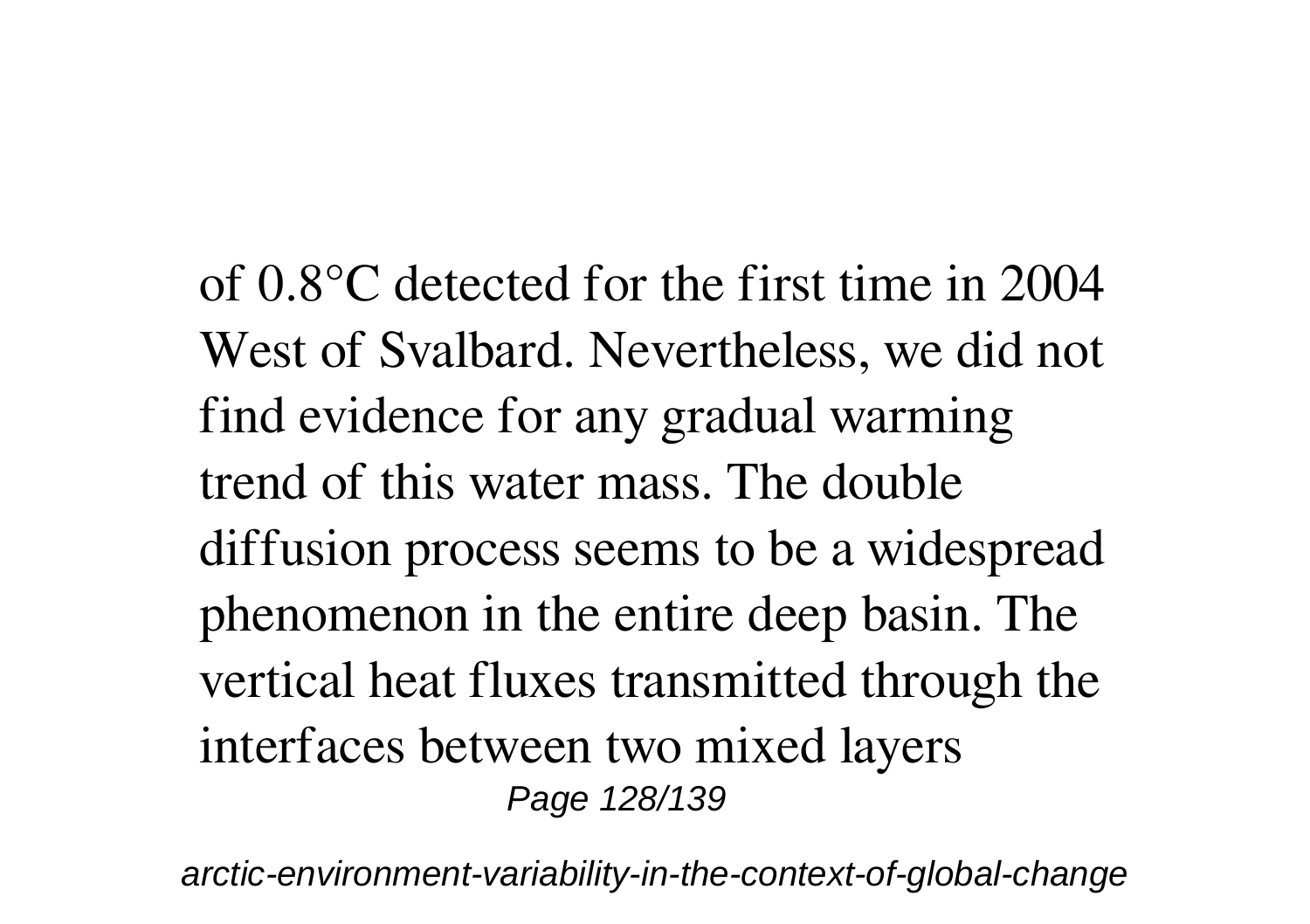of 0.8°C detected for the first time in 2004 West of Svalbard. Nevertheless, we did not find evidence for any gradual warming trend of this water mass. The double diffusion process seems to be a widespread phenomenon in the entire deep basin. The vertical heat fluxes transmitted through the interfaces between two mixed layers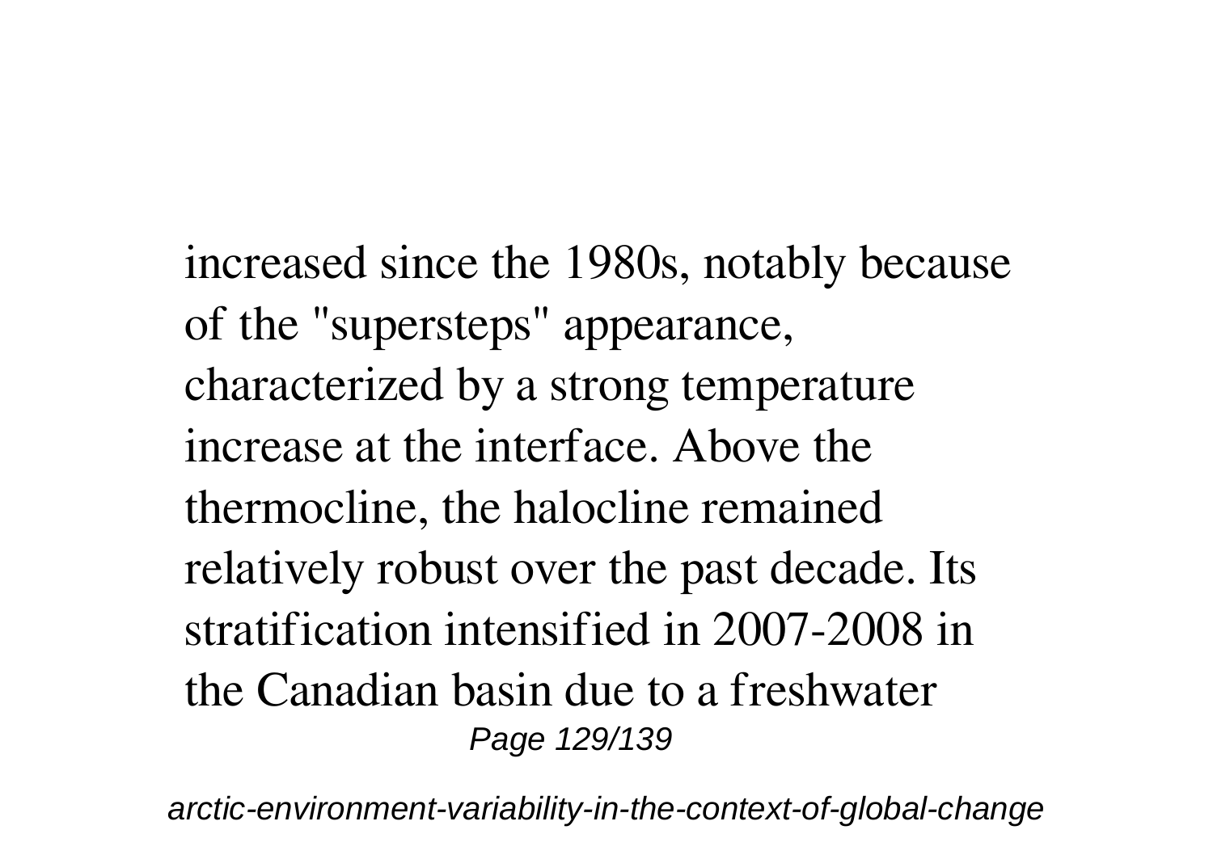increased since the 1980s, notably because of the "supersteps" appearance, characterized by a strong temperature increase at the interface. Above the thermocline, the halocline remained relatively robust over the past decade. Its stratification intensified in 2007-2008 in the Canadian basin due to a freshwater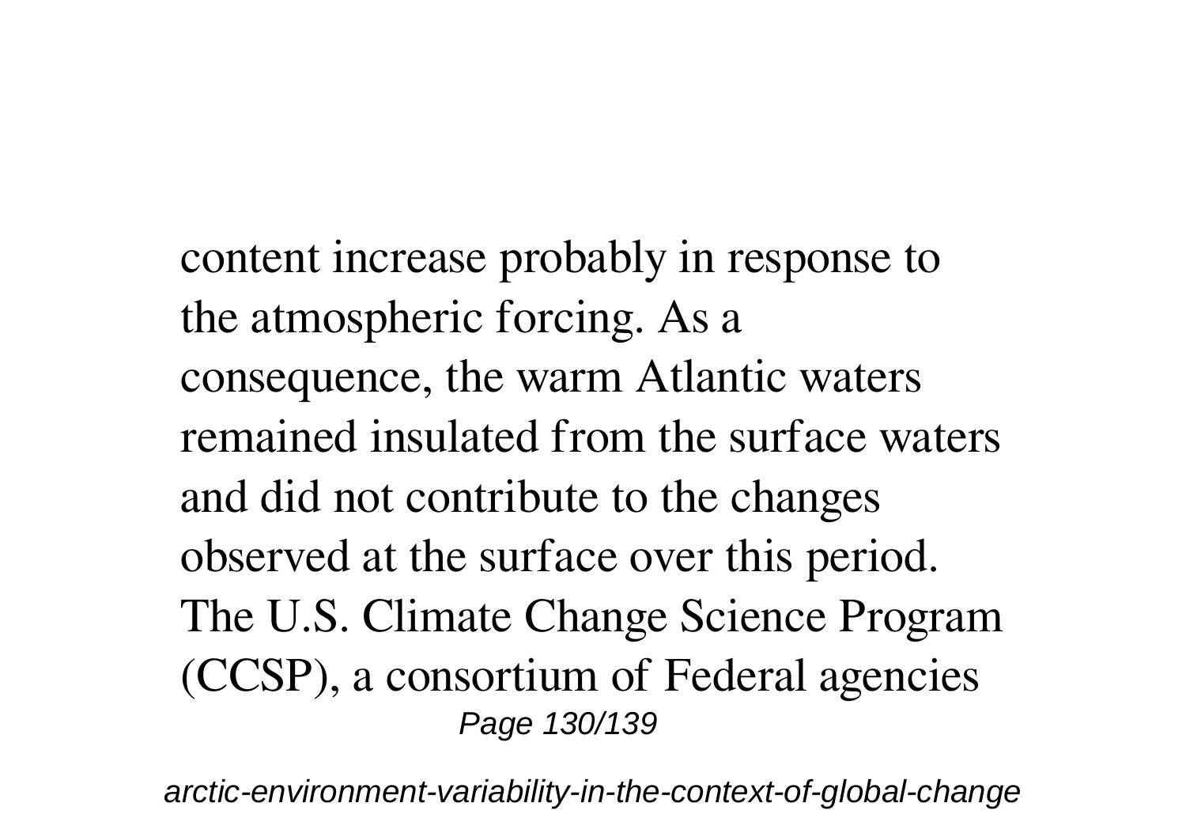content increase probably in response to the atmospheric forcing. As a consequence, the warm Atlantic waters remained insulated from the surface waters and did not contribute to the changes observed at the surface over this period. The U.S. Climate Change Science Program (CCSP), a consortium of Federal agencies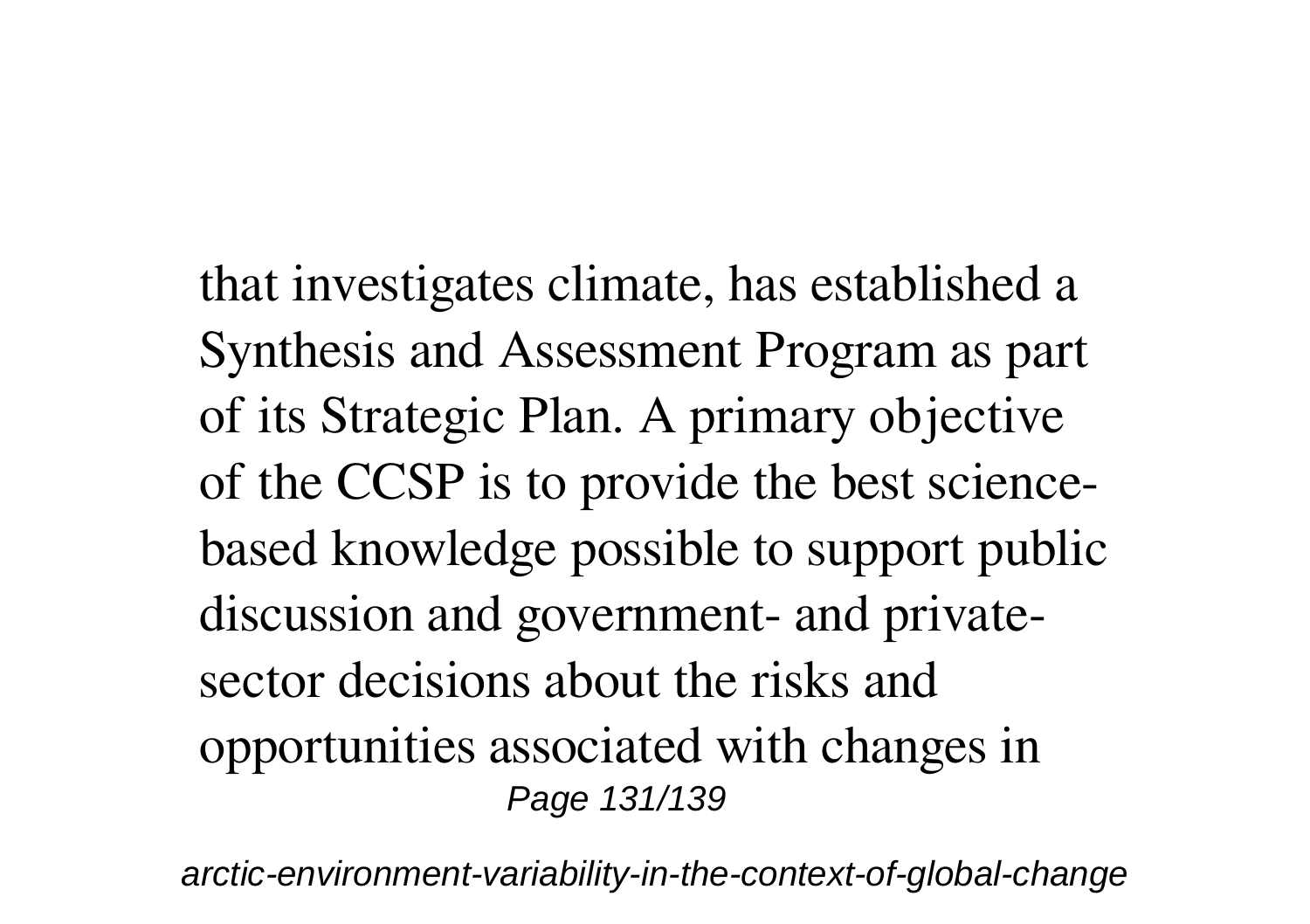that investigates climate, has established a Synthesis and Assessment Program as part of its Strategic Plan. A primary objective of the CCSP is to provide the best science-based knowledge possible to support public discussion and government- and private-sector decisions about the risks and opportunities associated with changes in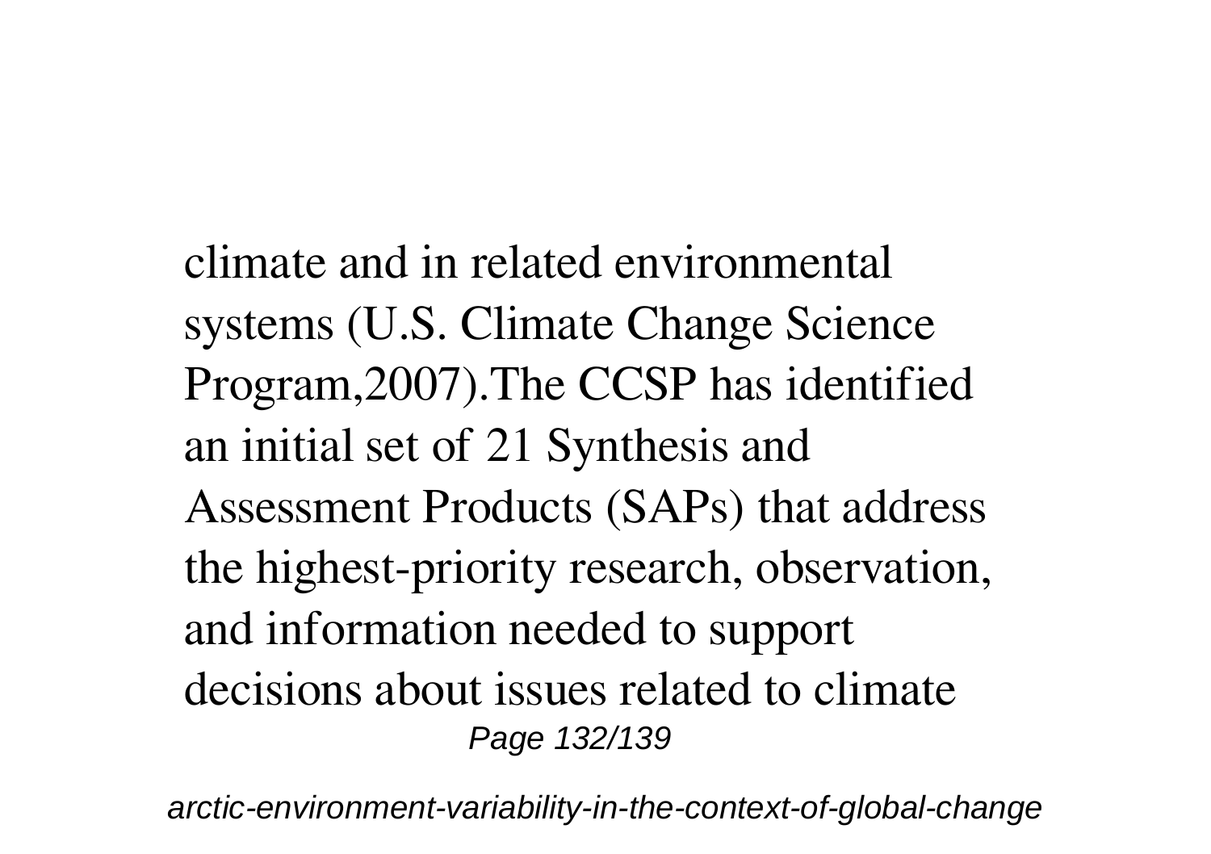climate and in related environmental systems (U.S. Climate Change Science Program,2007).The CCSP has identified an initial set of 21 Synthesis and Assessment Products (SAPs) that address the highest-priority research, observation, and information needed to support decisions about issues related to climate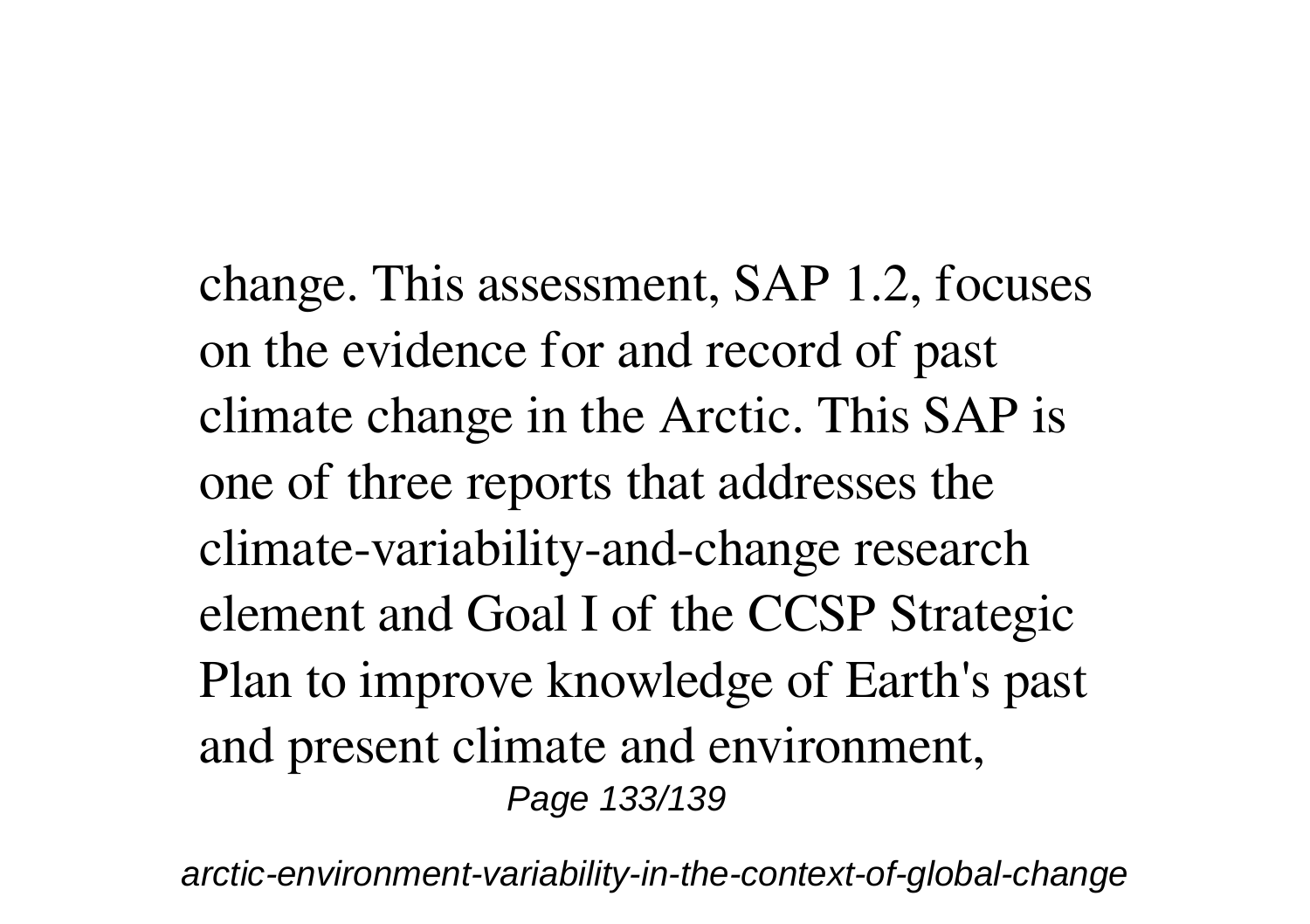change. This assessment, SAP 1.2, focuses on the evidence for and record of past climate change in the Arctic. This SAP is one of three reports that addresses the climate-variability-and-change research element and Goal I of the CCSP Strategic Plan to improve knowledge of Earth's past and present climate and environment,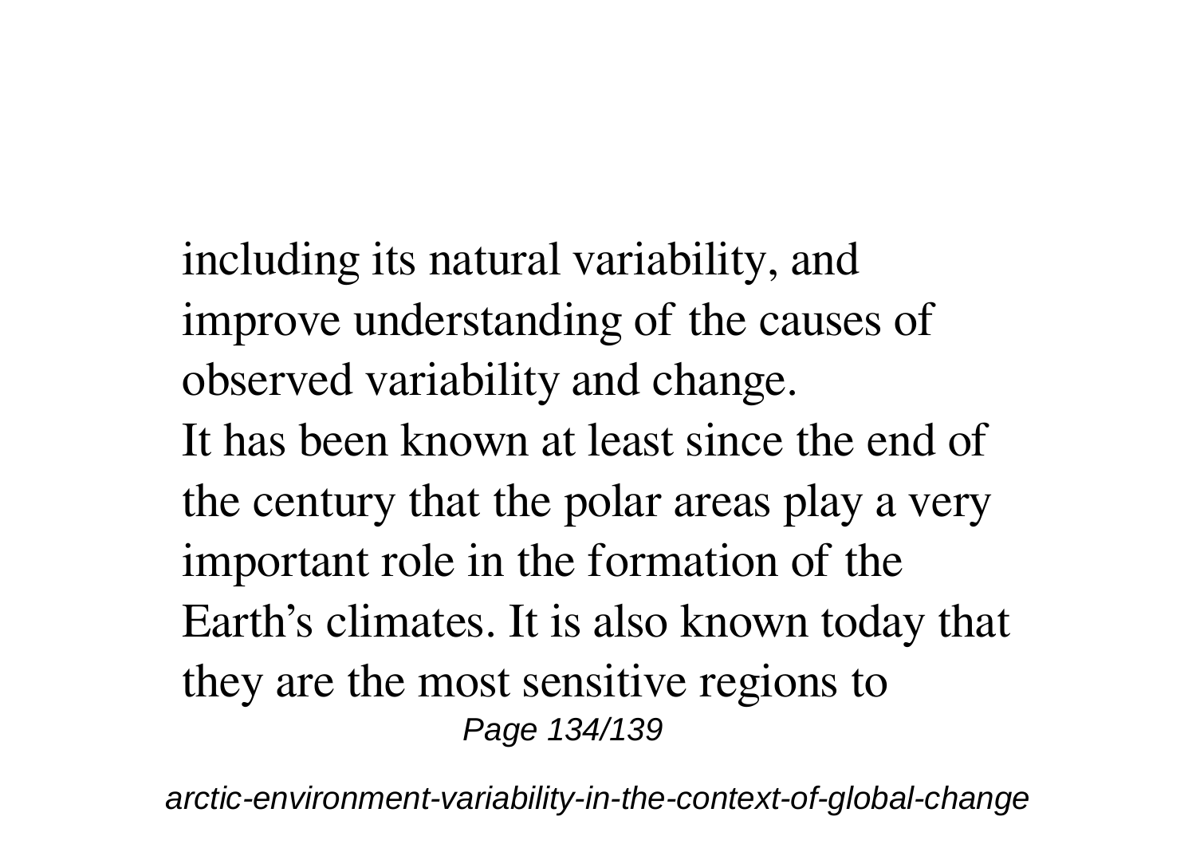including its natural variability, and improve understanding of the causes of observed variability and change.

It has been known at least since the end of the century that the polar areas play a very important role in the formation of the Earth's climates. It is also known today that they are the most sensitive regions to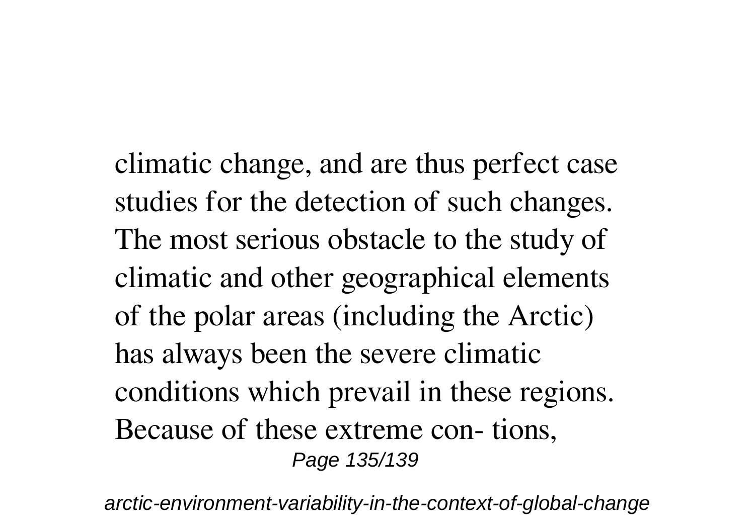climatic change, and are thus perfect case studies for the detection of such changes. The most serious obstacle to the study of climatic and other geographical elements of the polar areas (including the Arctic) has always been the severe climatic conditions which prevail in these regions. Because of these extreme con- tions,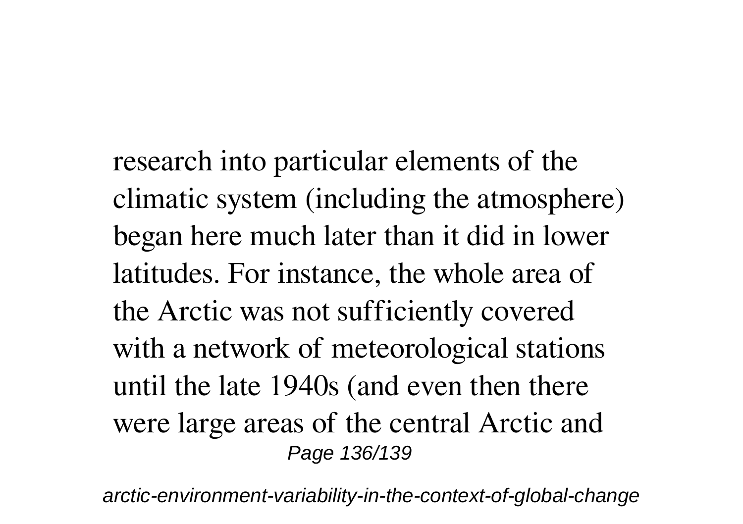research into particular elements of the climatic system (including the atmosphere) began here much later than it did in lower latitudes. For instance, the whole area of the Arctic was not sufficiently covered with a network of meteorological stations until the late 1940s (and even then there were large areas of the central Arctic and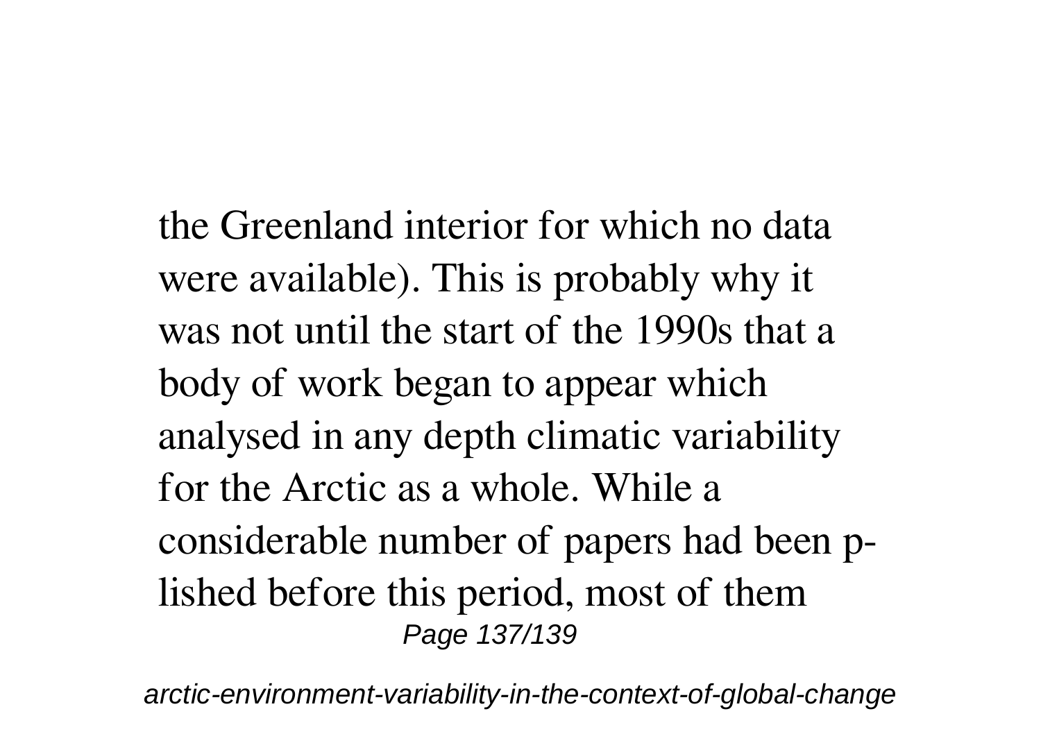the Greenland interior for which no data were available). This is probably why it was not until the start of the 1990s that a body of work began to appear which analysed in any depth climatic variability for the Arctic as a whole. While a considerable number of papers had been p-lished before this period, most of them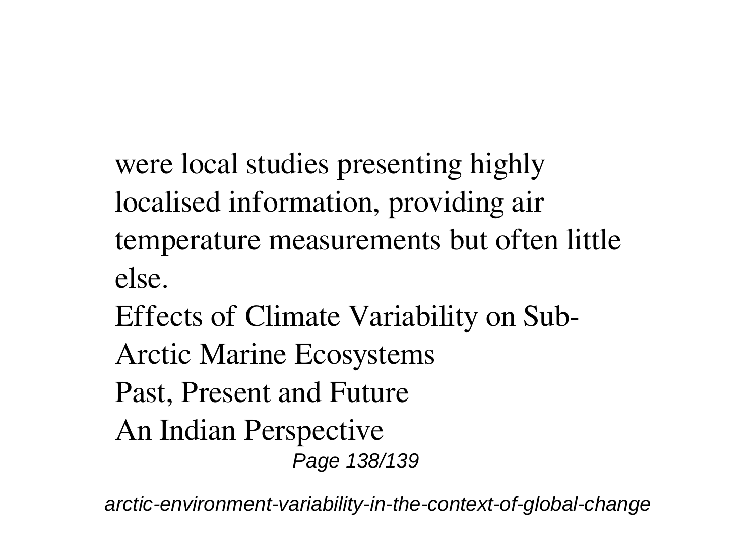were local studies presenting highly localised information, providing air temperature measurements but often little else.

Effects of Climate Variability on Sub-Arctic Marine Ecosystems

Past, Present and Future

An Indian Perspective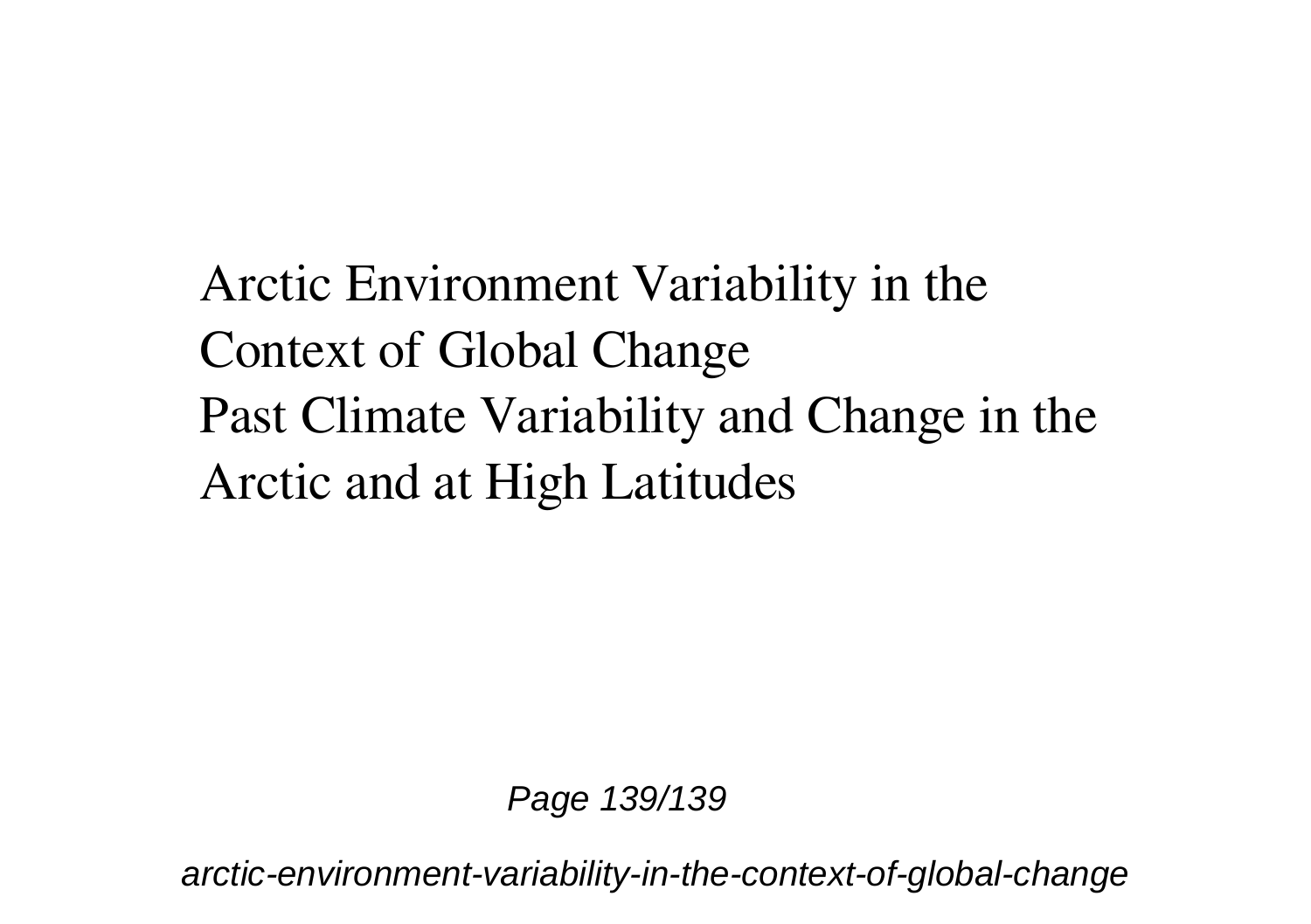Arctic Environment Variability in the Context of Global Change
Past Climate Variability and Change in the Arctic and at High Latitudes